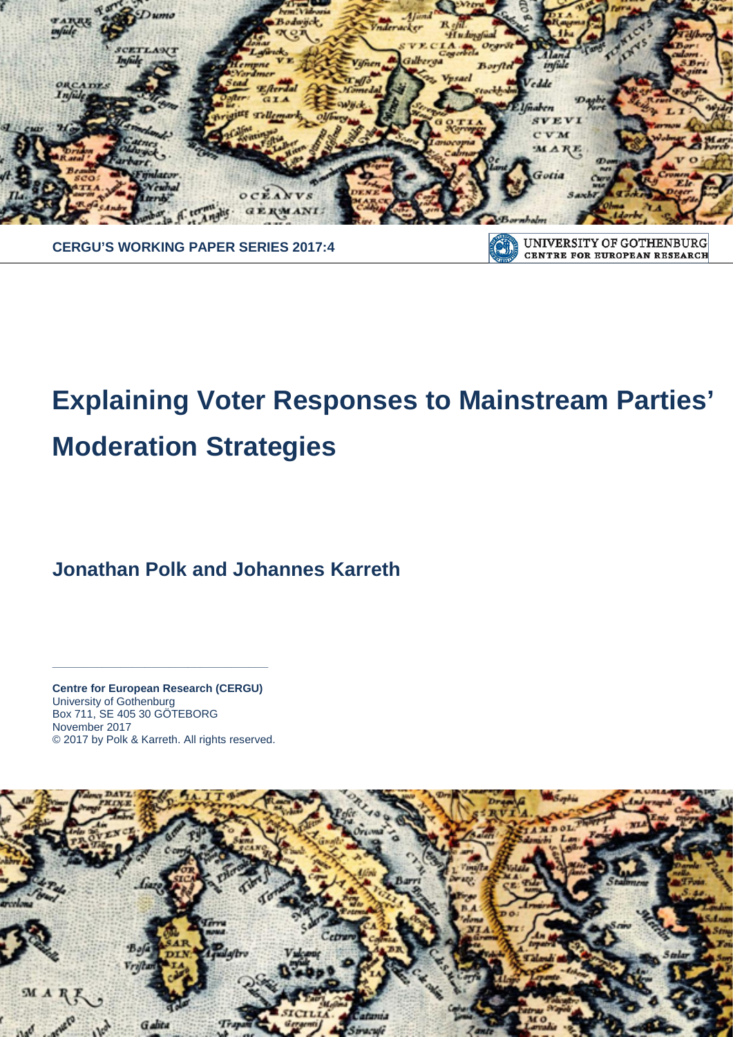CERGU'S WORKING PAPER SERIES 2017:4

UNIVERSITY OF GOTHENBURG
CENTRE FOR EUROPEAN RESEARCH

# Explaining Voter Responses to Mainstream Parties' Moderation Strategies

**Jonathan Polk and Johannes Karreth**

---

**Centre for European Research (CERGU)**
University of Gothenburg
Box 711, SE 405 30 GÖTEBORG
November 2017
© 2017 by Polk & Karreth. All rights reserved.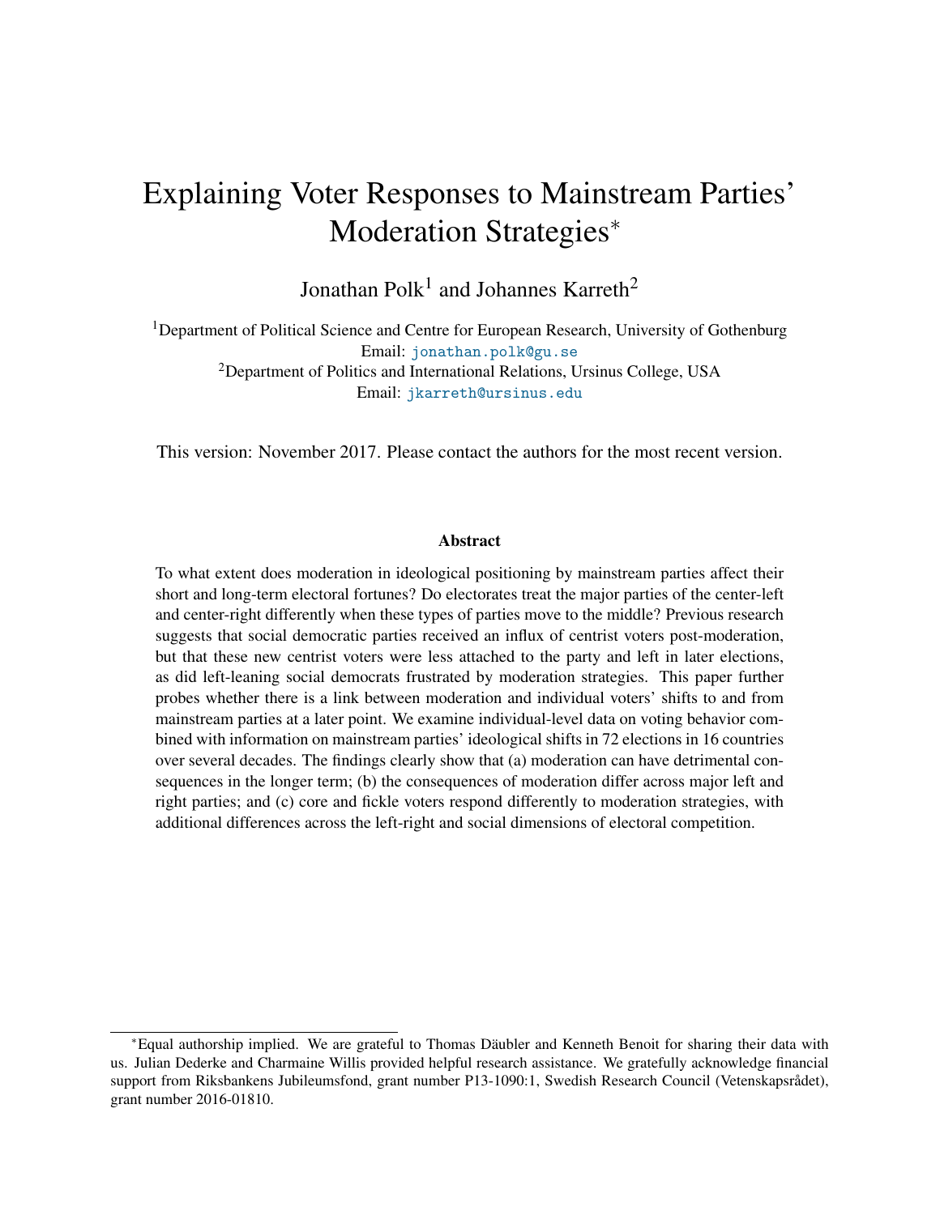# Explaining Voter Responses to Mainstream Parties' Moderation Strategies*

Jonathan Polk[1] and Johannes Karreth[2]

[1]Department of Political Science and Centre for European Research, University of Gothenburg
Email: jonathan.polk@gu.se

[2]Department of Politics and International Relations, Ursinus College, USA
Email: jkarreth@ursinus.edu

This version: November 2017. Please contact the authors for the most recent version.

## Abstract

To what extent does moderation in ideological positioning by mainstream parties affect their short and long-term electoral fortunes? Do electorates treat the major parties of the center-left and center-right differently when these types of parties move to the middle? Previous research suggests that social democratic parties received an influx of centrist voters post-moderation, but that these new centrist voters were less attached to the party and left in later elections, as did left-leaning social democrats frustrated by moderation strategies. This paper further probes whether there is a link between moderation and individual voters' shifts to and from mainstream parties at a later point. We examine individual-level data on voting behavior combined with information on mainstream parties' ideological shifts in 72 elections in 16 countries over several decades. The findings clearly show that (a) moderation can have detrimental consequences in the longer term; (b) the consequences of moderation differ across major left and right parties; and (c) core and fickle voters respond differently to moderation strategies, with additional differences across the left-right and social dimensions of electoral competition.

---

*Equal authorship implied. We are grateful to Thomas Däubler and Kenneth Benoit for sharing their data with us. Julian Dederke and Charmaine Willis provided helpful research assistance. We gratefully acknowledge financial support from Riksbankens Jubileumsfond, grant number P13-1090:1, Swedish Research Council (Vetenskapsrådet), grant number 2016-01810.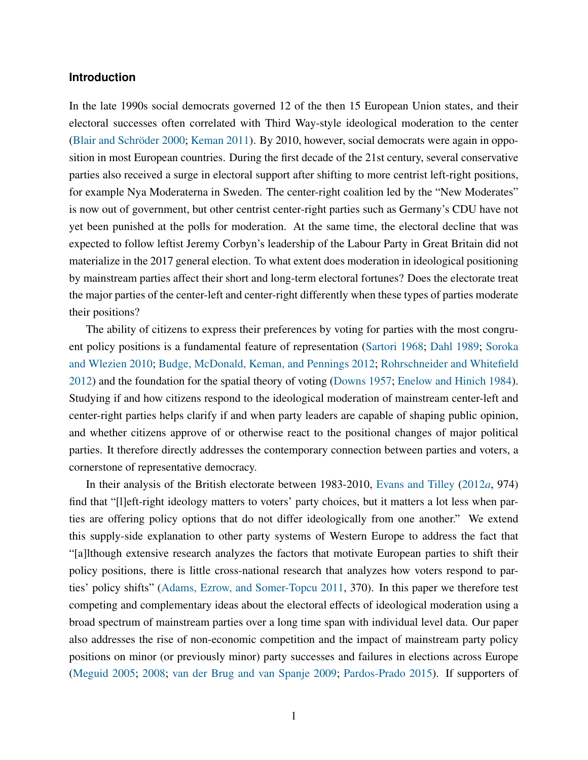## Introduction

In the late 1990s social democrats governed 12 of the then 15 European Union states, and their electoral successes often correlated with Third Way-style ideological moderation to the center (Blair and Schröder 2000; Keman 2011). By 2010, however, social democrats were again in opposition in most European countries. During the first decade of the 21st century, several conservative parties also received a surge in electoral support after shifting to more centrist left-right positions, for example Nya Moderaterna in Sweden. The center-right coalition led by the "New Moderates" is now out of government, but other centrist center-right parties such as Germany's CDU have not yet been punished at the polls for moderation. At the same time, the electoral decline that was expected to follow leftist Jeremy Corbyn's leadership of the Labour Party in Great Britain did not materialize in the 2017 general election. To what extent does moderation in ideological positioning by mainstream parties affect their short and long-term electoral fortunes? Does the electorate treat the major parties of the center-left and center-right differently when these types of parties moderate their positions?

The ability of citizens to express their preferences by voting for parties with the most congruent policy positions is a fundamental feature of representation (Sartori 1968; Dahl 1989; Soroka and Wlezien 2010; Budge, McDonald, Keman, and Pennings 2012; Rohrschneider and Whitefield 2012) and the foundation for the spatial theory of voting (Downs 1957; Enelow and Hinich 1984). Studying if and how citizens respond to the ideological moderation of mainstream center-left and center-right parties helps clarify if and when party leaders are capable of shaping public opinion, and whether citizens approve of or otherwise react to the positional changes of major political parties. It therefore directly addresses the contemporary connection between parties and voters, a cornerstone of representative democracy.

In their analysis of the British electorate between 1983-2010, Evans and Tilley (2012*a*, 974) find that "[l]eft-right ideology matters to voters' party choices, but it matters a lot less when parties are offering policy options that do not differ ideologically from one another." We extend this supply-side explanation to other party systems of Western Europe to address the fact that "[a]lthough extensive research analyzes the factors that motivate European parties to shift their policy positions, there is little cross-national research that analyzes how voters respond to parties' policy shifts" (Adams, Ezrow, and Somer-Topcu 2011, 370). In this paper we therefore test competing and complementary ideas about the electoral effects of ideological moderation using a broad spectrum of mainstream parties over a long time span with individual level data. Our paper also addresses the rise of non-economic competition and the impact of mainstream party policy positions on minor (or previously minor) party successes and failures in elections across Europe (Meguid 2005; 2008; van der Brug and van Spanje 2009; Pardos-Prado 2015). If supporters of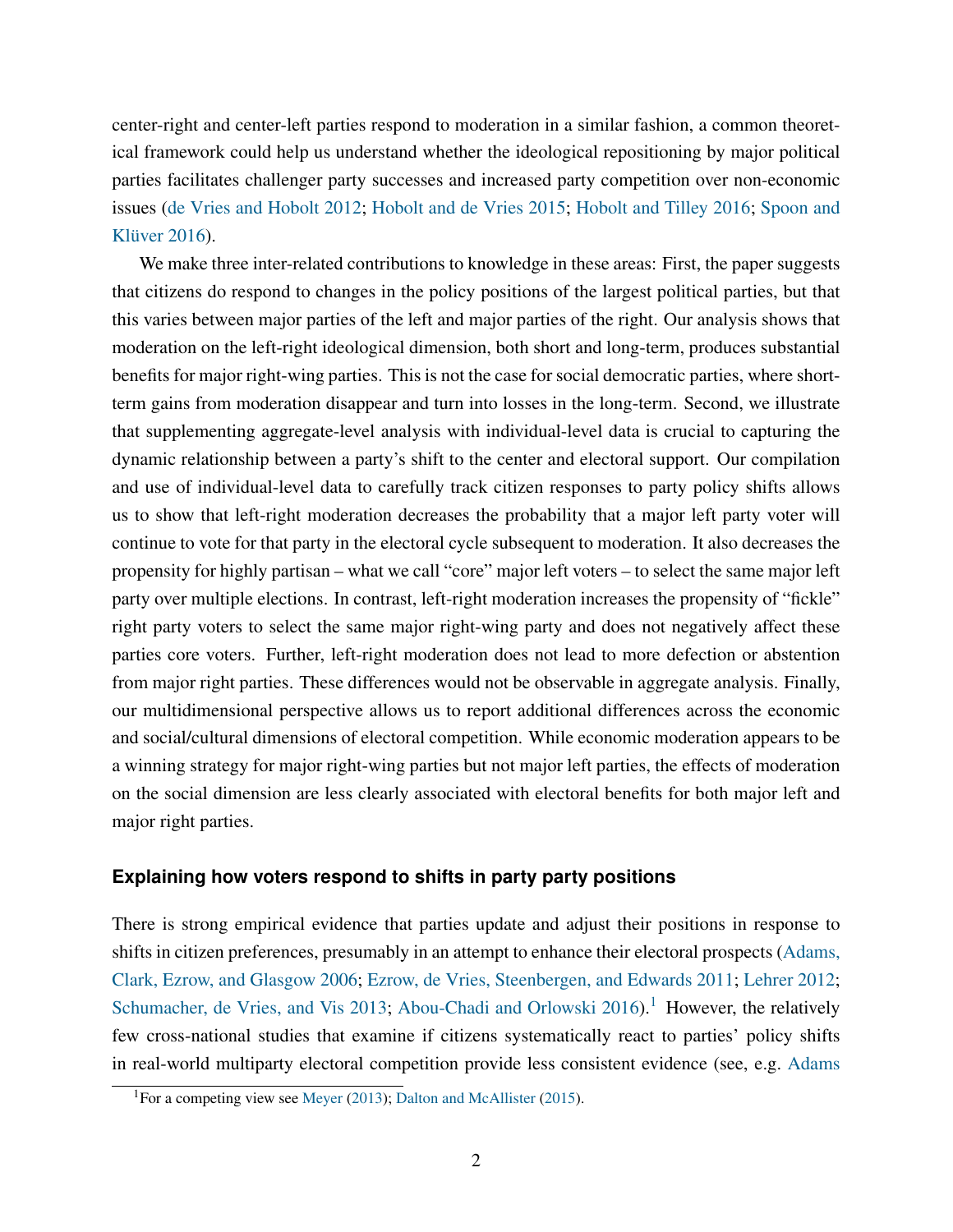center-right and center-left parties respond to moderation in a similar fashion, a common theoretical framework could help us understand whether the ideological repositioning by major political parties facilitates challenger party successes and increased party competition over non-economic issues (de Vries and Hobolt 2012; Hobolt and de Vries 2015; Hobolt and Tilley 2016; Spoon and Klüver 2016).

We make three inter-related contributions to knowledge in these areas: First, the paper suggests that citizens do respond to changes in the policy positions of the largest political parties, but that this varies between major parties of the left and major parties of the right. Our analysis shows that moderation on the left-right ideological dimension, both short and long-term, produces substantial benefits for major right-wing parties. This is not the case for social democratic parties, where short-term gains from moderation disappear and turn into losses in the long-term. Second, we illustrate that supplementing aggregate-level analysis with individual-level data is crucial to capturing the dynamic relationship between a party's shift to the center and electoral support. Our compilation and use of individual-level data to carefully track citizen responses to party policy shifts allows us to show that left-right moderation decreases the probability that a major left party voter will continue to vote for that party in the electoral cycle subsequent to moderation. It also decreases the propensity for highly partisan – what we call "core" major left voters – to select the same major left party over multiple elections. In contrast, left-right moderation increases the propensity of "fickle" right party voters to select the same major right-wing party and does not negatively affect these parties core voters. Further, left-right moderation does not lead to more defection or abstention from major right parties. These differences would not be observable in aggregate analysis. Finally, our multidimensional perspective allows us to report additional differences across the economic and social/cultural dimensions of electoral competition. While economic moderation appears to be a winning strategy for major right-wing parties but not major left parties, the effects of moderation on the social dimension are less clearly associated with electoral benefits for both major left and major right parties.

### Explaining how voters respond to shifts in party party positions

There is strong empirical evidence that parties update and adjust their positions in response to shifts in citizen preferences, presumably in an attempt to enhance their electoral prospects (Adams, Clark, Ezrow, and Glasgow 2006; Ezrow, de Vries, Steenbergen, and Edwards 2011; Lehrer 2012; Schumacher, de Vries, and Vis 2013; Abou-Chadi and Orlowski 2016).[1] However, the relatively few cross-national studies that examine if citizens systematically react to parties' policy shifts in real-world multiparty electoral competition provide less consistent evidence (see, e.g. Adams

[1] For a competing view see Meyer (2013); Dalton and McAllister (2015).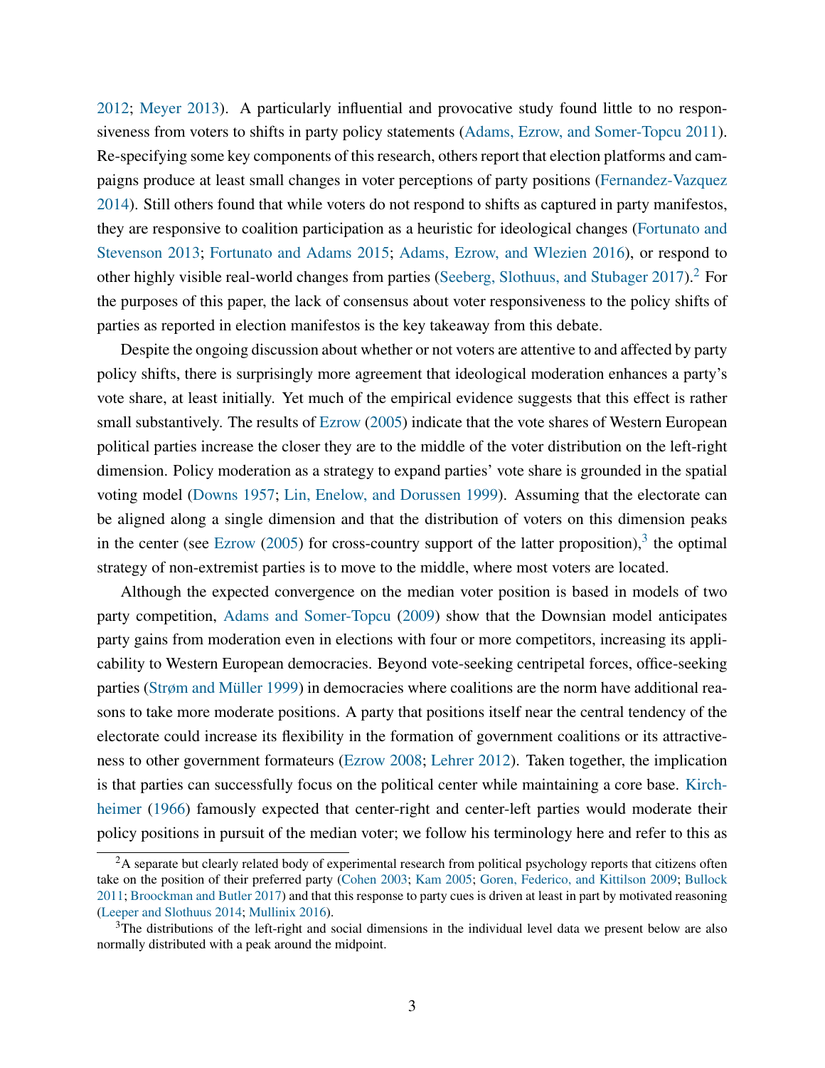2012; Meyer 2013). A particularly influential and provocative study found little to no responsiveness from voters to shifts in party policy statements (Adams, Ezrow, and Somer-Topcu 2011). Re-specifying some key components of this research, others report that election platforms and campaigns produce at least small changes in voter perceptions of party positions (Fernandez-Vazquez 2014). Still others found that while voters do not respond to shifts as captured in party manifestos, they are responsive to coalition participation as a heuristic for ideological changes (Fortunato and Stevenson 2013; Fortunato and Adams 2015; Adams, Ezrow, and Wlezien 2016), or respond to other highly visible real-world changes from parties (Seeberg, Slothuus, and Stubager 2017).[2] For the purposes of this paper, the lack of consensus about voter responsiveness to the policy shifts of parties as reported in election manifestos is the key takeaway from this debate.

Despite the ongoing discussion about whether or not voters are attentive to and affected by party policy shifts, there is surprisingly more agreement that ideological moderation enhances a party's vote share, at least initially. Yet much of the empirical evidence suggests that this effect is rather small substantively. The results of Ezrow (2005) indicate that the vote shares of Western European political parties increase the closer they are to the middle of the voter distribution on the left-right dimension. Policy moderation as a strategy to expand parties' vote share is grounded in the spatial voting model (Downs 1957; Lin, Enelow, and Dorussen 1999). Assuming that the electorate can be aligned along a single dimension and that the distribution of voters on this dimension peaks in the center (see Ezrow (2005) for cross-country support of the latter proposition),[3] the optimal strategy of non-extremist parties is to move to the middle, where most voters are located.

Although the expected convergence on the median voter position is based in models of two party competition, Adams and Somer-Topcu (2009) show that the Downsian model anticipates party gains from moderation even in elections with four or more competitors, increasing its applicability to Western European democracies. Beyond vote-seeking centripetal forces, office-seeking parties (Strøm and Müller 1999) in democracies where coalitions are the norm have additional reasons to take more moderate positions. A party that positions itself near the central tendency of the electorate could increase its flexibility in the formation of government coalitions or its attractiveness to other government formateurs (Ezrow 2008; Lehrer 2012). Taken together, the implication is that parties can successfully focus on the political center while maintaining a core base. Kirchheimer (1966) famously expected that center-right and center-left parties would moderate their policy positions in pursuit of the median voter; we follow his terminology here and refer to this as

[2] A separate but clearly related body of experimental research from political psychology reports that citizens often take on the position of their preferred party (Cohen 2003; Kam 2005; Goren, Federico, and Kittilson 2009; Bullock 2011; Broockman and Butler 2017) and that this response to party cues is driven at least in part by motivated reasoning (Leeper and Slothuus 2014; Mullinix 2016).

[3] The distributions of the left-right and social dimensions in the individual level data we present below are also normally distributed with a peak around the midpoint.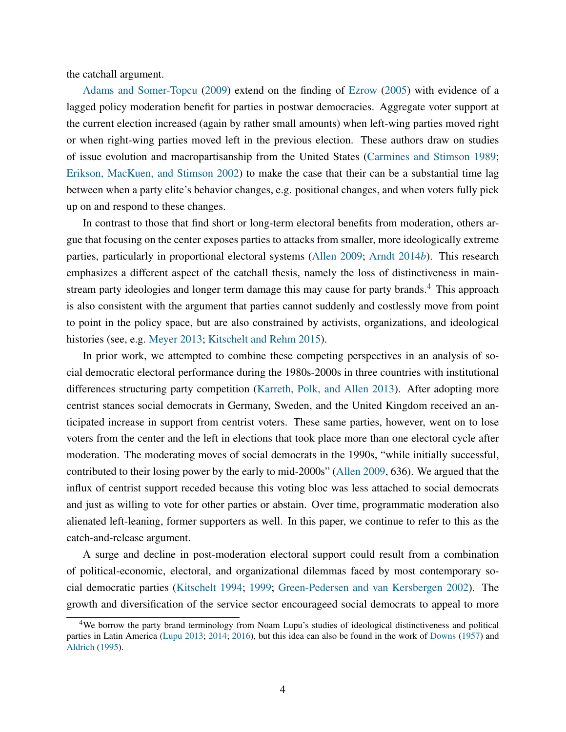the catchall argument.

Adams and Somer-Topcu (2009) extend on the finding of Ezrow (2005) with evidence of a lagged policy moderation benefit for parties in postwar democracies. Aggregate voter support at the current election increased (again by rather small amounts) when left-wing parties moved right or when right-wing parties moved left in the previous election. These authors draw on studies of issue evolution and macropartisanship from the United States (Carmines and Stimson 1989; Erikson, MacKuen, and Stimson 2002) to make the case that their can be a substantial time lag between when a party elite's behavior changes, e.g. positional changes, and when voters fully pick up on and respond to these changes.

In contrast to those that find short or long-term electoral benefits from moderation, others argue that focusing on the center exposes parties to attacks from smaller, more ideologically extreme parties, particularly in proportional electoral systems (Allen 2009; Arndt 2014*b*). This research emphasizes a different aspect of the catchall thesis, namely the loss of distinctiveness in mainstream party ideologies and longer term damage this may cause for party brands.[4] This approach is also consistent with the argument that parties cannot suddenly and costlessly move from point to point in the policy space, but are also constrained by activists, organizations, and ideological histories (see, e.g. Meyer 2013; Kitschelt and Rehm 2015).

In prior work, we attempted to combine these competing perspectives in an analysis of social democratic electoral performance during the 1980s-2000s in three countries with institutional differences structuring party competition (Karreth, Polk, and Allen 2013). After adopting more centrist stances social democrats in Germany, Sweden, and the United Kingdom received an anticipated increase in support from centrist voters. These same parties, however, went on to lose voters from the center and the left in elections that took place more than one electoral cycle after moderation. The moderating moves of social democrats in the 1990s, "while initially successful, contributed to their losing power by the early to mid-2000s" (Allen 2009, 636). We argued that the influx of centrist support receded because this voting bloc was less attached to social democrats and just as willing to vote for other parties or abstain. Over time, programmatic moderation also alienated left-leaning, former supporters as well. In this paper, we continue to refer to this as the catch-and-release argument.

A surge and decline in post-moderation electoral support could result from a combination of political-economic, electoral, and organizational dilemmas faced by most contemporary social democratic parties (Kitschelt 1994; 1999; Green-Pedersen and van Kersbergen 2002). The growth and diversification of the service sector encourageed social democrats to appeal to more

[4] We borrow the party brand terminology from Noam Lupu's studies of ideological distinctiveness and political parties in Latin America (Lupu 2013; 2014; 2016), but this idea can also be found in the work of Downs (1957) and Aldrich (1995).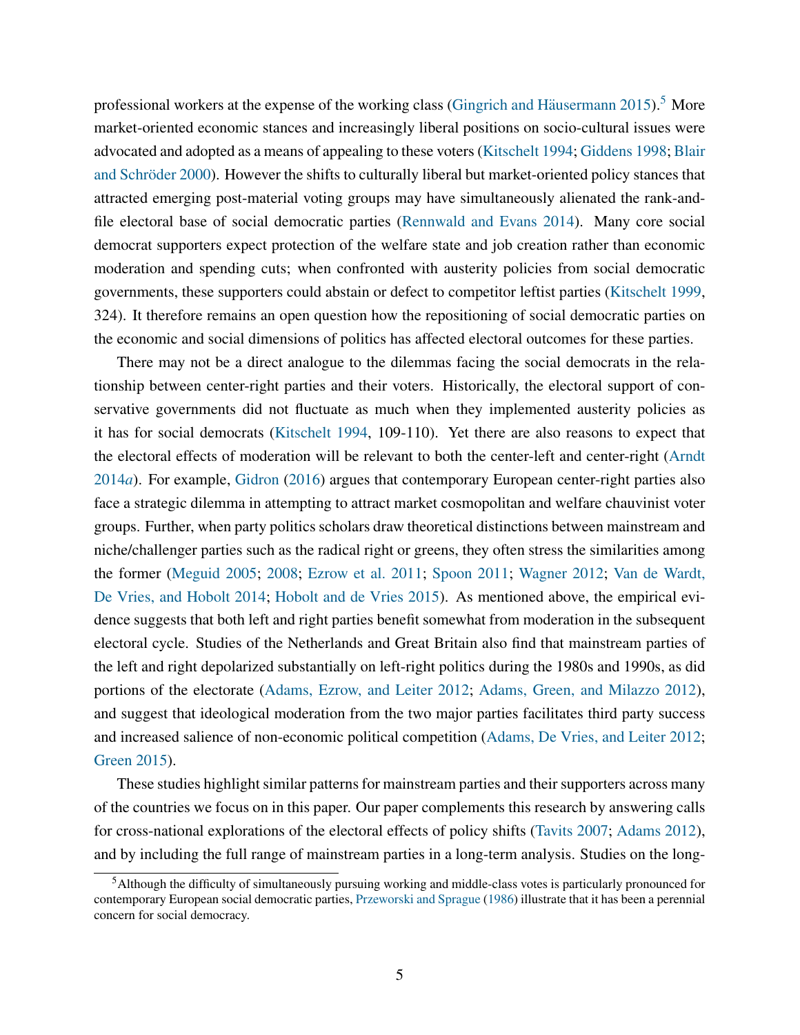professional workers at the expense of the working class (Gingrich and Häusermann 2015).[5] More market-oriented economic stances and increasingly liberal positions on socio-cultural issues were advocated and adopted as a means of appealing to these voters (Kitschelt 1994; Giddens 1998; Blair and Schröder 2000). However the shifts to culturally liberal but market-oriented policy stances that attracted emerging post-material voting groups may have simultaneously alienated the rank-and-file electoral base of social democratic parties (Rennwald and Evans 2014). Many core social democrat supporters expect protection of the welfare state and job creation rather than economic moderation and spending cuts; when confronted with austerity policies from social democratic governments, these supporters could abstain or defect to competitor leftist parties (Kitschelt 1999, 324). It therefore remains an open question how the repositioning of social democratic parties on the economic and social dimensions of politics has affected electoral outcomes for these parties.

There may not be a direct analogue to the dilemmas facing the social democrats in the relationship between center-right parties and their voters. Historically, the electoral support of conservative governments did not fluctuate as much when they implemented austerity policies as it has for social democrats (Kitschelt 1994, 109-110). Yet there are also reasons to expect that the electoral effects of moderation will be relevant to both the center-left and center-right (Arndt 2014*a*). For example, Gidron (2016) argues that contemporary European center-right parties also face a strategic dilemma in attempting to attract market cosmopolitan and welfare chauvinist voter groups. Further, when party politics scholars draw theoretical distinctions between mainstream and niche/challenger parties such as the radical right or greens, they often stress the similarities among the former (Meguid 2005; 2008; Ezrow et al. 2011; Spoon 2011; Wagner 2012; Van de Wardt, De Vries, and Hobolt 2014; Hobolt and de Vries 2015). As mentioned above, the empirical evidence suggests that both left and right parties benefit somewhat from moderation in the subsequent electoral cycle. Studies of the Netherlands and Great Britain also find that mainstream parties of the left and right depolarized substantially on left-right politics during the 1980s and 1990s, as did portions of the electorate (Adams, Ezrow, and Leiter 2012; Adams, Green, and Milazzo 2012), and suggest that ideological moderation from the two major parties facilitates third party success and increased salience of non-economic political competition (Adams, De Vries, and Leiter 2012; Green 2015).

These studies highlight similar patterns for mainstream parties and their supporters across many of the countries we focus on in this paper. Our paper complements this research by answering calls for cross-national explorations of the electoral effects of policy shifts (Tavits 2007; Adams 2012), and by including the full range of mainstream parties in a long-term analysis. Studies on the long-

[5] Although the difficulty of simultaneously pursuing working and middle-class votes is particularly pronounced for contemporary European social democratic parties, Przeworski and Sprague (1986) illustrate that it has been a perennial concern for social democracy.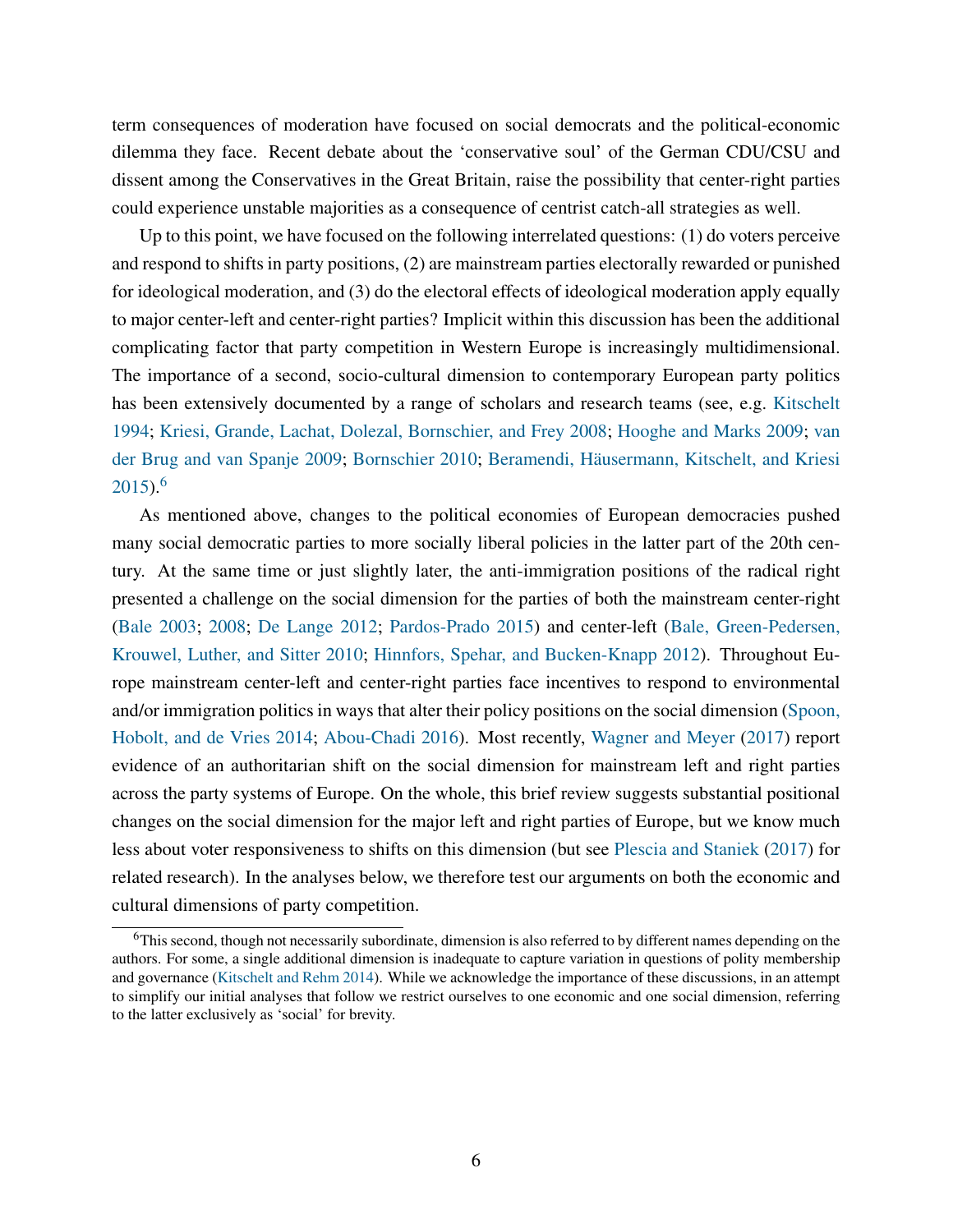term consequences of moderation have focused on social democrats and the political-economic dilemma they face. Recent debate about the 'conservative soul' of the German CDU/CSU and dissent among the Conservatives in the Great Britain, raise the possibility that center-right parties could experience unstable majorities as a consequence of centrist catch-all strategies as well.

Up to this point, we have focused on the following interrelated questions: (1) do voters perceive and respond to shifts in party positions, (2) are mainstream parties electorally rewarded or punished for ideological moderation, and (3) do the electoral effects of ideological moderation apply equally to major center-left and center-right parties? Implicit within this discussion has been the additional complicating factor that party competition in Western Europe is increasingly multidimensional. The importance of a second, socio-cultural dimension to contemporary European party politics has been extensively documented by a range of scholars and research teams (see, e.g. Kitschelt 1994; Kriesi, Grande, Lachat, Dolezal, Bornschier, and Frey 2008; Hooghe and Marks 2009; van der Brug and van Spanje 2009; Bornschier 2010; Beramendi, Häusermann, Kitschelt, and Kriesi 2015).[6]

As mentioned above, changes to the political economies of European democracies pushed many social democratic parties to more socially liberal policies in the latter part of the 20th century. At the same time or just slightly later, the anti-immigration positions of the radical right presented a challenge on the social dimension for the parties of both the mainstream center-right (Bale 2003; 2008; De Lange 2012; Pardos-Prado 2015) and center-left (Bale, Green-Pedersen, Krouwel, Luther, and Sitter 2010; Hinnfors, Spehar, and Bucken-Knapp 2012). Throughout Europe mainstream center-left and center-right parties face incentives to respond to environmental and/or immigration politics in ways that alter their policy positions on the social dimension (Spoon, Hobolt, and de Vries 2014; Abou-Chadi 2016). Most recently, Wagner and Meyer (2017) report evidence of an authoritarian shift on the social dimension for mainstream left and right parties across the party systems of Europe. On the whole, this brief review suggests substantial positional changes on the social dimension for the major left and right parties of Europe, but we know much less about voter responsiveness to shifts on this dimension (but see Plescia and Staniek (2017) for related research). In the analyses below, we therefore test our arguments on both the economic and cultural dimensions of party competition.

[6] This second, though not necessarily subordinate, dimension is also referred to by different names depending on the authors. For some, a single additional dimension is inadequate to capture variation in questions of polity membership and governance (Kitschelt and Rehm 2014). While we acknowledge the importance of these discussions, in an attempt to simplify our initial analyses that follow we restrict ourselves to one economic and one social dimension, referring to the latter exclusively as 'social' for brevity.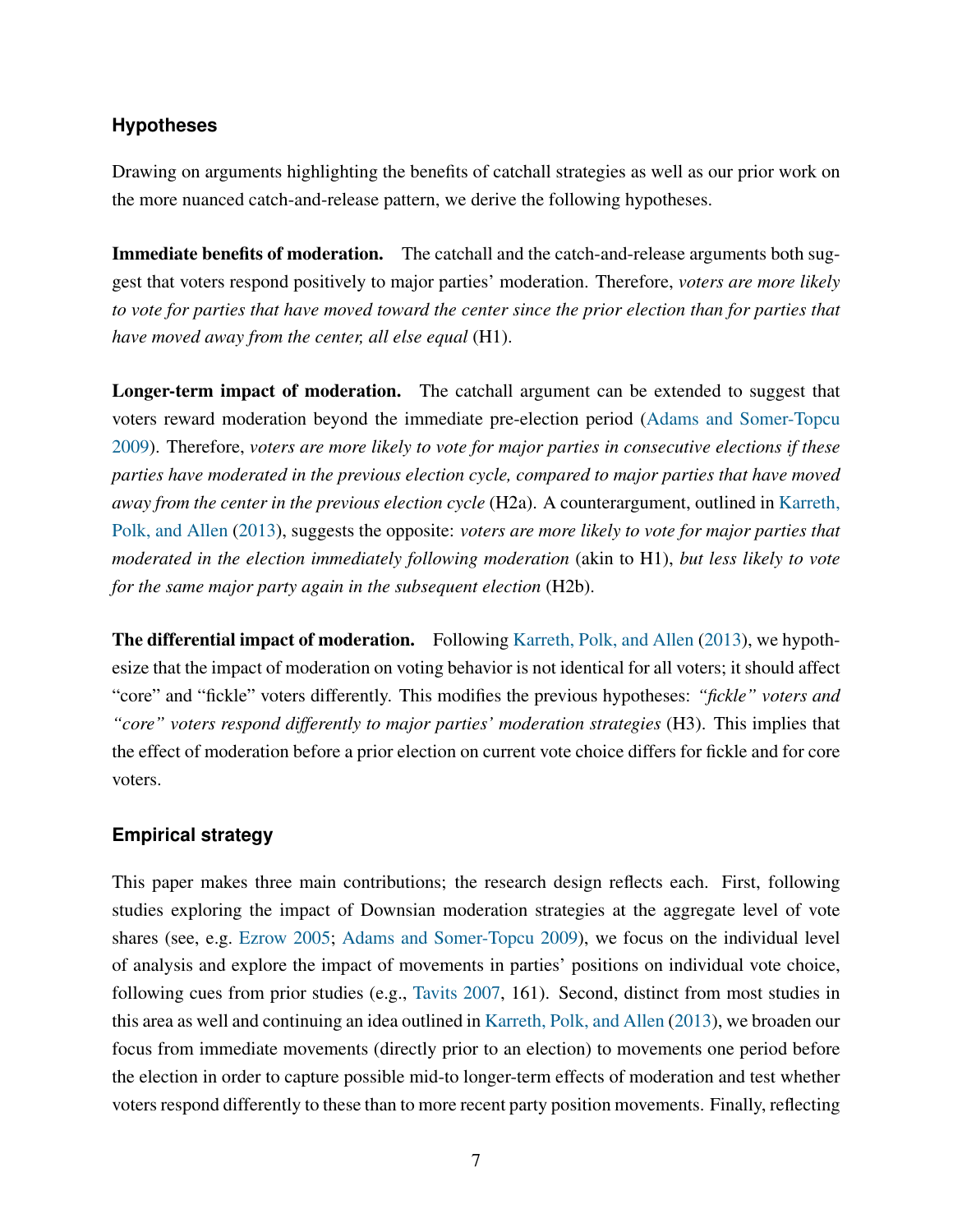### Hypotheses

Drawing on arguments highlighting the benefits of catchall strategies as well as our prior work on the more nuanced catch-and-release pattern, we derive the following hypotheses.

**Immediate benefits of moderation.** The catchall and the catch-and-release arguments both suggest that voters respond positively to major parties' moderation. Therefore, *voters are more likely to vote for parties that have moved toward the center since the prior election than for parties that have moved away from the center, all else equal* (H1).

**Longer-term impact of moderation.** The catchall argument can be extended to suggest that voters reward moderation beyond the immediate pre-election period (Adams and Somer-Topcu 2009). Therefore, *voters are more likely to vote for major parties in consecutive elections if these parties have moderated in the previous election cycle, compared to major parties that have moved away from the center in the previous election cycle* (H2a). A counterargument, outlined in Karreth, Polk, and Allen (2013), suggests the opposite: *voters are more likely to vote for major parties that moderated in the election immediately following moderation* (akin to H1), *but less likely to vote for the same major party again in the subsequent election* (H2b).

**The differential impact of moderation.** Following Karreth, Polk, and Allen (2013), we hypothesize that the impact of moderation on voting behavior is not identical for all voters; it should affect "core" and "fickle" voters differently. This modifies the previous hypotheses: *"fickle" voters and "core" voters respond differently to major parties' moderation strategies* (H3). This implies that the effect of moderation before a prior election on current vote choice differs for fickle and for core voters.

### Empirical strategy

This paper makes three main contributions; the research design reflects each. First, following studies exploring the impact of Downsian moderation strategies at the aggregate level of vote shares (see, e.g. Ezrow 2005; Adams and Somer-Topcu 2009), we focus on the individual level of analysis and explore the impact of movements in parties' positions on individual vote choice, following cues from prior studies (e.g., Tavits 2007, 161). Second, distinct from most studies in this area as well and continuing an idea outlined in Karreth, Polk, and Allen (2013), we broaden our focus from immediate movements (directly prior to an election) to movements one period before the election in order to capture possible mid-to longer-term effects of moderation and test whether voters respond differently to these than to more recent party position movements. Finally, reflecting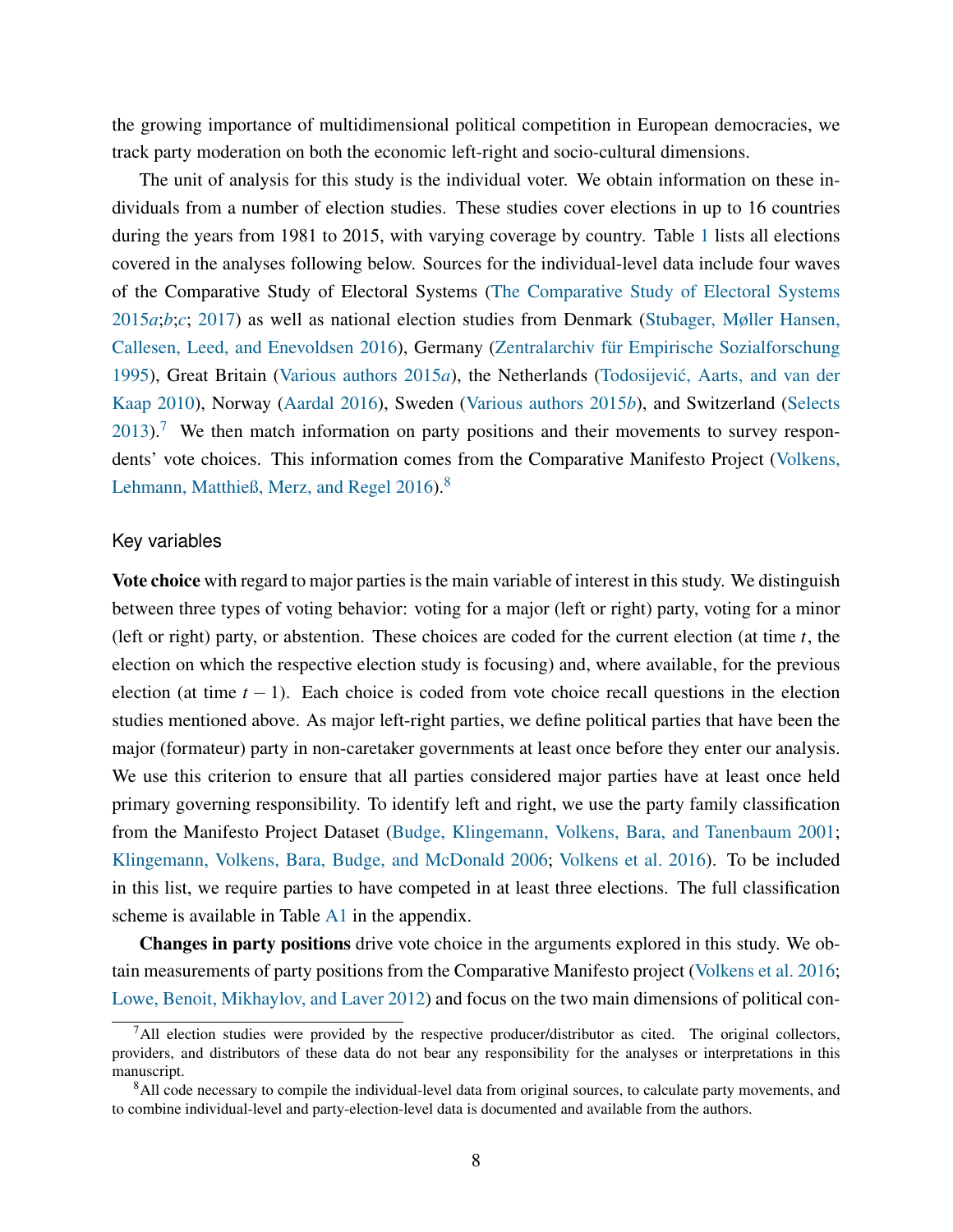the growing importance of multidimensional political competition in European democracies, we track party moderation on both the economic left-right and socio-cultural dimensions.

The unit of analysis for this study is the individual voter. We obtain information on these individuals from a number of election studies. These studies cover elections in up to 16 countries during the years from 1981 to 2015, with varying coverage by country. Table 1 lists all elections covered in the analyses following below. Sources for the individual-level data include four waves of the Comparative Study of Electoral Systems (The Comparative Study of Electoral Systems 2015*a*;*b*;*c*; 2017) as well as national election studies from Denmark (Stubager, Møller Hansen, Callesen, Leed, and Enevoldsen 2016), Germany (Zentralarchiv für Empirische Sozialforschung 1995), Great Britain (Various authors 2015*a*), the Netherlands (Todosijević, Aarts, and van der Kaap 2010), Norway (Aardal 2016), Sweden (Various authors 2015*b*), and Switzerland (Selects 2013).[7] We then match information on party positions and their movements to survey respondents' vote choices. This information comes from the Comparative Manifesto Project (Volkens, Lehmann, Matthieß, Merz, and Regel 2016).[8]

### Key variables

**Vote choice** with regard to major parties is the main variable of interest in this study. We distinguish between three types of voting behavior: voting for a major (left or right) party, voting for a minor (left or right) party, or abstention. These choices are coded for the current election (at time $t$, the election on which the respective election study is focusing) and, where available, for the previous election (at time $t-1$). Each choice is coded from vote choice recall questions in the election studies mentioned above. As major left-right parties, we define political parties that have been the major (formateur) party in non-caretaker governments at least once before they enter our analysis. We use this criterion to ensure that all parties considered major parties have at least once held primary governing responsibility. To identify left and right, we use the party family classification from the Manifesto Project Dataset (Budge, Klingemann, Volkens, Bara, and Tanenbaum 2001; Klingemann, Volkens, Bara, Budge, and McDonald 2006; Volkens et al. 2016). To be included in this list, we require parties to have competed in at least three elections. The full classification scheme is available in Table A1 in the appendix.

**Changes in party positions** drive vote choice in the arguments explored in this study. We obtain measurements of party positions from the Comparative Manifesto project (Volkens et al. 2016; Lowe, Benoit, Mikhaylov, and Laver 2012) and focus on the two main dimensions of political con-

---

[7] All election studies were provided by the respective producer/distributor as cited. The original collectors, providers, and distributors of these data do not bear any responsibility for the analyses or interpretations in this manuscript.

[8] All code necessary to compile the individual-level data from original sources, to calculate party movements, and to combine individual-level and party-election-level data is documented and available from the authors.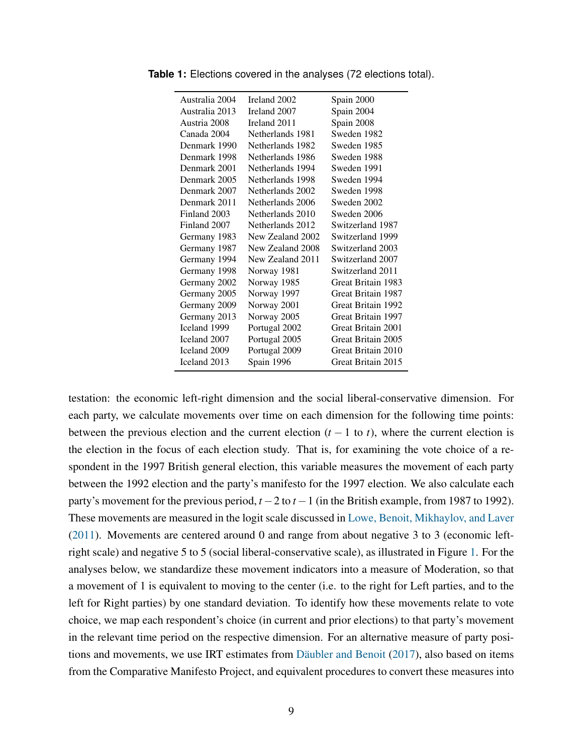**Table 1:** Elections covered in the analyses (72 elections total).

| | | |
|---|---|---|
| Australia 2004 | Ireland 2002 | Spain 2000 |
| Australia 2013 | Ireland 2007 | Spain 2004 |
| Austria 2008 | Ireland 2011 | Spain 2008 |
| Canada 2004 | Netherlands 1981 | Sweden 1982 |
| Denmark 1990 | Netherlands 1982 | Sweden 1985 |
| Denmark 1998 | Netherlands 1986 | Sweden 1988 |
| Denmark 2001 | Netherlands 1994 | Sweden 1991 |
| Denmark 2005 | Netherlands 1998 | Sweden 1994 |
| Denmark 2007 | Netherlands 2002 | Sweden 1998 |
| Denmark 2011 | Netherlands 2006 | Sweden 2002 |
| Finland 2003 | Netherlands 2010 | Sweden 2006 |
| Finland 2007 | Netherlands 2012 | Switzerland 1987 |
| Germany 1983 | New Zealand 2002 | Switzerland 1999 |
| Germany 1987 | New Zealand 2008 | Switzerland 2003 |
| Germany 1994 | New Zealand 2011 | Switzerland 2007 |
| Germany 1998 | Norway 1981 | Switzerland 2011 |
| Germany 2002 | Norway 1985 | Great Britain 1983 |
| Germany 2005 | Norway 1997 | Great Britain 1987 |
| Germany 2009 | Norway 2001 | Great Britain 1992 |
| Germany 2013 | Norway 2005 | Great Britain 1997 |
| Iceland 1999 | Portugal 2002 | Great Britain 2001 |
| Iceland 2007 | Portugal 2005 | Great Britain 2005 |
| Iceland 2009 | Portugal 2009 | Great Britain 2010 |
| Iceland 2013 | Spain 1996 | Great Britain 2015 |

testation: the economic left-right dimension and the social liberal-conservative dimension. For each party, we calculate movements over time on each dimension for the following time points: between the previous election and the current election ($t-1$ to $t$), where the current election is the election in the focus of each election study. That is, for examining the vote choice of a respondent in the 1997 British general election, this variable measures the movement of each party between the 1992 election and the party's manifesto for the 1997 election. We also calculate each party's movement for the previous period, $t-2$ to $t-1$ (in the British example, from 1987 to 1992). These movements are measured in the logit scale discussed in Lowe, Benoit, Mikhaylov, and Laver (2011). Movements are centered around 0 and range from about negative 3 to 3 (economic left-right scale) and negative 5 to 5 (social liberal-conservative scale), as illustrated in Figure 1. For the analyses below, we standardize these movement indicators into a measure of Moderation, so that a movement of 1 is equivalent to moving to the center (i.e. to the right for Left parties, and to the left for Right parties) by one standard deviation. To identify how these movements relate to vote choice, we map each respondent's choice (in current and prior elections) to that party's movement in the relevant time period on the respective dimension. For an alternative measure of party positions and movements, we use IRT estimates from Däubler and Benoit (2017), also based on items from the Comparative Manifesto Project, and equivalent procedures to convert these measures into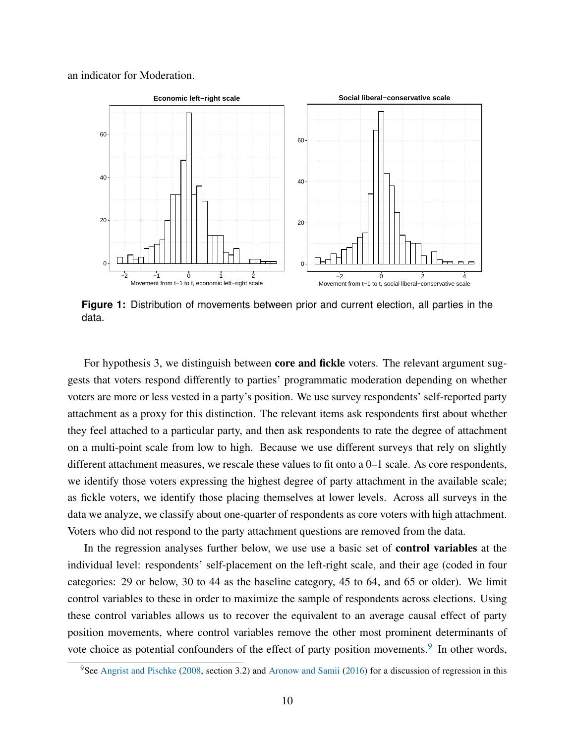an indicator for Moderation.

**Figure 1:** Distribution of movements between prior and current election, all parties in the data.

For hypothesis 3, we distinguish between **core and fickle** voters. The relevant argument suggests that voters respond differently to parties' programmatic moderation depending on whether voters are more or less vested in a party's position. We use survey respondents' self-reported party attachment as a proxy for this distinction. The relevant items ask respondents first about whether they feel attached to a particular party, and then ask respondents to rate the degree of attachment on a multi-point scale from low to high. Because we use different surveys that rely on slightly different attachment measures, we rescale these values to fit onto a 0–1 scale. As core respondents, we identify those voters expressing the highest degree of party attachment in the available scale; as fickle voters, we identify those placing themselves at lower levels. Across all surveys in the data we analyze, we classify about one-quarter of respondents as core voters with high attachment. Voters who did not respond to the party attachment questions are removed from the data.

In the regression analyses further below, we use use a basic set of **control variables** at the individual level: respondents' self-placement on the left-right scale, and their age (coded in four categories: 29 or below, 30 to 44 as the baseline category, 45 to 64, and 65 or older). We limit control variables to these in order to maximize the sample of respondents across elections. Using these control variables allows us to recover the equivalent to an average causal effect of party position movements, where control variables remove the other most prominent determinants of vote choice as potential confounders of the effect of party position movements.[9] In other words,

[9]See Angrist and Pischke (2008, section 3.2) and Aronow and Samii (2016) for a discussion of regression in this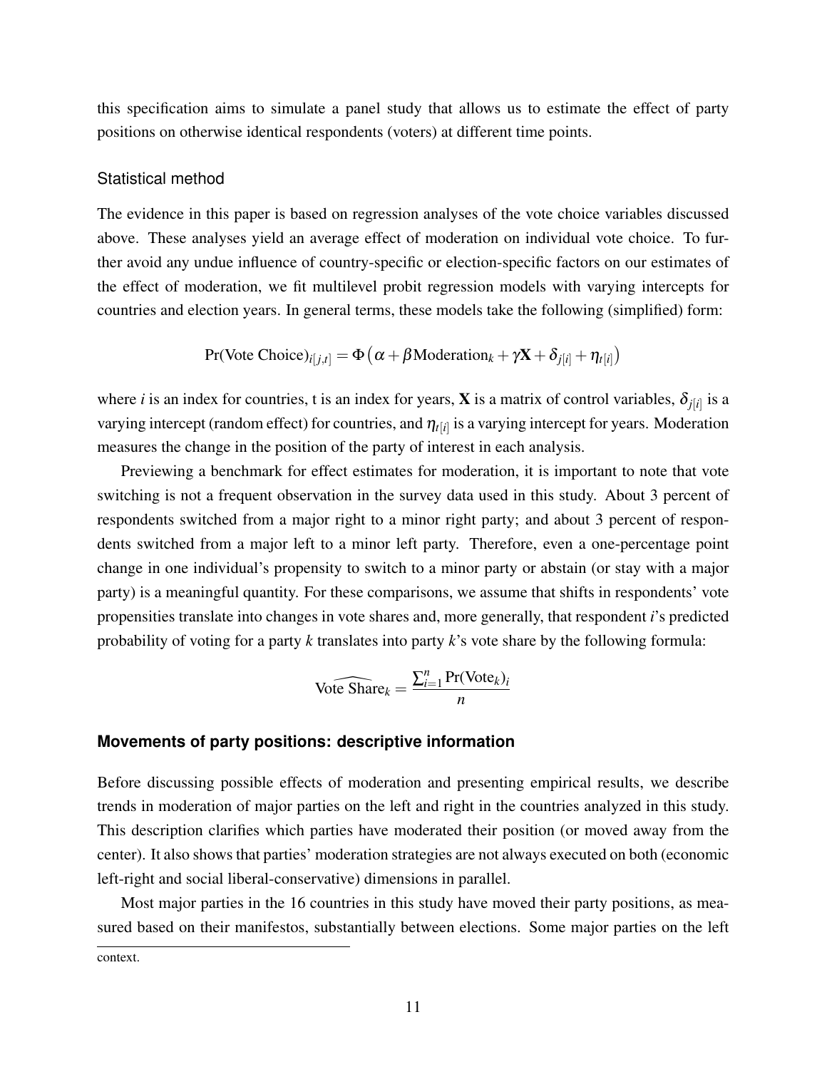this specification aims to simulate a panel study that allows us to estimate the effect of party positions on otherwise identical respondents (voters) at different time points.

### Statistical method

The evidence in this paper is based on regression analyses of the vote choice variables discussed above. These analyses yield an average effect of moderation on individual vote choice. To further avoid any undue influence of country-specific or election-specific factors on our estimates of the effect of moderation, we fit multilevel probit regression models with varying intercepts for countries and election years. In general terms, these models take the following (simplified) form:

$$\Pr(\text{Vote Choice})_{i[j,t]} = \Phi\left(\alpha + \beta \text{Moderation}_k + \gamma \mathbf{X} + \delta_{j[i]} + \eta_{t[i]}\right)$$

where *i* is an index for countries, t is an index for years, $\mathbf{X}$ is a matrix of control variables, $\delta_{j[i]}$ is a varying intercept (random effect) for countries, and $\eta_{t[i]}$ is a varying intercept for years. Moderation measures the change in the position of the party of interest in each analysis.

Previewing a benchmark for effect estimates for moderation, it is important to note that vote switching is not a frequent observation in the survey data used in this study. About 3 percent of respondents switched from a major right to a minor right party; and about 3 percent of respondents switched from a major left to a minor left party. Therefore, even a one-percentage point change in one individual's propensity to switch to a minor party or abstain (or stay with a major party) is a meaningful quantity. For these comparisons, we assume that shifts in respondents' vote propensities translate into changes in vote shares and, more generally, that respondent *i*'s predicted probability of voting for a party *k* translates into party *k*'s vote share by the following formula:

$$\widehat{\text{Vote Share}}_k = \frac{\sum_{i=1}^{n} \Pr(\text{Vote}_k)_i}{n}$$

## Movements of party positions: descriptive information

Before discussing possible effects of moderation and presenting empirical results, we describe trends in moderation of major parties on the left and right in the countries analyzed in this study. This description clarifies which parties have moderated their position (or moved away from the center). It also shows that parties' moderation strategies are not always executed on both (economic left-right and social liberal-conservative) dimensions in parallel.

Most major parties in the 16 countries in this study have moved their party positions, as measured based on their manifestos, substantially between elections. Some major parties on the left

context.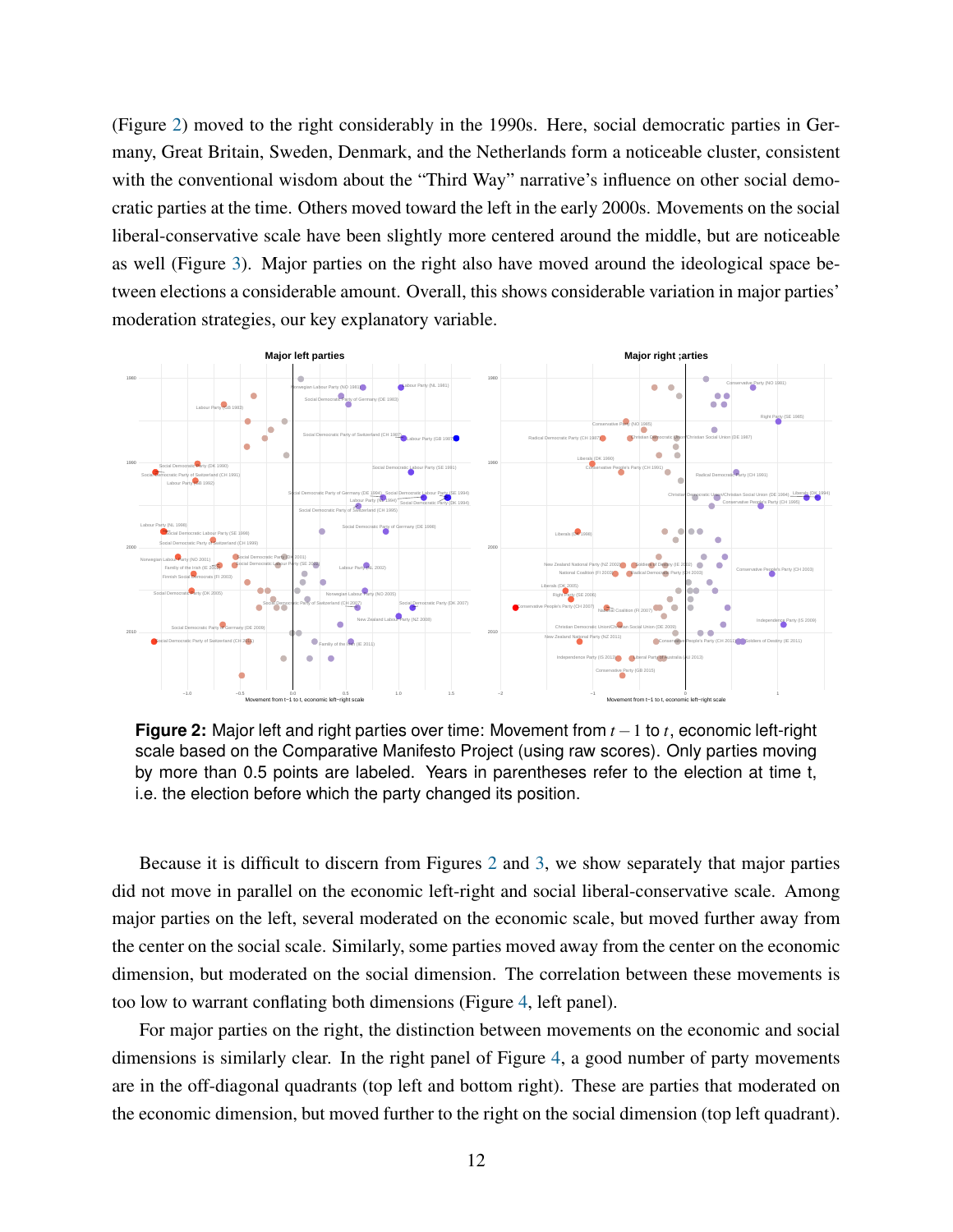(Figure 2) moved to the right considerably in the 1990s. Here, social democratic parties in Germany, Great Britain, Sweden, Denmark, and the Netherlands form a noticeable cluster, consistent with the conventional wisdom about the "Third Way" narrative's influence on other social democratic parties at the time. Others moved toward the left in the early 2000s. Movements on the social liberal-conservative scale have been slightly more centered around the middle, but are noticeable as well (Figure 3). Major parties on the right also have moved around the ideological space between elections a considerable amount. Overall, this shows considerable variation in major parties' moderation strategies, our key explanatory variable.

**Figure 2:** Major left and right parties over time: Movement from $t-1$ to $t$, economic left-right scale based on the Comparative Manifesto Project (using raw scores). Only parties moving by more than 0.5 points are labeled. Years in parentheses refer to the election at time t, i.e. the election before which the party changed its position.

Because it is difficult to discern from Figures 2 and 3, we show separately that major parties did not move in parallel on the economic left-right and social liberal-conservative scale. Among major parties on the left, several moderated on the economic scale, but moved further away from the center on the social scale. Similarly, some parties moved away from the center on the economic dimension, but moderated on the social dimension. The correlation between these movements is too low to warrant conflating both dimensions (Figure 4, left panel).

For major parties on the right, the distinction between movements on the economic and social dimensions is similarly clear. In the right panel of Figure 4, a good number of party movements are in the off-diagonal quadrants (top left and bottom right). These are parties that moderated on the economic dimension, but moved further to the right on the social dimension (top left quadrant).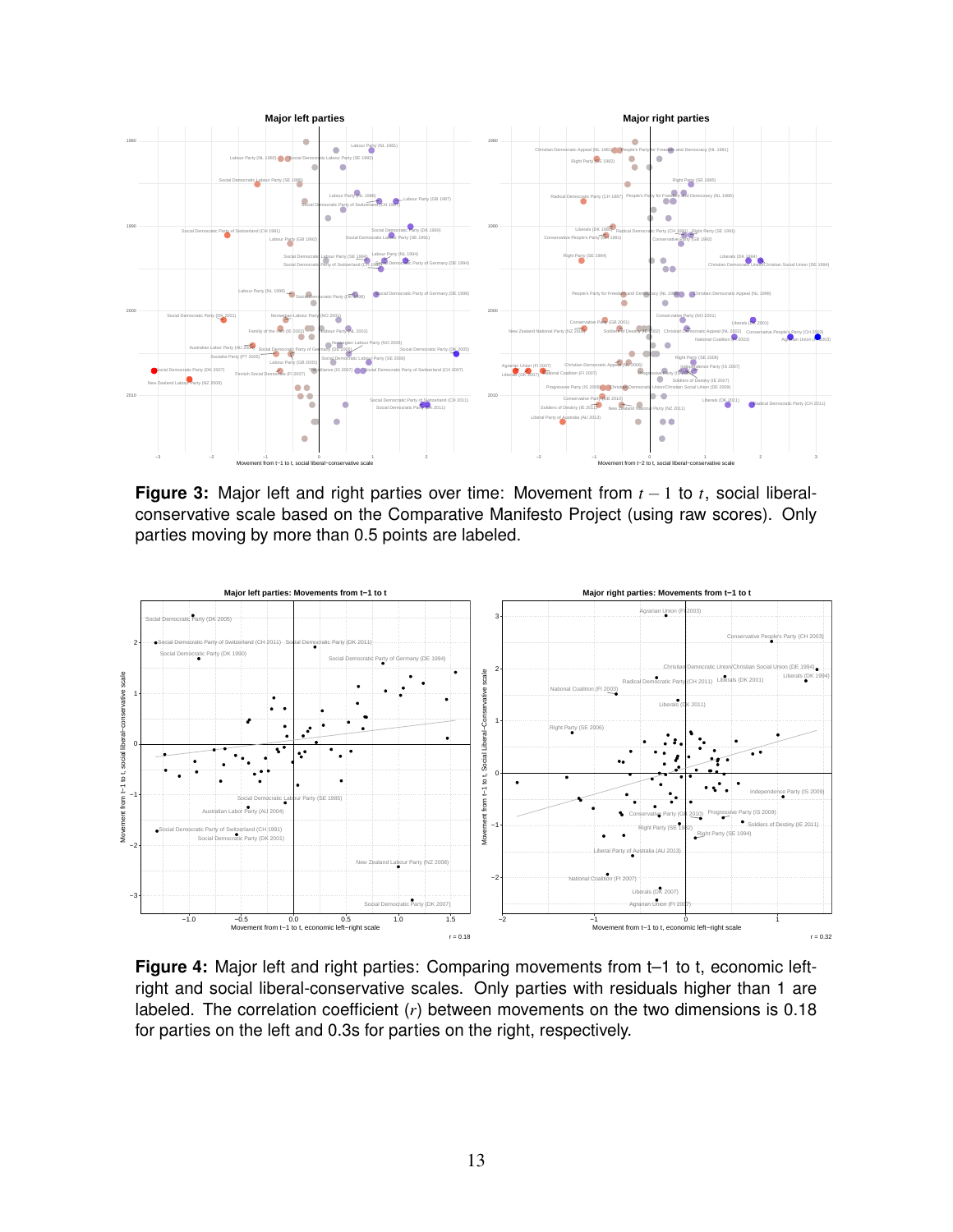**Figure 3:** Major left and right parties over time: Movement from $t-1$ to $t$, social liberal-conservative scale based on the Comparative Manifesto Project (using raw scores). Only parties moving by more than 0.5 points are labeled.

**Figure 4:** Major left and right parties: Comparing movements from t–1 to t, economic left-right and social liberal-conservative scales. Only parties with residuals higher than 1 are labeled. The correlation coefficient ($r$) between movements on the two dimensions is 0.18 for parties on the left and 0.3s for parties on the right, respectively.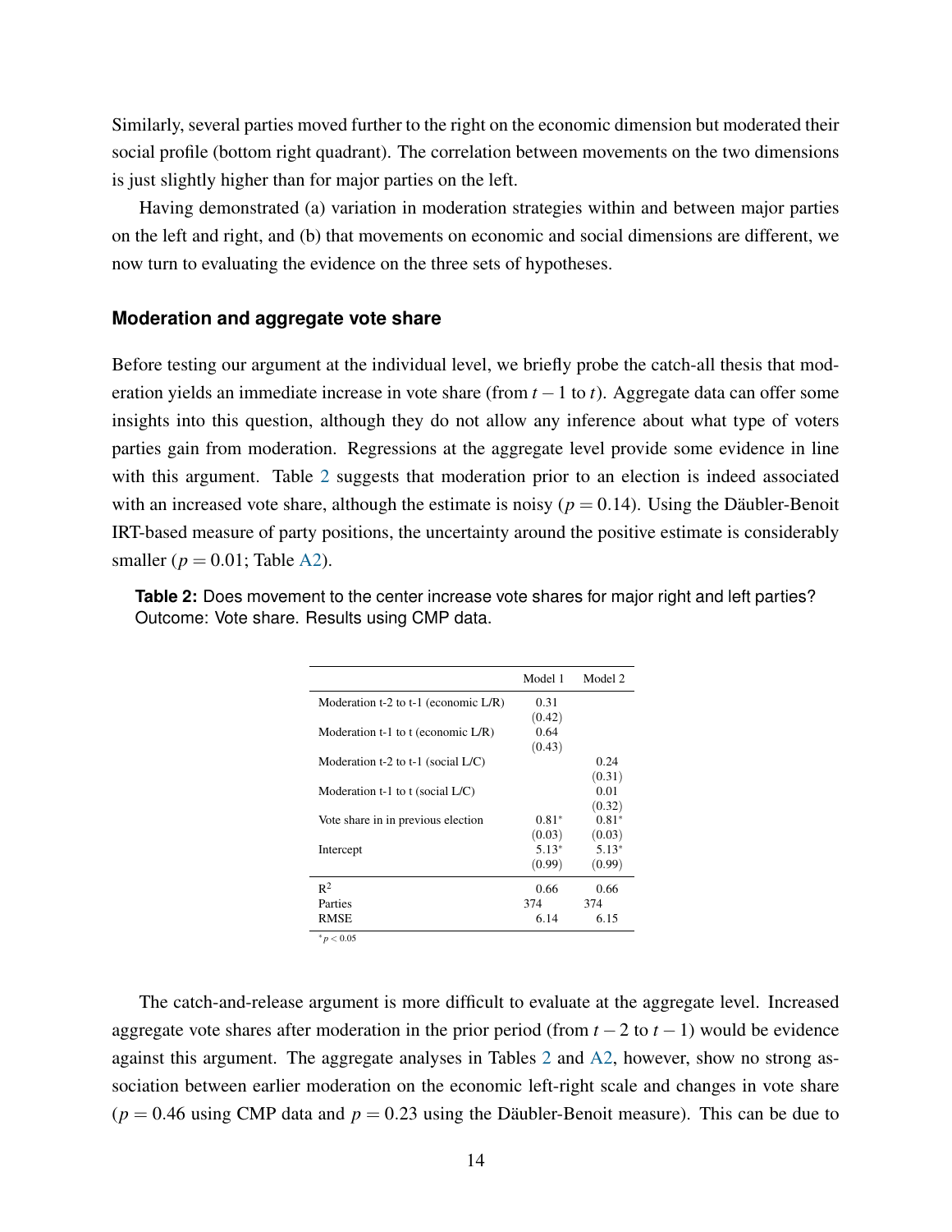Similarly, several parties moved further to the right on the economic dimension but moderated their social profile (bottom right quadrant). The correlation between movements on the two dimensions is just slightly higher than for major parties on the left.

Having demonstrated (a) variation in moderation strategies within and between major parties on the left and right, and (b) that movements on economic and social dimensions are different, we now turn to evaluating the evidence on the three sets of hypotheses.

### Moderation and aggregate vote share

Before testing our argument at the individual level, we briefly probe the catch-all thesis that moderation yields an immediate increase in vote share (from $t-1$ to $t$). Aggregate data can offer some insights into this question, although they do not allow any inference about what type of voters parties gain from moderation. Regressions at the aggregate level provide some evidence in line with this argument. Table 2 suggests that moderation prior to an election is indeed associated with an increased vote share, although the estimate is noisy ($p = 0.14$). Using the Däubler-Benoit IRT-based measure of party positions, the uncertainty around the positive estimate is considerably smaller ($p = 0.01$; Table A2).

**Table 2:** Does movement to the center increase vote shares for major right and left parties? Outcome: Vote share. Results using CMP data.

| | Model 1 | Model 2 |
|---|---|---|
| Moderation t-2 to t-1 (economic L/R) | 0.31 | |
| | (0.42) | |
| Moderation t-1 to t (economic L/R) | 0.64 | |
| | (0.43) | |
| Moderation t-2 to t-1 (social L/C) | | 0.24 |
| | | (0.31) |
| Moderation t-1 to t (social L/C) | | 0.01 |
| | | (0.32) |
| Vote share in in previous election | 0.81* | 0.81* |
| | (0.03) | (0.03) |
| Intercept | 5.13* | 5.13* |
| | (0.99) | (0.99) |
| $R^2$ | 0.66 | 0.66 |
| Parties | 374 | 374 |
| RMSE | 6.14 | 6.15 |

*$p < 0.05$

The catch-and-release argument is more difficult to evaluate at the aggregate level. Increased aggregate vote shares after moderation in the prior period (from $t-2$ to $t-1$) would be evidence against this argument. The aggregate analyses in Tables 2 and A2, however, show no strong association between earlier moderation on the economic left-right scale and changes in vote share ($p = 0.46$ using CMP data and $p = 0.23$ using the Däubler-Benoit measure). This can be due to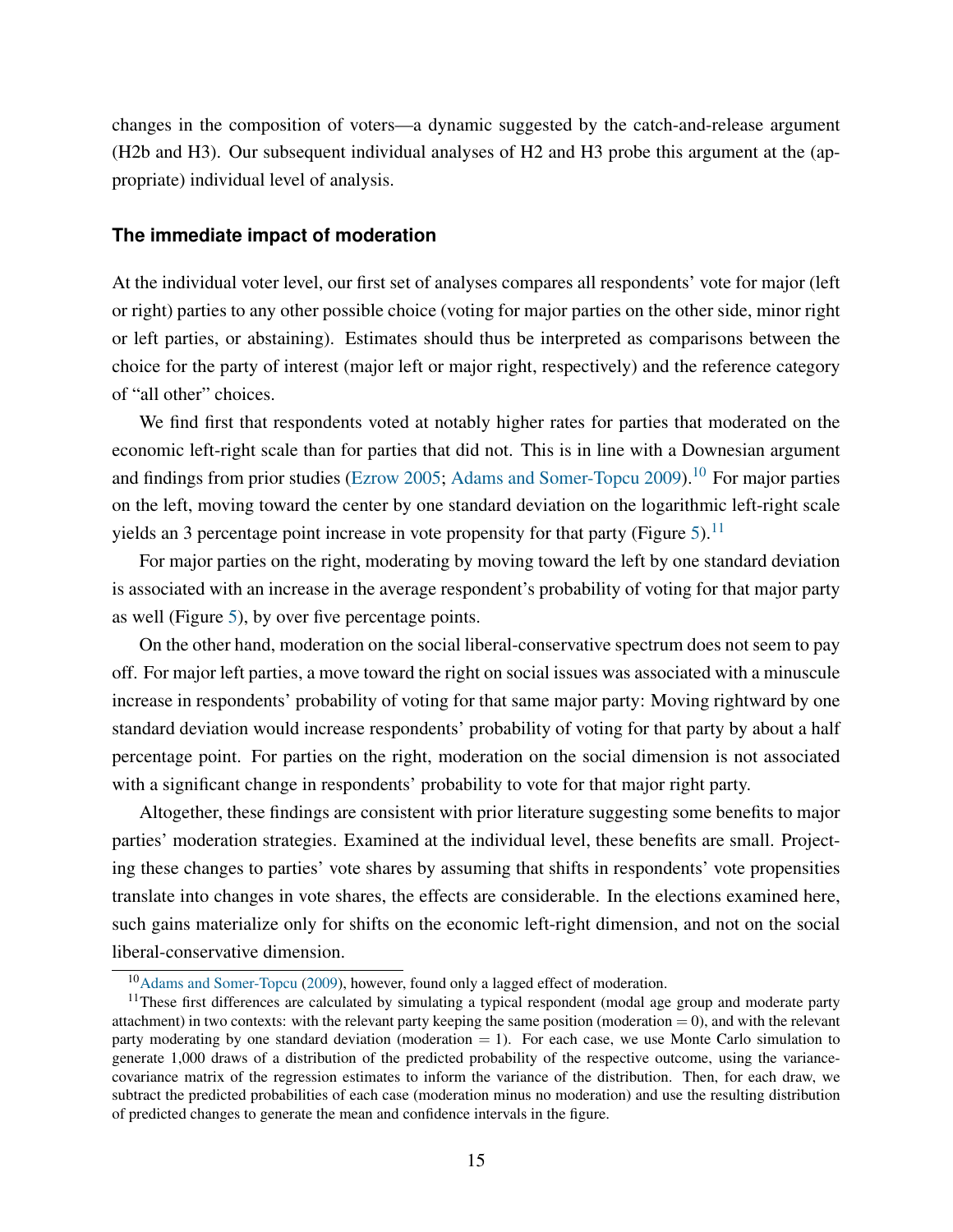changes in the composition of voters—a dynamic suggested by the catch-and-release argument (H2b and H3). Our subsequent individual analyses of H2 and H3 probe this argument at the (appropriate) individual level of analysis.

### The immediate impact of moderation

At the individual voter level, our first set of analyses compares all respondents' vote for major (left or right) parties to any other possible choice (voting for major parties on the other side, minor right or left parties, or abstaining). Estimates should thus be interpreted as comparisons between the choice for the party of interest (major left or major right, respectively) and the reference category of "all other" choices.

We find first that respondents voted at notably higher rates for parties that moderated on the economic left-right scale than for parties that did not. This is in line with a Downesian argument and findings from prior studies (Ezrow 2005; Adams and Somer-Topcu 2009).[10] For major parties on the left, moving toward the center by one standard deviation on the logarithmic left-right scale yields an 3 percentage point increase in vote propensity for that party (Figure 5).[11]

For major parties on the right, moderating by moving toward the left by one standard deviation is associated with an increase in the average respondent's probability of voting for that major party as well (Figure 5), by over five percentage points.

On the other hand, moderation on the social liberal-conservative spectrum does not seem to pay off. For major left parties, a move toward the right on social issues was associated with a minuscule increase in respondents' probability of voting for that same major party: Moving rightward by one standard deviation would increase respondents' probability of voting for that party by about a half percentage point. For parties on the right, moderation on the social dimension is not associated with a significant change in respondents' probability to vote for that major right party.

Altogether, these findings are consistent with prior literature suggesting some benefits to major parties' moderation strategies. Examined at the individual level, these benefits are small. Projecting these changes to parties' vote shares by assuming that shifts in respondents' vote propensities translate into changes in vote shares, the effects are considerable. In the elections examined here, such gains materialize only for shifts on the economic left-right dimension, and not on the social liberal-conservative dimension.

[10] Adams and Somer-Topcu (2009), however, found only a lagged effect of moderation.

[11] These first differences are calculated by simulating a typical respondent (modal age group and moderate party attachment) in two contexts: with the relevant party keeping the same position (moderation = 0), and with the relevant party moderating by one standard deviation (moderation = 1). For each case, we use Monte Carlo simulation to generate 1,000 draws of a distribution of the predicted probability of the respective outcome, using the variance-covariance matrix of the regression estimates to inform the variance of the distribution. Then, for each draw, we subtract the predicted probabilities of each case (moderation minus no moderation) and use the resulting distribution of predicted changes to generate the mean and confidence intervals in the figure.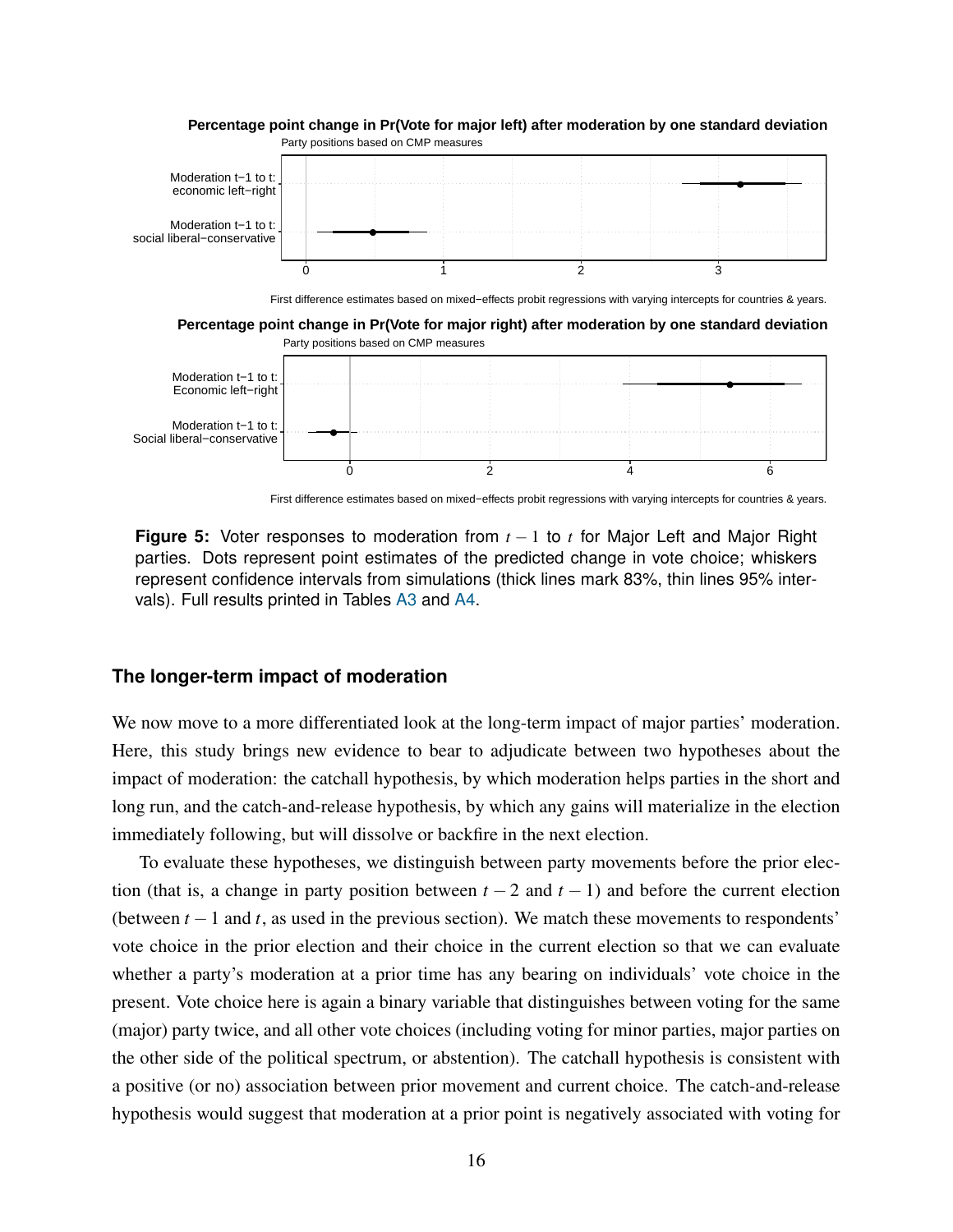**Percentage point change in Pr(Vote for major left) after moderation by one standard deviation**

Party positions based on CMP measures

First difference estimates based on mixed−effects probit regressions with varying intercepts for countries & years.

**Percentage point change in Pr(Vote for major right) after moderation by one standard deviation**

Party positions based on CMP measures

First difference estimates based on mixed−effects probit regressions with varying intercepts for countries & years.

**Figure 5:** Voter responses to moderation from $t-1$ to $t$ for Major Left and Major Right parties. Dots represent point estimates of the predicted change in vote choice; whiskers represent confidence intervals from simulations (thick lines mark 83%, thin lines 95% intervals). Full results printed in Tables A3 and A4.

### The longer-term impact of moderation

We now move to a more differentiated look at the long-term impact of major parties' moderation. Here, this study brings new evidence to bear to adjudicate between two hypotheses about the impact of moderation: the catchall hypothesis, by which moderation helps parties in the short and long run, and the catch-and-release hypothesis, by which any gains will materialize in the election immediately following, but will dissolve or backfire in the next election.

To evaluate these hypotheses, we distinguish between party movements before the prior election (that is, a change in party position between $t-2$ and $t-1$) and before the current election (between $t-1$ and $t$, as used in the previous section). We match these movements to respondents' vote choice in the prior election and their choice in the current election so that we can evaluate whether a party's moderation at a prior time has any bearing on individuals' vote choice in the present. Vote choice here is again a binary variable that distinguishes between voting for the same (major) party twice, and all other vote choices (including voting for minor parties, major parties on the other side of the political spectrum, or abstention). The catchall hypothesis is consistent with a positive (or no) association between prior movement and current choice. The catch-and-release hypothesis would suggest that moderation at a prior point is negatively associated with voting for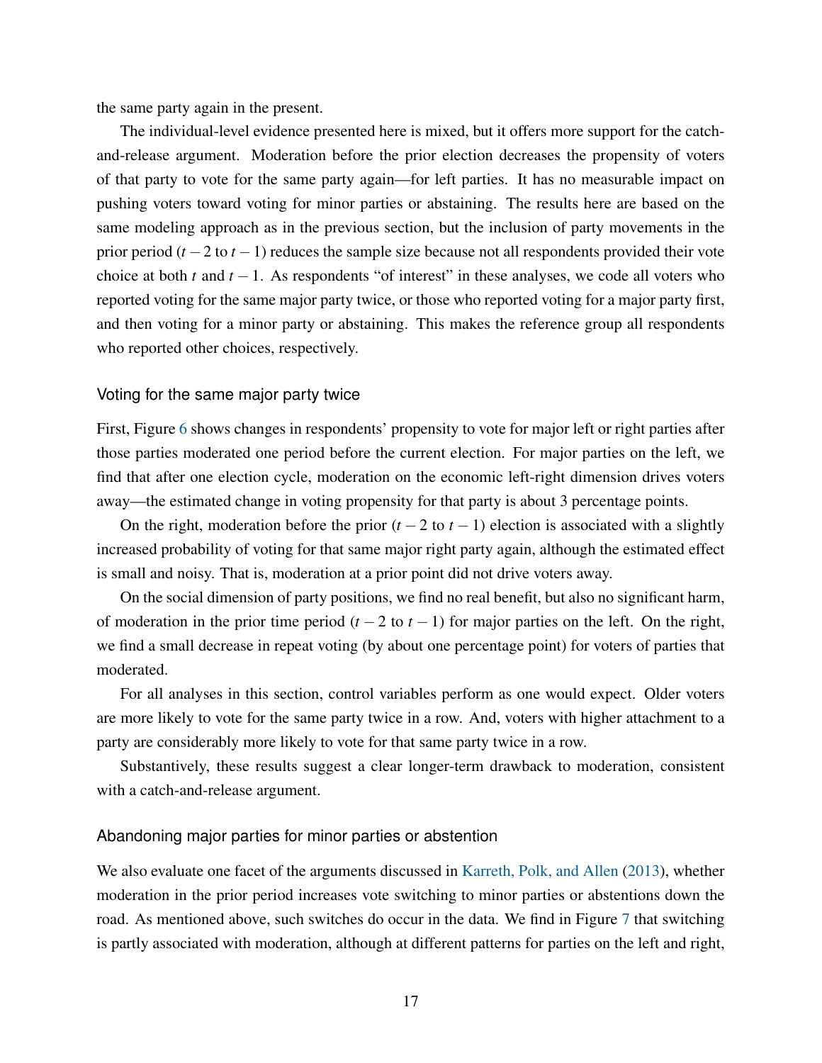the same party again in the present.

The individual-level evidence presented here is mixed, but it offers more support for the catch-and-release argument. Moderation before the prior election decreases the propensity of voters of that party to vote for the same party again—for left parties. It has no measurable impact on pushing voters toward voting for minor parties or abstaining. The results here are based on the same modeling approach as in the previous section, but the inclusion of party movements in the prior period ($t-2$ to $t-1$) reduces the sample size because not all respondents provided their vote choice at both $t$ and $t-1$. As respondents "of interest" in these analyses, we code all voters who reported voting for the same major party twice, or those who reported voting for a major party first, and then voting for a minor party or abstaining. This makes the reference group all respondents who reported other choices, respectively.

### Voting for the same major party twice

First, Figure 6 shows changes in respondents' propensity to vote for major left or right parties after those parties moderated one period before the current election. For major parties on the left, we find that after one election cycle, moderation on the economic left-right dimension drives voters away—the estimated change in voting propensity for that party is about 3 percentage points.

On the right, moderation before the prior ($t-2$ to $t-1$) election is associated with a slightly increased probability of voting for that same major right party again, although the estimated effect is small and noisy. That is, moderation at a prior point did not drive voters away.

On the social dimension of party positions, we find no real benefit, but also no significant harm, of moderation in the prior time period ($t-2$ to $t-1$) for major parties on the left. On the right, we find a small decrease in repeat voting (by about one percentage point) for voters of parties that moderated.

For all analyses in this section, control variables perform as one would expect. Older voters are more likely to vote for the same party twice in a row. And, voters with higher attachment to a party are considerably more likely to vote for that same party twice in a row.

Substantively, these results suggest a clear longer-term drawback to moderation, consistent with a catch-and-release argument.

### Abandoning major parties for minor parties or abstention

We also evaluate one facet of the arguments discussed in Karreth, Polk, and Allen (2013), whether moderation in the prior period increases vote switching to minor parties or abstentions down the road. As mentioned above, such switches do occur in the data. We find in Figure 7 that switching is partly associated with moderation, although at different patterns for parties on the left and right,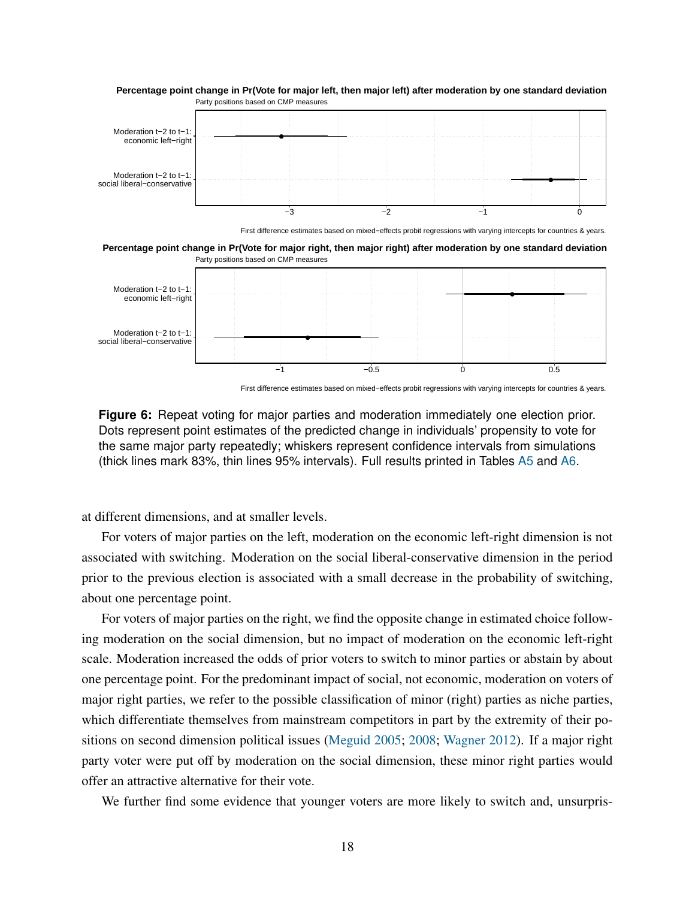**Percentage point change in Pr(Vote for major left, then major left) after moderation by one standard deviation**

Party positions based on CMP measures

Moderation t−2 to t−1: economic left−right

Moderation t−2 to t−1: social liberal−conservative

−3 −2 −1 0

First difference estimates based on mixed−effects probit regressions with varying intercepts for countries & years.

**Percentage point change in Pr(Vote for major right, then major right) after moderation by one standard deviation**

Party positions based on CMP measures

Moderation t−2 to t−1: economic left−right

Moderation t−2 to t−1: social liberal−conservative

−1 −0.5 0 0.5

First difference estimates based on mixed−effects probit regressions with varying intercepts for countries & years.

**Figure 6:** Repeat voting for major parties and moderation immediately one election prior. Dots represent point estimates of the predicted change in individuals' propensity to vote for the same major party repeatedly; whiskers represent confidence intervals from simulations (thick lines mark 83%, thin lines 95% intervals). Full results printed in Tables A5 and A6.

at different dimensions, and at smaller levels.

For voters of major parties on the left, moderation on the economic left-right dimension is not associated with switching. Moderation on the social liberal-conservative dimension in the period prior to the previous election is associated with a small decrease in the probability of switching, about one percentage point.

For voters of major parties on the right, we find the opposite change in estimated choice following moderation on the social dimension, but no impact of moderation on the economic left-right scale. Moderation increased the odds of prior voters to switch to minor parties or abstain by about one percentage point. For the predominant impact of social, not economic, moderation on voters of major right parties, we refer to the possible classification of minor (right) parties as niche parties, which differentiate themselves from mainstream competitors in part by the extremity of their positions on second dimension political issues (Meguid 2005; 2008; Wagner 2012). If a major right party voter were put off by moderation on the social dimension, these minor right parties would offer an attractive alternative for their vote.

We further find some evidence that younger voters are more likely to switch and, unsurpris-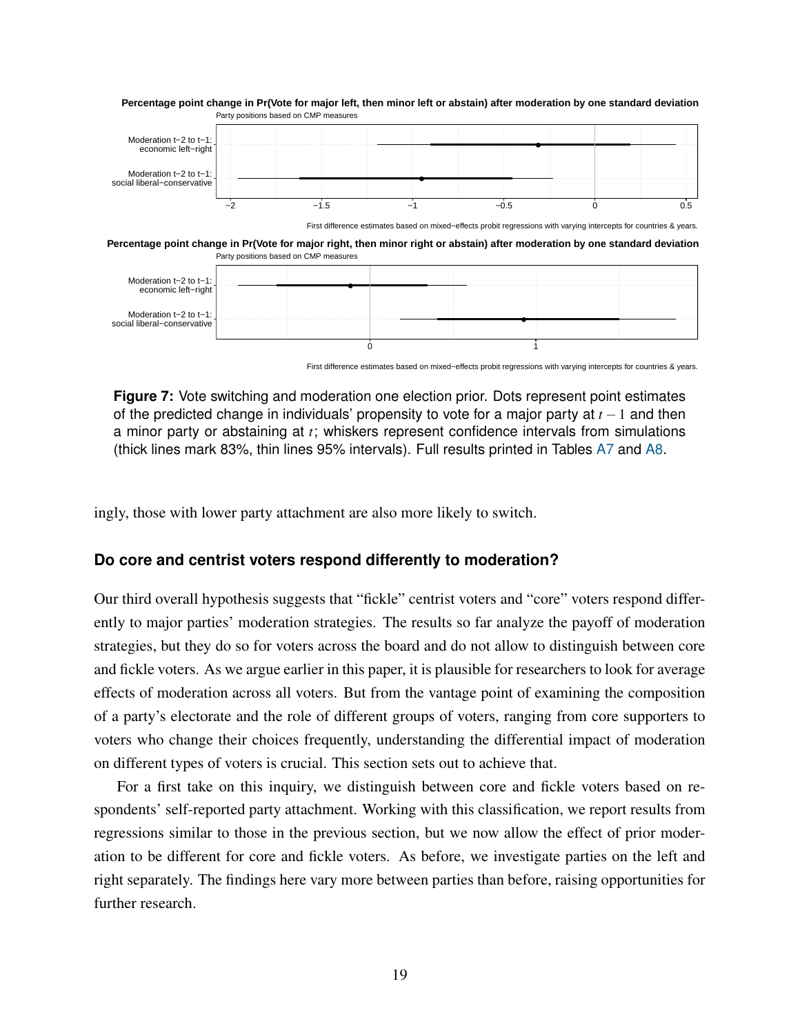**Percentage point change in Pr(Vote for major left, then minor left or abstain) after moderation by one standard deviation**
Party positions based on CMP measures

Moderation t−2 to t−1: economic left−right

Moderation t−2 to t−1: social liberal−conservative

−2 −1.5 −1 −0.5 0 0.5

First difference estimates based on mixed−effects probit regressions with varying intercepts for countries & years.

**Percentage point change in Pr(Vote for major right, then minor right or abstain) after moderation by one standard deviation**
Party positions based on CMP measures

Moderation t−2 to t−1: economic left−right

Moderation t−2 to t−1: social liberal−conservative

0 1

First difference estimates based on mixed−effects probit regressions with varying intercepts for countries & years.

**Figure 7:** Vote switching and moderation one election prior. Dots represent point estimates of the predicted change in individuals' propensity to vote for a major party at $t-1$ and then a minor party or abstaining at $t$; whiskers represent confidence intervals from simulations (thick lines mark 83%, thin lines 95% intervals). Full results printed in Tables A7 and A8.

ingly, those with lower party attachment are also more likely to switch.

### Do core and centrist voters respond differently to moderation?

Our third overall hypothesis suggests that "fickle" centrist voters and "core" voters respond differently to major parties' moderation strategies. The results so far analyze the payoff of moderation strategies, but they do so for voters across the board and do not allow to distinguish between core and fickle voters. As we argue earlier in this paper, it is plausible for researchers to look for average effects of moderation across all voters. But from the vantage point of examining the composition of a party's electorate and the role of different groups of voters, ranging from core supporters to voters who change their choices frequently, understanding the differential impact of moderation on different types of voters is crucial. This section sets out to achieve that.

For a first take on this inquiry, we distinguish between core and fickle voters based on respondents' self-reported party attachment. Working with this classification, we report results from regressions similar to those in the previous section, but we now allow the effect of prior moderation to be different for core and fickle voters. As before, we investigate parties on the left and right separately. The findings here vary more between parties than before, raising opportunities for further research.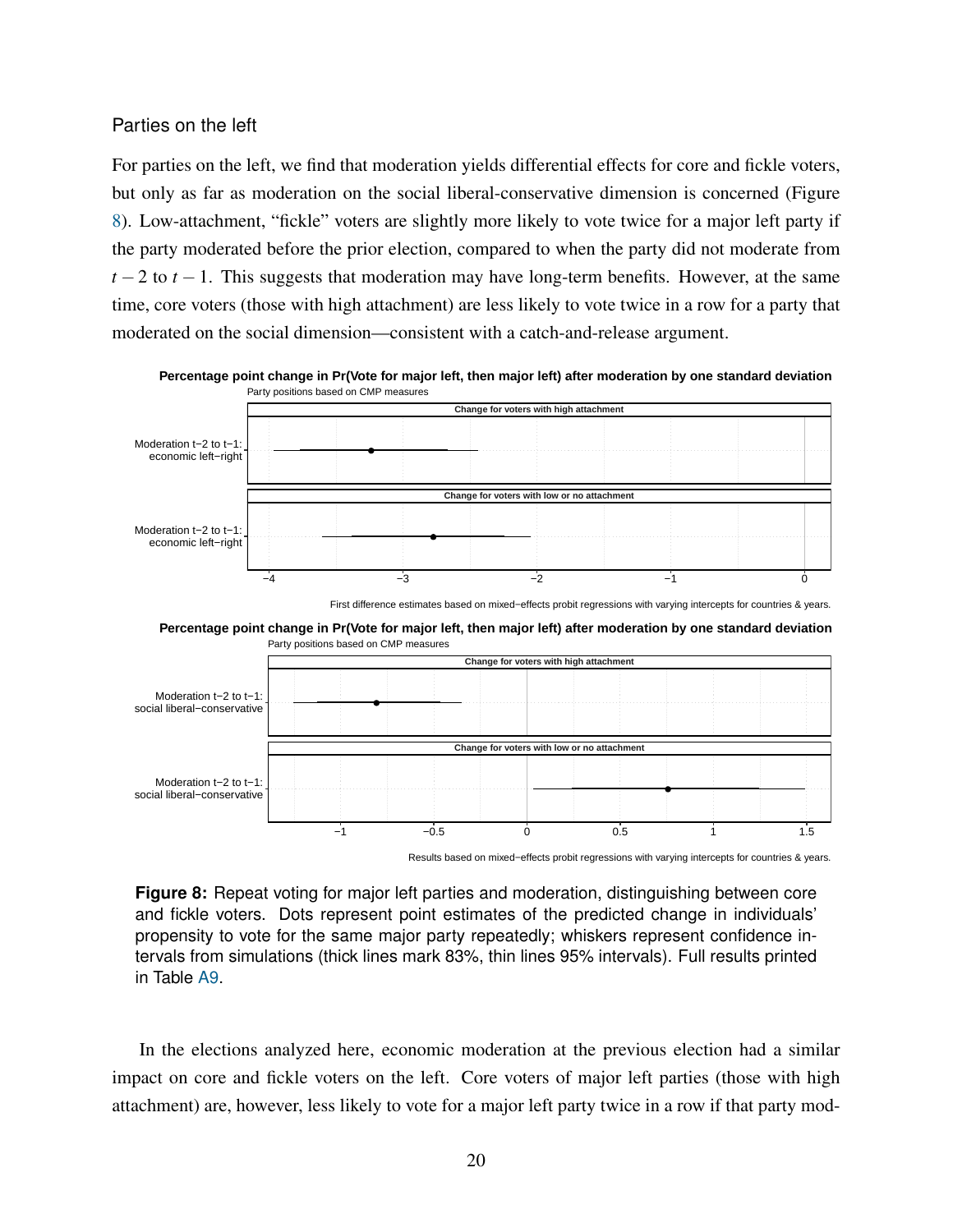### Parties on the left

For parties on the left, we find that moderation yields differential effects for core and fickle voters, but only as far as moderation on the social liberal-conservative dimension is concerned (Figure 8). Low-attachment, "fickle" voters are slightly more likely to vote twice for a major left party if the party moderated before the prior election, compared to when the party did not moderate from $t-2$ to $t-1$. This suggests that moderation may have long-term benefits. However, at the same time, core voters (those with high attachment) are less likely to vote twice in a row for a party that moderated on the social dimension—consistent with a catch-and-release argument.

**Percentage point change in Pr(Vote for major left, then major left) after moderation by one standard deviation**
Party positions based on CMP measures

First difference estimates based on mixed−effects probit regressions with varying intercepts for countries & years.

**Percentage point change in Pr(Vote for major left, then major left) after moderation by one standard deviation**
Party positions based on CMP measures

Results based on mixed−effects probit regressions with varying intercepts for countries & years.

**Figure 8:** Repeat voting for major left parties and moderation, distinguishing between core and fickle voters. Dots represent point estimates of the predicted change in individuals' propensity to vote for the same major party repeatedly; whiskers represent confidence intervals from simulations (thick lines mark 83%, thin lines 95% intervals). Full results printed in Table A9.

In the elections analyzed here, economic moderation at the previous election had a similar impact on core and fickle voters on the left. Core voters of major left parties (those with high attachment) are, however, less likely to vote for a major left party twice in a row if that party mod-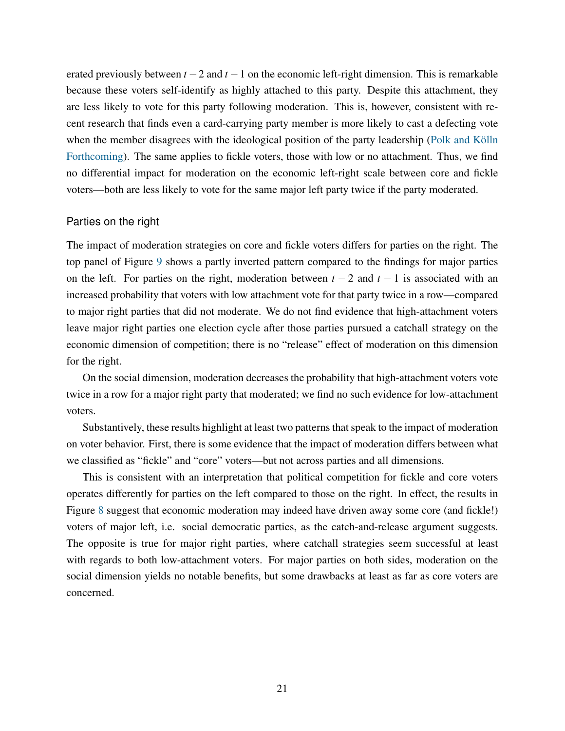erated previously between $t-2$ and $t-1$ on the economic left-right dimension. This is remarkable because these voters self-identify as highly attached to this party. Despite this attachment, they are less likely to vote for this party following moderation. This is, however, consistent with recent research that finds even a card-carrying party member is more likely to cast a defecting vote when the member disagrees with the ideological position of the party leadership (Polk and Kölln Forthcoming). The same applies to fickle voters, those with low or no attachment. Thus, we find no differential impact for moderation on the economic left-right scale between core and fickle voters—both are less likely to vote for the same major left party twice if the party moderated.

### Parties on the right

The impact of moderation strategies on core and fickle voters differs for parties on the right. The top panel of Figure 9 shows a partly inverted pattern compared to the findings for major parties on the left. For parties on the right, moderation between $t-2$ and $t-1$ is associated with an increased probability that voters with low attachment vote for that party twice in a row—compared to major right parties that did not moderate. We do not find evidence that high-attachment voters leave major right parties one election cycle after those parties pursued a catchall strategy on the economic dimension of competition; there is no "release" effect of moderation on this dimension for the right.

On the social dimension, moderation decreases the probability that high-attachment voters vote twice in a row for a major right party that moderated; we find no such evidence for low-attachment voters.

Substantively, these results highlight at least two patterns that speak to the impact of moderation on voter behavior. First, there is some evidence that the impact of moderation differs between what we classified as "fickle" and "core" voters—but not across parties and all dimensions.

This is consistent with an interpretation that political competition for fickle and core voters operates differently for parties on the left compared to those on the right. In effect, the results in Figure 8 suggest that economic moderation may indeed have driven away some core (and fickle!) voters of major left, i.e. social democratic parties, as the catch-and-release argument suggests. The opposite is true for major right parties, where catchall strategies seem successful at least with regards to both low-attachment voters. For major parties on both sides, moderation on the social dimension yields no notable benefits, but some drawbacks at least as far as core voters are concerned.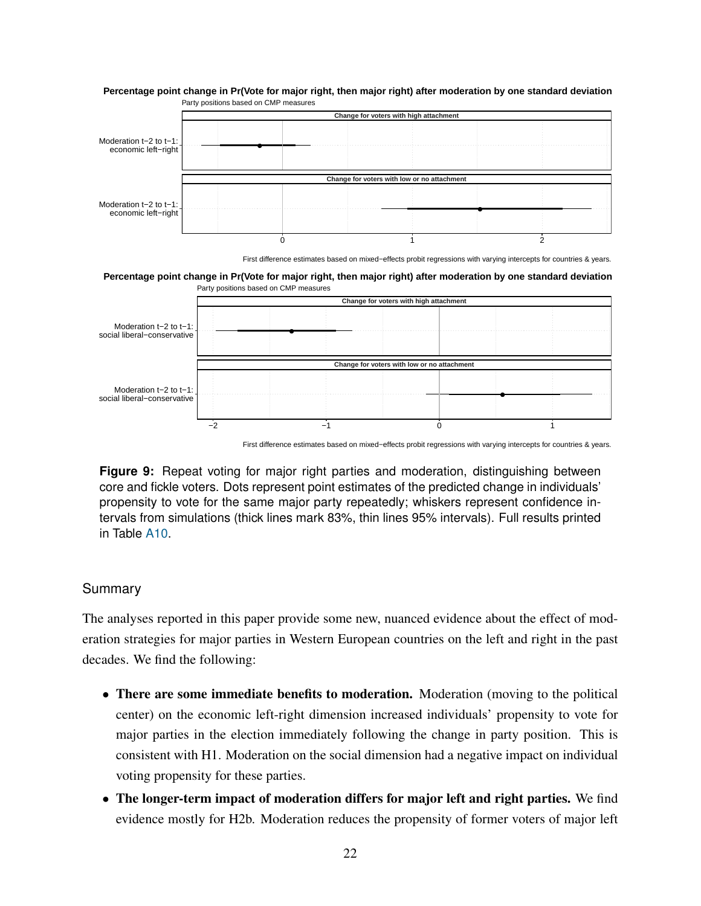**Percentage point change in Pr(Vote for major right, then major right) after moderation by one standard deviation**
Party positions based on CMP measures

Change for voters with high attachment

Moderation t−2 to t−1: economic left−right

Change for voters with low or no attachment

Moderation t−2 to t−1: economic left−right

0 1 2

First difference estimates based on mixed−effects probit regressions with varying intercepts for countries & years.

**Percentage point change in Pr(Vote for major right, then major right) after moderation by one standard deviation**
Party positions based on CMP measures

Change for voters with high attachment

Moderation t−2 to t−1: social liberal−conservative

Change for voters with low or no attachment

Moderation t−2 to t−1: social liberal−conservative

−2 −1 0 1

First difference estimates based on mixed−effects probit regressions with varying intercepts for countries & years.

**Figure 9:** Repeat voting for major right parties and moderation, distinguishing between core and fickle voters. Dots represent point estimates of the predicted change in individuals' propensity to vote for the same major party repeatedly; whiskers represent confidence intervals from simulations (thick lines mark 83%, thin lines 95% intervals). Full results printed in Table A10.

## Summary

The analyses reported in this paper provide some new, nuanced evidence about the effect of moderation strategies for major parties in Western European countries on the left and right in the past decades. We find the following:

- **There are some immediate benefits to moderation.** Moderation (moving to the political center) on the economic left-right dimension increased individuals' propensity to vote for major parties in the election immediately following the change in party position. This is consistent with H1. Moderation on the social dimension had a negative impact on individual voting propensity for these parties.
- **The longer-term impact of moderation differs for major left and right parties.** We find evidence mostly for H2b. Moderation reduces the propensity of former voters of major left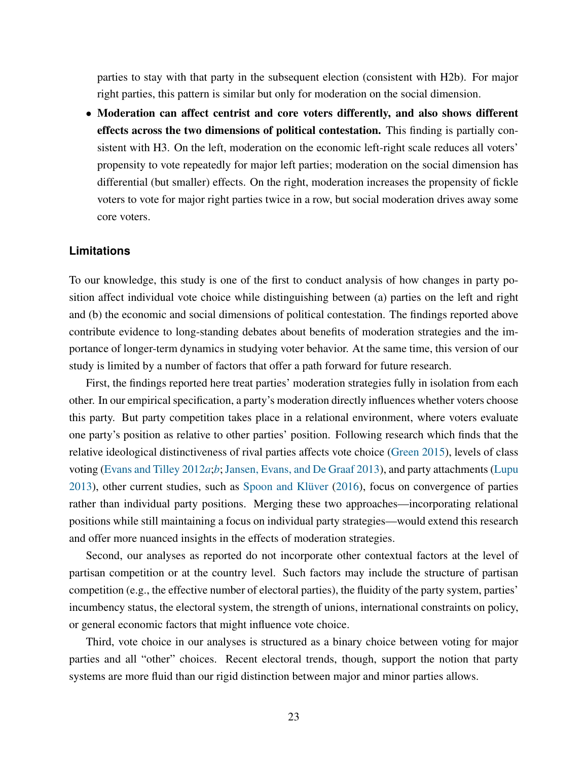parties to stay with that party in the subsequent election (consistent with H2b). For major right parties, this pattern is similar but only for moderation on the social dimension.

- **Moderation can affect centrist and core voters differently, and also shows different effects across the two dimensions of political contestation.** This finding is partially consistent with H3. On the left, moderation on the economic left-right scale reduces all voters' propensity to vote repeatedly for major left parties; moderation on the social dimension has differential (but smaller) effects. On the right, moderation increases the propensity of fickle voters to vote for major right parties twice in a row, but social moderation drives away some core voters.

### Limitations

To our knowledge, this study is one of the first to conduct analysis of how changes in party position affect individual vote choice while distinguishing between (a) parties on the left and right and (b) the economic and social dimensions of political contestation. The findings reported above contribute evidence to long-standing debates about benefits of moderation strategies and the importance of longer-term dynamics in studying voter behavior. At the same time, this version of our study is limited by a number of factors that offer a path forward for future research.

First, the findings reported here treat parties' moderation strategies fully in isolation from each other. In our empirical specification, a party's moderation directly influences whether voters choose this party. But party competition takes place in a relational environment, where voters evaluate one party's position as relative to other parties' position. Following research which finds that the relative ideological distinctiveness of rival parties affects vote choice (Green 2015), levels of class voting (Evans and Tilley 2012*a*;*b*; Jansen, Evans, and De Graaf 2013), and party attachments (Lupu 2013), other current studies, such as Spoon and Klüver (2016), focus on convergence of parties rather than individual party positions. Merging these two approaches—incorporating relational positions while still maintaining a focus on individual party strategies—would extend this research and offer more nuanced insights in the effects of moderation strategies.

Second, our analyses as reported do not incorporate other contextual factors at the level of partisan competition or at the country level. Such factors may include the structure of partisan competition (e.g., the effective number of electoral parties), the fluidity of the party system, parties' incumbency status, the electoral system, the strength of unions, international constraints on policy, or general economic factors that might influence vote choice.

Third, vote choice in our analyses is structured as a binary choice between voting for major parties and all "other" choices. Recent electoral trends, though, support the notion that party systems are more fluid than our rigid distinction between major and minor parties allows.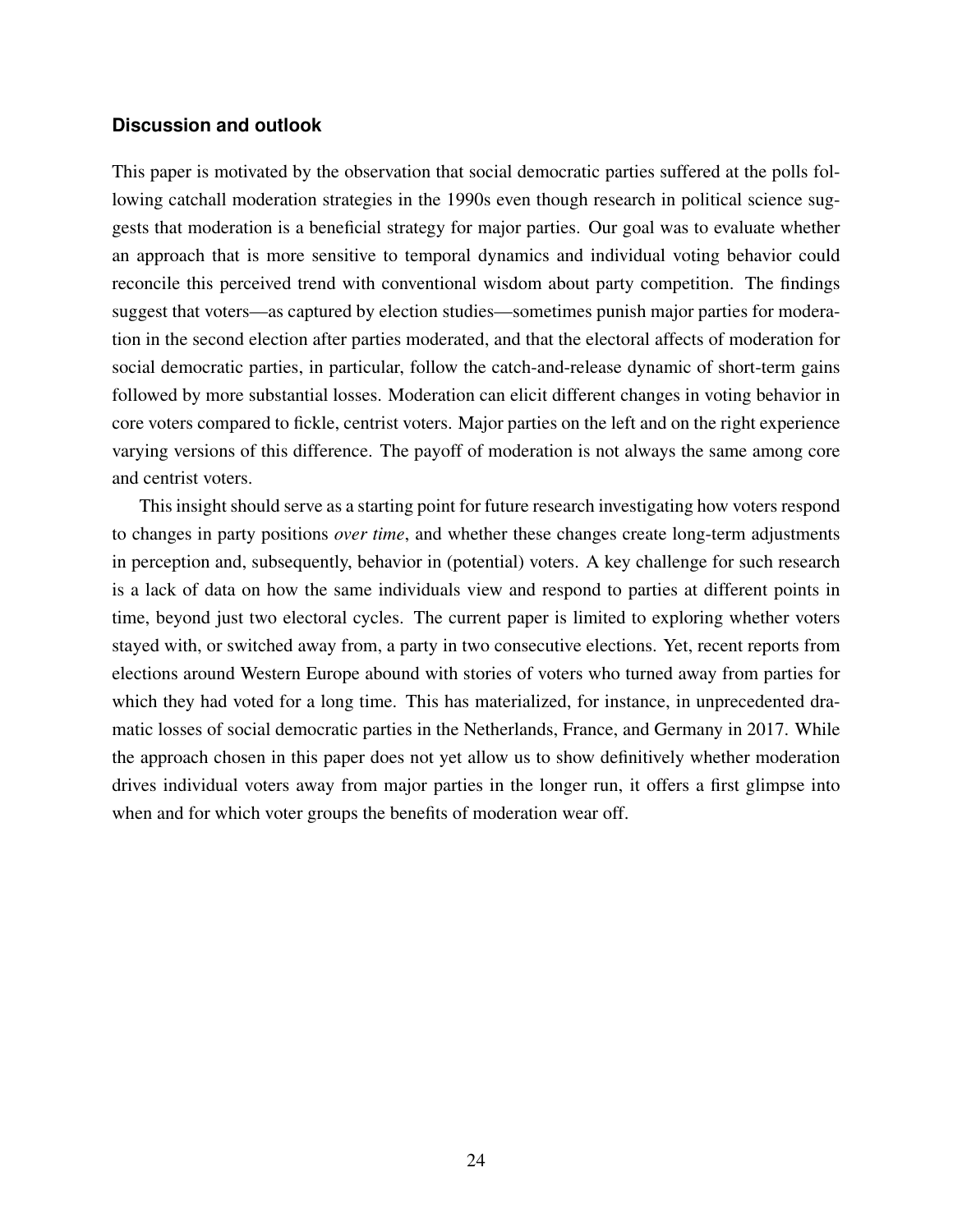### Discussion and outlook

This paper is motivated by the observation that social democratic parties suffered at the polls following catchall moderation strategies in the 1990s even though research in political science suggests that moderation is a beneficial strategy for major parties. Our goal was to evaluate whether an approach that is more sensitive to temporal dynamics and individual voting behavior could reconcile this perceived trend with conventional wisdom about party competition. The findings suggest that voters—as captured by election studies—sometimes punish major parties for moderation in the second election after parties moderated, and that the electoral affects of moderation for social democratic parties, in particular, follow the catch-and-release dynamic of short-term gains followed by more substantial losses. Moderation can elicit different changes in voting behavior in core voters compared to fickle, centrist voters. Major parties on the left and on the right experience varying versions of this difference. The payoff of moderation is not always the same among core and centrist voters.

This insight should serve as a starting point for future research investigating how voters respond to changes in party positions *over time*, and whether these changes create long-term adjustments in perception and, subsequently, behavior in (potential) voters. A key challenge for such research is a lack of data on how the same individuals view and respond to parties at different points in time, beyond just two electoral cycles. The current paper is limited to exploring whether voters stayed with, or switched away from, a party in two consecutive elections. Yet, recent reports from elections around Western Europe abound with stories of voters who turned away from parties for which they had voted for a long time. This has materialized, for instance, in unprecedented dramatic losses of social democratic parties in the Netherlands, France, and Germany in 2017. While the approach chosen in this paper does not yet allow us to show definitively whether moderation drives individual voters away from major parties in the longer run, it offers a first glimpse into when and for which voter groups the benefits of moderation wear off.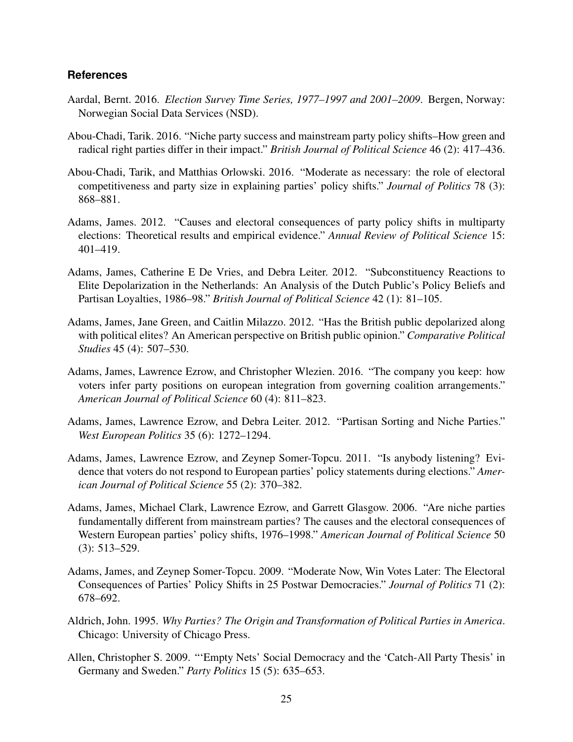## References

Aardal, Bernt. 2016. *Election Survey Time Series, 1977–1997 and 2001–2009*. Bergen, Norway: Norwegian Social Data Services (NSD).

Abou-Chadi, Tarik. 2016. "Niche party success and mainstream party policy shifts–How green and radical right parties differ in their impact." *British Journal of Political Science* 46 (2): 417–436.

Abou-Chadi, Tarik, and Matthias Orlowski. 2016. "Moderate as necessary: the role of electoral competitiveness and party size in explaining parties' policy shifts." *Journal of Politics* 78 (3): 868–881.

Adams, James. 2012. "Causes and electoral consequences of party policy shifts in multiparty elections: Theoretical results and empirical evidence." *Annual Review of Political Science* 15: 401–419.

Adams, James, Catherine E De Vries, and Debra Leiter. 2012. "Subconstituency Reactions to Elite Depolarization in the Netherlands: An Analysis of the Dutch Public's Policy Beliefs and Partisan Loyalties, 1986–98." *British Journal of Political Science* 42 (1): 81–105.

Adams, James, Jane Green, and Caitlin Milazzo. 2012. "Has the British public depolarized along with political elites? An American perspective on British public opinion." *Comparative Political Studies* 45 (4): 507–530.

Adams, James, Lawrence Ezrow, and Christopher Wlezien. 2016. "The company you keep: how voters infer party positions on european integration from governing coalition arrangements." *American Journal of Political Science* 60 (4): 811–823.

Adams, James, Lawrence Ezrow, and Debra Leiter. 2012. "Partisan Sorting and Niche Parties." *West European Politics* 35 (6): 1272–1294.

Adams, James, Lawrence Ezrow, and Zeynep Somer-Topcu. 2011. "Is anybody listening? Evidence that voters do not respond to European parties' policy statements during elections." *American Journal of Political Science* 55 (2): 370–382.

Adams, James, Michael Clark, Lawrence Ezrow, and Garrett Glasgow. 2006. "Are niche parties fundamentally different from mainstream parties? The causes and the electoral consequences of Western European parties' policy shifts, 1976–1998." *American Journal of Political Science* 50 (3): 513–529.

Adams, James, and Zeynep Somer-Topcu. 2009. "Moderate Now, Win Votes Later: The Electoral Consequences of Parties' Policy Shifts in 25 Postwar Democracies." *Journal of Politics* 71 (2): 678–692.

Aldrich, John. 1995. *Why Parties? The Origin and Transformation of Political Parties in America*. Chicago: University of Chicago Press.

Allen, Christopher S. 2009. "'Empty Nets' Social Democracy and the 'Catch-All Party Thesis' in Germany and Sweden." *Party Politics* 15 (5): 635–653.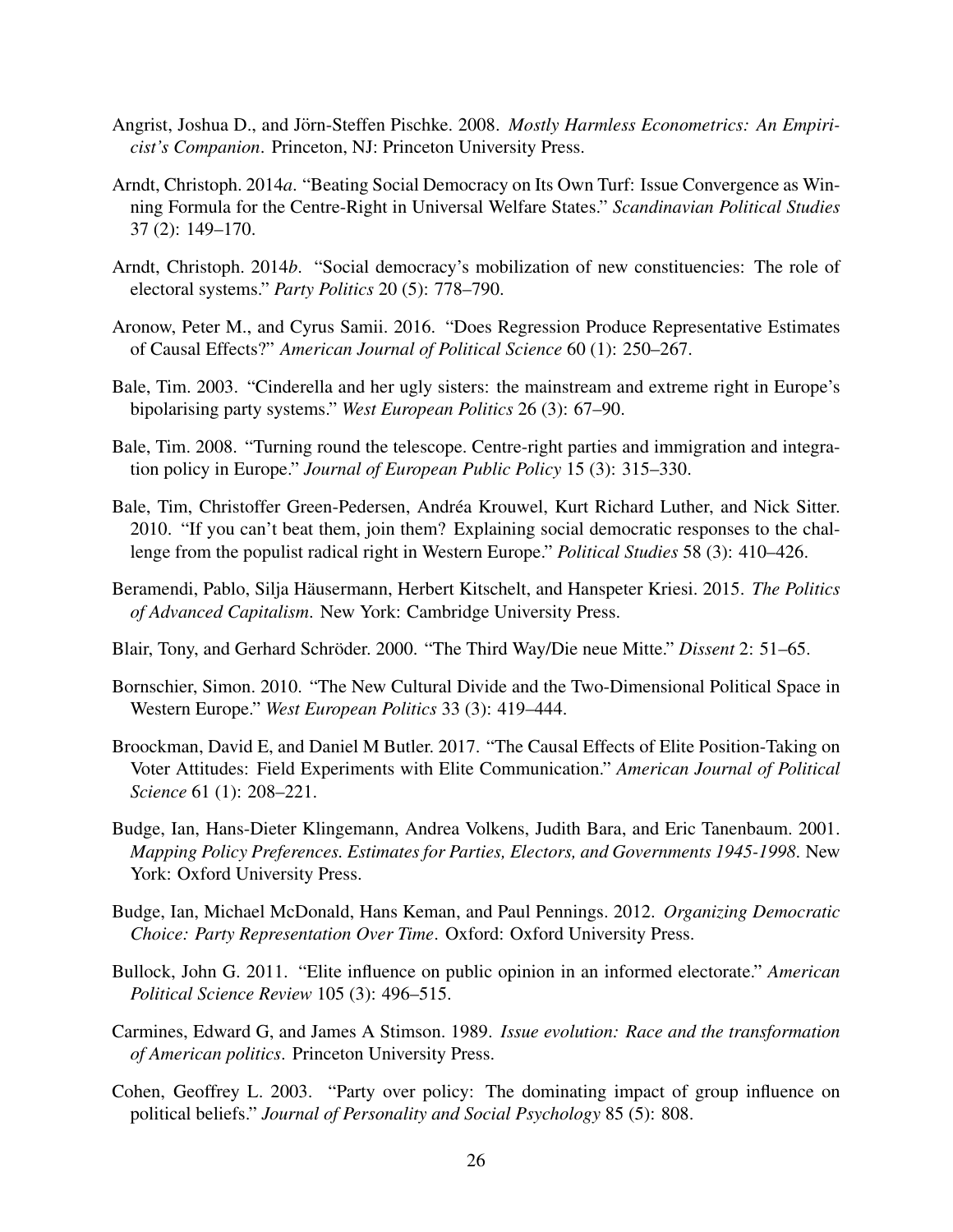Angrist, Joshua D., and Jörn-Steffen Pischke. 2008. *Mostly Harmless Econometrics: An Empiricist's Companion*. Princeton, NJ: Princeton University Press.

Arndt, Christoph. 2014*a*. "Beating Social Democracy on Its Own Turf: Issue Convergence as Winning Formula for the Centre-Right in Universal Welfare States." *Scandinavian Political Studies* 37 (2): 149–170.

Arndt, Christoph. 2014*b*. "Social democracy's mobilization of new constituencies: The role of electoral systems." *Party Politics* 20 (5): 778–790.

Aronow, Peter M., and Cyrus Samii. 2016. "Does Regression Produce Representative Estimates of Causal Effects?" *American Journal of Political Science* 60 (1): 250–267.

Bale, Tim. 2003. "Cinderella and her ugly sisters: the mainstream and extreme right in Europe's bipolarising party systems." *West European Politics* 26 (3): 67–90.

Bale, Tim. 2008. "Turning round the telescope. Centre-right parties and immigration and integration policy in Europe." *Journal of European Public Policy* 15 (3): 315–330.

Bale, Tim, Christoffer Green-Pedersen, Andréa Krouwel, Kurt Richard Luther, and Nick Sitter. 2010. "If you can't beat them, join them? Explaining social democratic responses to the challenge from the populist radical right in Western Europe." *Political Studies* 58 (3): 410–426.

Beramendi, Pablo, Silja Häusermann, Herbert Kitschelt, and Hanspeter Kriesi. 2015. *The Politics of Advanced Capitalism*. New York: Cambridge University Press.

Blair, Tony, and Gerhard Schröder. 2000. "The Third Way/Die neue Mitte." *Dissent* 2: 51–65.

Bornschier, Simon. 2010. "The New Cultural Divide and the Two-Dimensional Political Space in Western Europe." *West European Politics* 33 (3): 419–444.

Broockman, David E, and Daniel M Butler. 2017. "The Causal Effects of Elite Position-Taking on Voter Attitudes: Field Experiments with Elite Communication." *American Journal of Political Science* 61 (1): 208–221.

Budge, Ian, Hans-Dieter Klingemann, Andrea Volkens, Judith Bara, and Eric Tanenbaum. 2001. *Mapping Policy Preferences. Estimates for Parties, Electors, and Governments 1945-1998*. New York: Oxford University Press.

Budge, Ian, Michael McDonald, Hans Keman, and Paul Pennings. 2012. *Organizing Democratic Choice: Party Representation Over Time*. Oxford: Oxford University Press.

Bullock, John G. 2011. "Elite influence on public opinion in an informed electorate." *American Political Science Review* 105 (3): 496–515.

Carmines, Edward G, and James A Stimson. 1989. *Issue evolution: Race and the transformation of American politics*. Princeton University Press.

Cohen, Geoffrey L. 2003. "Party over policy: The dominating impact of group influence on political beliefs." *Journal of Personality and Social Psychology* 85 (5): 808.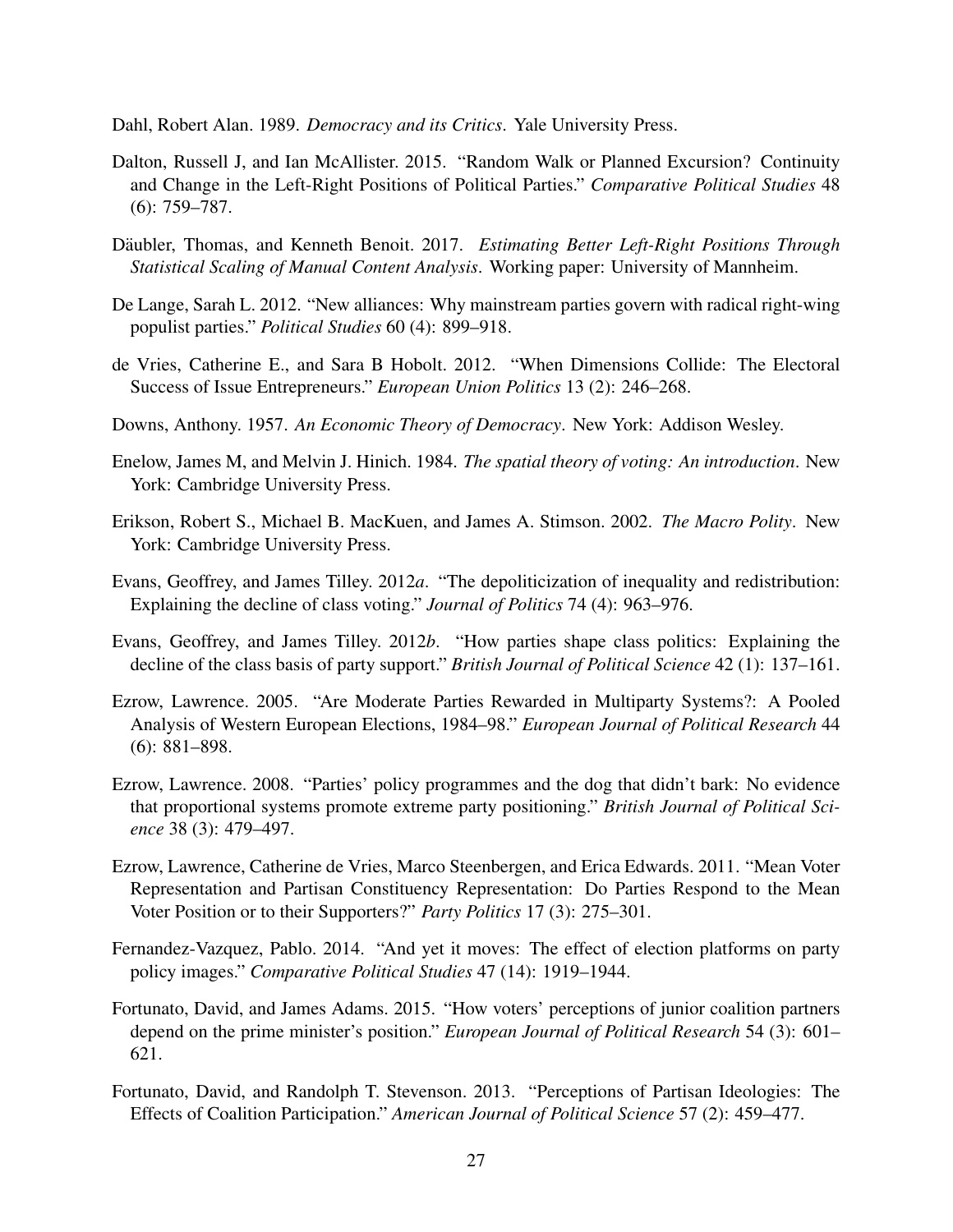Dahl, Robert Alan. 1989. *Democracy and its Critics*. Yale University Press.

Dalton, Russell J, and Ian McAllister. 2015. "Random Walk or Planned Excursion? Continuity and Change in the Left-Right Positions of Political Parties." *Comparative Political Studies* 48 (6): 759–787.

Däubler, Thomas, and Kenneth Benoit. 2017. *Estimating Better Left-Right Positions Through Statistical Scaling of Manual Content Analysis*. Working paper: University of Mannheim.

De Lange, Sarah L. 2012. "New alliances: Why mainstream parties govern with radical right-wing populist parties." *Political Studies* 60 (4): 899–918.

de Vries, Catherine E., and Sara B Hobolt. 2012. "When Dimensions Collide: The Electoral Success of Issue Entrepreneurs." *European Union Politics* 13 (2): 246–268.

Downs, Anthony. 1957. *An Economic Theory of Democracy*. New York: Addison Wesley.

Enelow, James M, and Melvin J. Hinich. 1984. *The spatial theory of voting: An introduction*. New York: Cambridge University Press.

Erikson, Robert S., Michael B. MacKuen, and James A. Stimson. 2002. *The Macro Polity*. New York: Cambridge University Press.

Evans, Geoffrey, and James Tilley. 2012*a*. "The depoliticization of inequality and redistribution: Explaining the decline of class voting." *Journal of Politics* 74 (4): 963–976.

Evans, Geoffrey, and James Tilley. 2012*b*. "How parties shape class politics: Explaining the decline of the class basis of party support." *British Journal of Political Science* 42 (1): 137–161.

Ezrow, Lawrence. 2005. "Are Moderate Parties Rewarded in Multiparty Systems?: A Pooled Analysis of Western European Elections, 1984–98." *European Journal of Political Research* 44 (6): 881–898.

Ezrow, Lawrence. 2008. "Parties' policy programmes and the dog that didn't bark: No evidence that proportional systems promote extreme party positioning." *British Journal of Political Science* 38 (3): 479–497.

Ezrow, Lawrence, Catherine de Vries, Marco Steenbergen, and Erica Edwards. 2011. "Mean Voter Representation and Partisan Constituency Representation: Do Parties Respond to the Mean Voter Position or to their Supporters?" *Party Politics* 17 (3): 275–301.

Fernandez-Vazquez, Pablo. 2014. "And yet it moves: The effect of election platforms on party policy images." *Comparative Political Studies* 47 (14): 1919–1944.

Fortunato, David, and James Adams. 2015. "How voters' perceptions of junior coalition partners depend on the prime minister's position." *European Journal of Political Research* 54 (3): 601–621.

Fortunato, David, and Randolph T. Stevenson. 2013. "Perceptions of Partisan Ideologies: The Effects of Coalition Participation." *American Journal of Political Science* 57 (2): 459–477.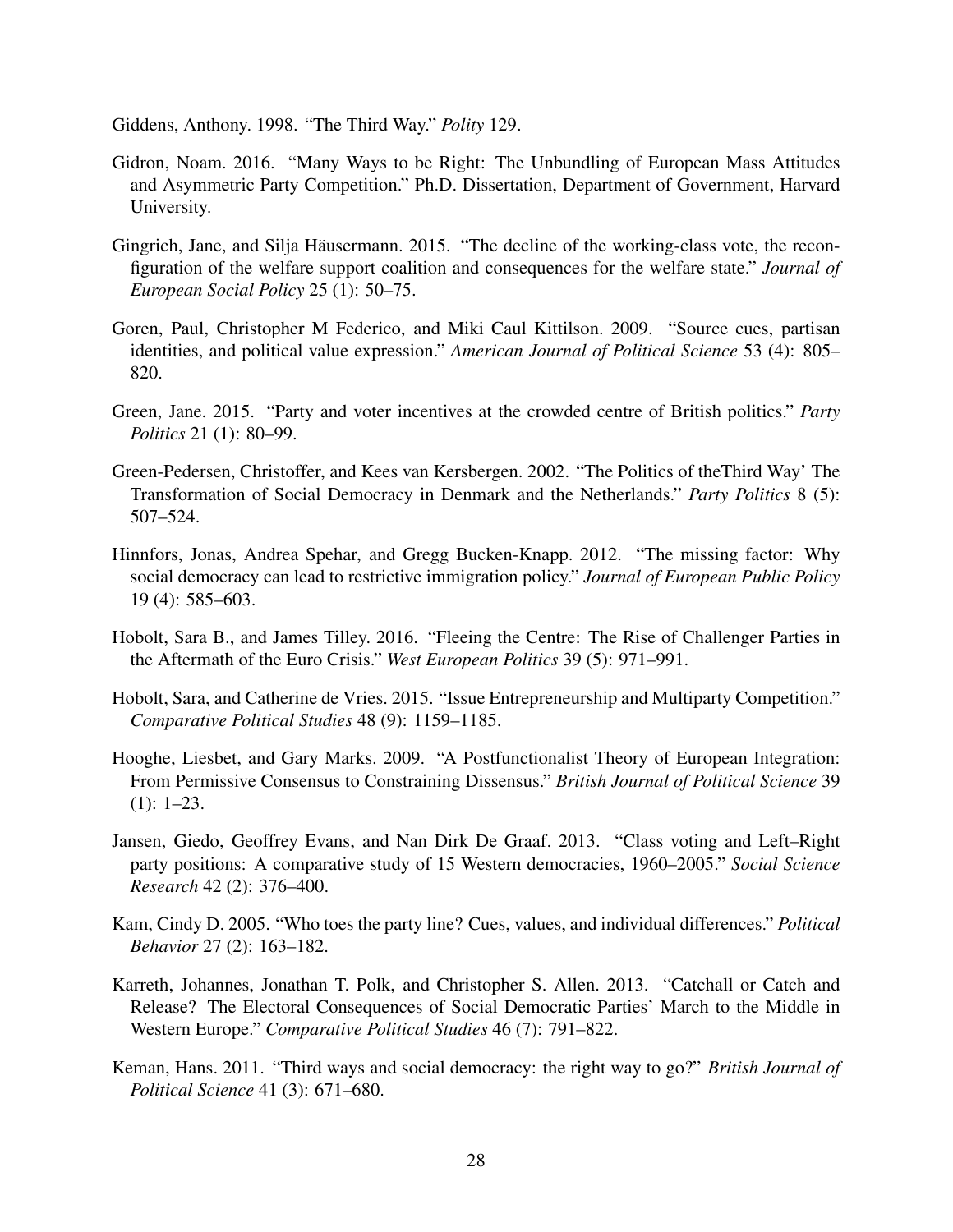Giddens, Anthony. 1998. "The Third Way." *Polity* 129.

Gidron, Noam. 2016. "Many Ways to be Right: The Unbundling of European Mass Attitudes and Asymmetric Party Competition." Ph.D. Dissertation, Department of Government, Harvard University.

Gingrich, Jane, and Silja Häusermann. 2015. "The decline of the working-class vote, the reconfiguration of the welfare support coalition and consequences for the welfare state." *Journal of European Social Policy* 25 (1): 50–75.

Goren, Paul, Christopher M Federico, and Miki Caul Kittilson. 2009. "Source cues, partisan identities, and political value expression." *American Journal of Political Science* 53 (4): 805–820.

Green, Jane. 2015. "Party and voter incentives at the crowded centre of British politics." *Party Politics* 21 (1): 80–99.

Green-Pedersen, Christoffer, and Kees van Kersbergen. 2002. "The Politics of theThird Way' The Transformation of Social Democracy in Denmark and the Netherlands." *Party Politics* 8 (5): 507–524.

Hinnfors, Jonas, Andrea Spehar, and Gregg Bucken-Knapp. 2012. "The missing factor: Why social democracy can lead to restrictive immigration policy." *Journal of European Public Policy* 19 (4): 585–603.

Hobolt, Sara B., and James Tilley. 2016. "Fleeing the Centre: The Rise of Challenger Parties in the Aftermath of the Euro Crisis." *West European Politics* 39 (5): 971–991.

Hobolt, Sara, and Catherine de Vries. 2015. "Issue Entrepreneurship and Multiparty Competition." *Comparative Political Studies* 48 (9): 1159–1185.

Hooghe, Liesbet, and Gary Marks. 2009. "A Postfunctionalist Theory of European Integration: From Permissive Consensus to Constraining Dissensus." *British Journal of Political Science* 39 (1): 1–23.

Jansen, Giedo, Geoffrey Evans, and Nan Dirk De Graaf. 2013. "Class voting and Left–Right party positions: A comparative study of 15 Western democracies, 1960–2005." *Social Science Research* 42 (2): 376–400.

Kam, Cindy D. 2005. "Who toes the party line? Cues, values, and individual differences." *Political Behavior* 27 (2): 163–182.

Karreth, Johannes, Jonathan T. Polk, and Christopher S. Allen. 2013. "Catchall or Catch and Release? The Electoral Consequences of Social Democratic Parties' March to the Middle in Western Europe." *Comparative Political Studies* 46 (7): 791–822.

Keman, Hans. 2011. "Third ways and social democracy: the right way to go?" *British Journal of Political Science* 41 (3): 671–680.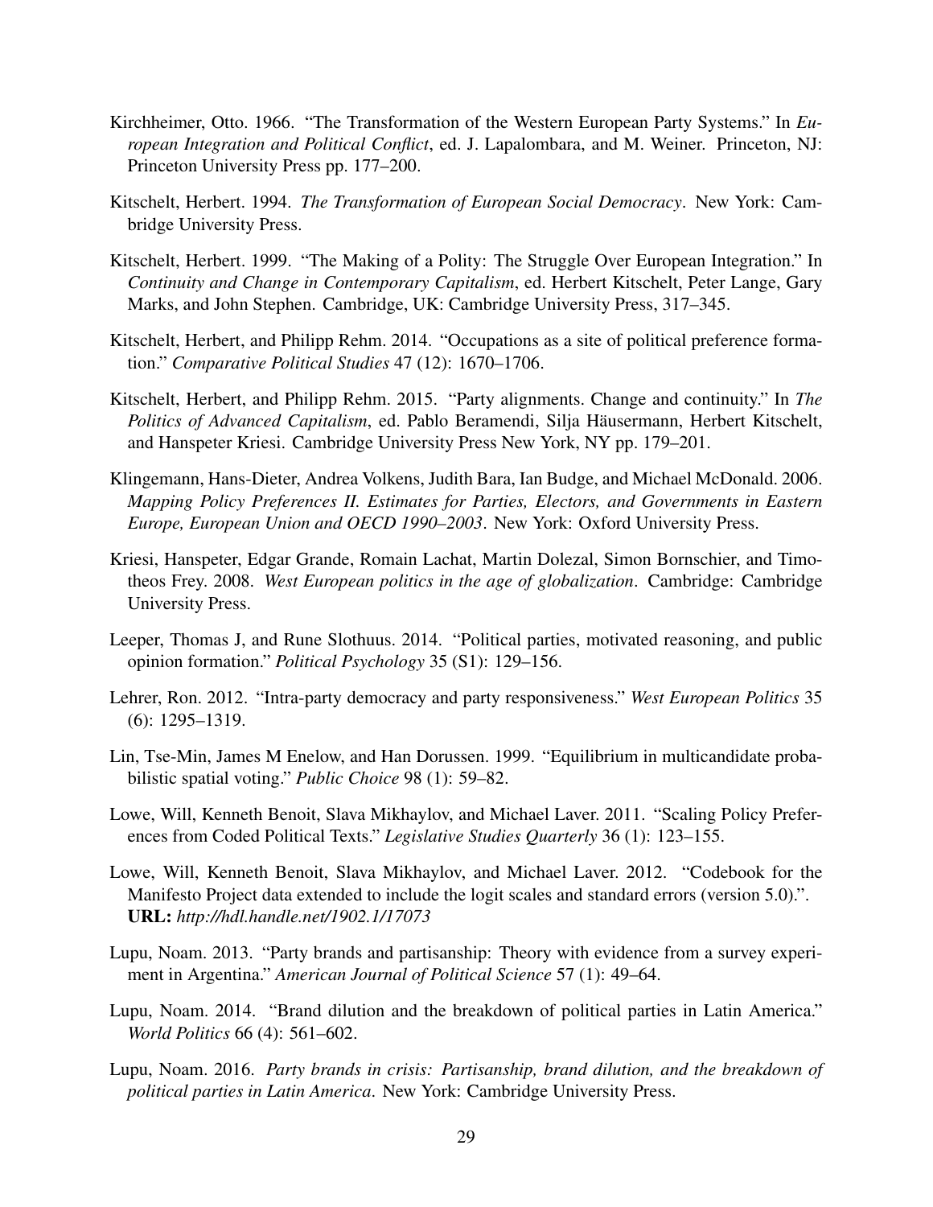Kirchheimer, Otto. 1966. "The Transformation of the Western European Party Systems." In *European Integration and Political Conflict*, ed. J. Lapalombara, and M. Weiner. Princeton, NJ: Princeton University Press pp. 177–200.

Kitschelt, Herbert. 1994. *The Transformation of European Social Democracy*. New York: Cambridge University Press.

Kitschelt, Herbert. 1999. "The Making of a Polity: The Struggle Over European Integration." In *Continuity and Change in Contemporary Capitalism*, ed. Herbert Kitschelt, Peter Lange, Gary Marks, and John Stephen. Cambridge, UK: Cambridge University Press, 317–345.

Kitschelt, Herbert, and Philipp Rehm. 2014. "Occupations as a site of political preference formation." *Comparative Political Studies* 47 (12): 1670–1706.

Kitschelt, Herbert, and Philipp Rehm. 2015. "Party alignments. Change and continuity." In *The Politics of Advanced Capitalism*, ed. Pablo Beramendi, Silja Häusermann, Herbert Kitschelt, and Hanspeter Kriesi. Cambridge University Press New York, NY pp. 179–201.

Klingemann, Hans-Dieter, Andrea Volkens, Judith Bara, Ian Budge, and Michael McDonald. 2006. *Mapping Policy Preferences II. Estimates for Parties, Electors, and Governments in Eastern Europe, European Union and OECD 1990–2003*. New York: Oxford University Press.

Kriesi, Hanspeter, Edgar Grande, Romain Lachat, Martin Dolezal, Simon Bornschier, and Timotheos Frey. 2008. *West European politics in the age of globalization*. Cambridge: Cambridge University Press.

Leeper, Thomas J, and Rune Slothuus. 2014. "Political parties, motivated reasoning, and public opinion formation." *Political Psychology* 35 (S1): 129–156.

Lehrer, Ron. 2012. "Intra-party democracy and party responsiveness." *West European Politics* 35 (6): 1295–1319.

Lin, Tse-Min, James M Enelow, and Han Dorussen. 1999. "Equilibrium in multicandidate probabilistic spatial voting." *Public Choice* 98 (1): 59–82.

Lowe, Will, Kenneth Benoit, Slava Mikhaylov, and Michael Laver. 2011. "Scaling Policy Preferences from Coded Political Texts." *Legislative Studies Quarterly* 36 (1): 123–155.

Lowe, Will, Kenneth Benoit, Slava Mikhaylov, and Michael Laver. 2012. "Codebook for the Manifesto Project data extended to include the logit scales and standard errors (version 5.0).". **URL:** *http://hdl.handle.net/1902.1/17073*

Lupu, Noam. 2013. "Party brands and partisanship: Theory with evidence from a survey experiment in Argentina." *American Journal of Political Science* 57 (1): 49–64.

Lupu, Noam. 2014. "Brand dilution and the breakdown of political parties in Latin America." *World Politics* 66 (4): 561–602.

Lupu, Noam. 2016. *Party brands in crisis: Partisanship, brand dilution, and the breakdown of political parties in Latin America*. New York: Cambridge University Press.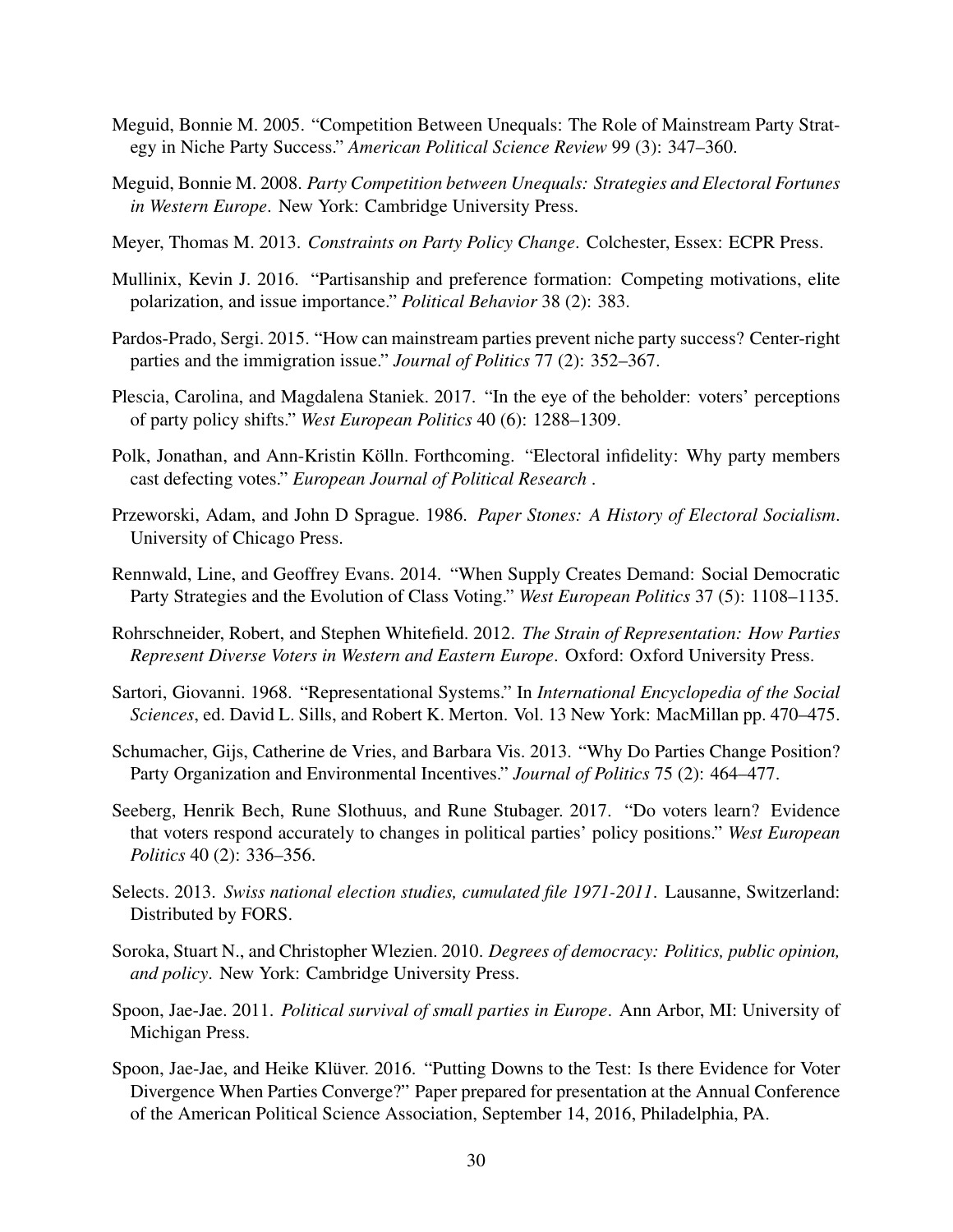Meguid, Bonnie M. 2005. "Competition Between Unequals: The Role of Mainstream Party Strategy in Niche Party Success." *American Political Science Review* 99 (3): 347–360.

Meguid, Bonnie M. 2008. *Party Competition between Unequals: Strategies and Electoral Fortunes in Western Europe*. New York: Cambridge University Press.

Meyer, Thomas M. 2013. *Constraints on Party Policy Change*. Colchester, Essex: ECPR Press.

Mullinix, Kevin J. 2016. "Partisanship and preference formation: Competing motivations, elite polarization, and issue importance." *Political Behavior* 38 (2): 383.

Pardos-Prado, Sergi. 2015. "How can mainstream parties prevent niche party success? Center-right parties and the immigration issue." *Journal of Politics* 77 (2): 352–367.

Plescia, Carolina, and Magdalena Staniek. 2017. "In the eye of the beholder: voters' perceptions of party policy shifts." *West European Politics* 40 (6): 1288–1309.

Polk, Jonathan, and Ann-Kristin Kölln. Forthcoming. "Electoral infidelity: Why party members cast defecting votes." *European Journal of Political Research* .

Przeworski, Adam, and John D Sprague. 1986. *Paper Stones: A History of Electoral Socialism*. University of Chicago Press.

Rennwald, Line, and Geoffrey Evans. 2014. "When Supply Creates Demand: Social Democratic Party Strategies and the Evolution of Class Voting." *West European Politics* 37 (5): 1108–1135.

Rohrschneider, Robert, and Stephen Whitefield. 2012. *The Strain of Representation: How Parties Represent Diverse Voters in Western and Eastern Europe*. Oxford: Oxford University Press.

Sartori, Giovanni. 1968. "Representational Systems." In *International Encyclopedia of the Social Sciences*, ed. David L. Sills, and Robert K. Merton. Vol. 13 New York: MacMillan pp. 470–475.

Schumacher, Gijs, Catherine de Vries, and Barbara Vis. 2013. "Why Do Parties Change Position? Party Organization and Environmental Incentives." *Journal of Politics* 75 (2): 464–477.

Seeberg, Henrik Bech, Rune Slothuus, and Rune Stubager. 2017. "Do voters learn? Evidence that voters respond accurately to changes in political parties' policy positions." *West European Politics* 40 (2): 336–356.

Selects. 2013. *Swiss national election studies, cumulated file 1971-2011*. Lausanne, Switzerland: Distributed by FORS.

Soroka, Stuart N., and Christopher Wlezien. 2010. *Degrees of democracy: Politics, public opinion, and policy*. New York: Cambridge University Press.

Spoon, Jae-Jae. 2011. *Political survival of small parties in Europe*. Ann Arbor, MI: University of Michigan Press.

Spoon, Jae-Jae, and Heike Klüver. 2016. "Putting Downs to the Test: Is there Evidence for Voter Divergence When Parties Converge?" Paper prepared for presentation at the Annual Conference of the American Political Science Association, September 14, 2016, Philadelphia, PA.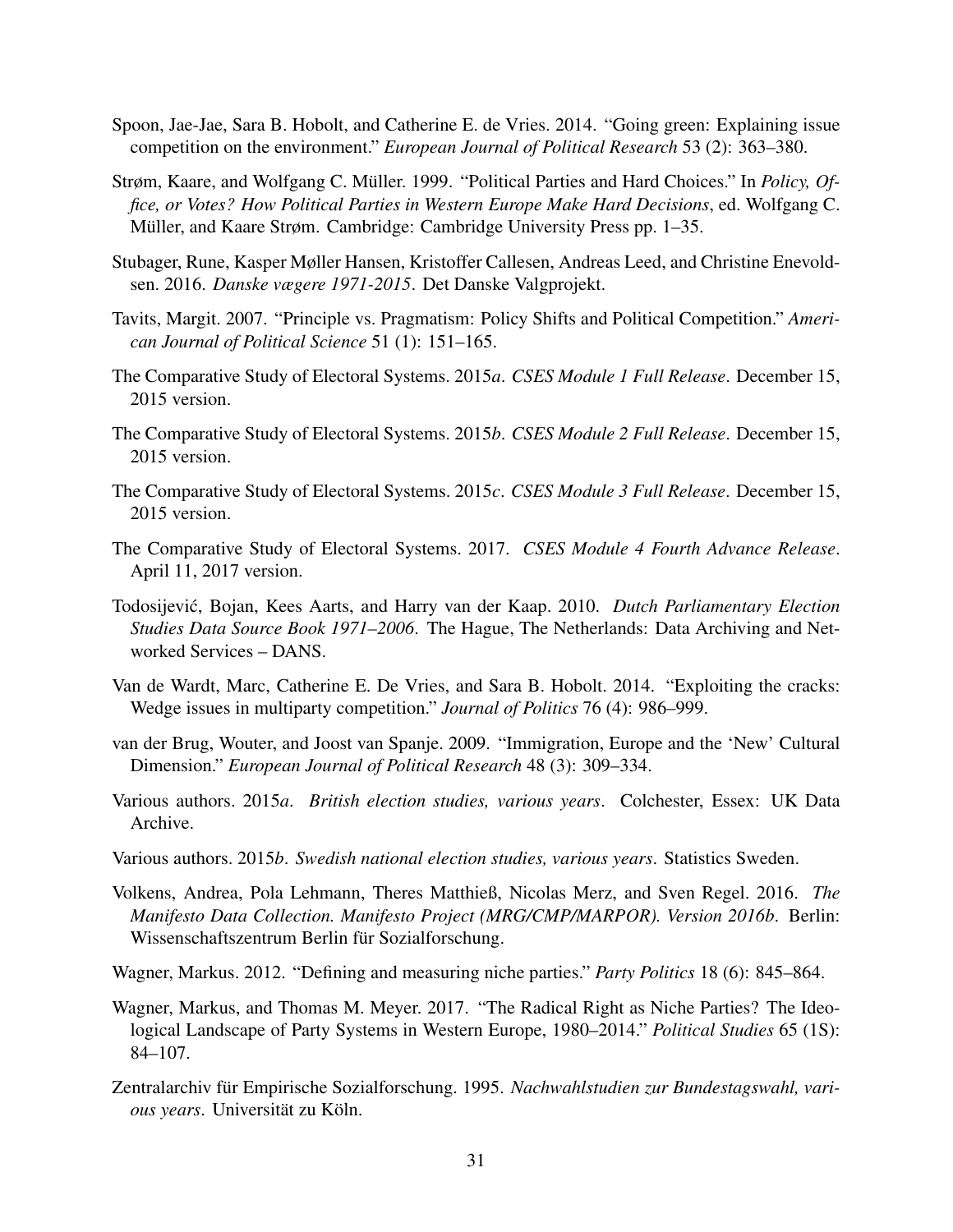Spoon, Jae-Jae, Sara B. Hobolt, and Catherine E. de Vries. 2014. "Going green: Explaining issue competition on the environment." *European Journal of Political Research* 53 (2): 363–380.

Strøm, Kaare, and Wolfgang C. Müller. 1999. "Political Parties and Hard Choices." In *Policy, Office, or Votes? How Political Parties in Western Europe Make Hard Decisions*, ed. Wolfgang C. Müller, and Kaare Strøm. Cambridge: Cambridge University Press pp. 1–35.

Stubager, Rune, Kasper Møller Hansen, Kristoffer Callesen, Andreas Leed, and Christine Enevoldsen. 2016. *Danske vægere 1971-2015*. Det Danske Valgprojekt.

Tavits, Margit. 2007. "Principle vs. Pragmatism: Policy Shifts and Political Competition." *American Journal of Political Science* 51 (1): 151–165.

The Comparative Study of Electoral Systems. 2015*a*. *CSES Module 1 Full Release*. December 15, 2015 version.

The Comparative Study of Electoral Systems. 2015*b*. *CSES Module 2 Full Release*. December 15, 2015 version.

The Comparative Study of Electoral Systems. 2015*c*. *CSES Module 3 Full Release*. December 15, 2015 version.

The Comparative Study of Electoral Systems. 2017. *CSES Module 4 Fourth Advance Release*. April 11, 2017 version.

Todosijević, Bojan, Kees Aarts, and Harry van der Kaap. 2010. *Dutch Parliamentary Election Studies Data Source Book 1971–2006*. The Hague, The Netherlands: Data Archiving and Networked Services – DANS.

Van de Wardt, Marc, Catherine E. De Vries, and Sara B. Hobolt. 2014. "Exploiting the cracks: Wedge issues in multiparty competition." *Journal of Politics* 76 (4): 986–999.

van der Brug, Wouter, and Joost van Spanje. 2009. "Immigration, Europe and the 'New' Cultural Dimension." *European Journal of Political Research* 48 (3): 309–334.

Various authors. 2015*a*. *British election studies, various years*. Colchester, Essex: UK Data Archive.

Various authors. 2015*b*. *Swedish national election studies, various years*. Statistics Sweden.

Volkens, Andrea, Pola Lehmann, Theres Matthieß, Nicolas Merz, and Sven Regel. 2016. *The Manifesto Data Collection. Manifesto Project (MRG/CMP/MARPOR). Version 2016b*. Berlin: Wissenschaftszentrum Berlin für Sozialforschung.

Wagner, Markus. 2012. "Defining and measuring niche parties." *Party Politics* 18 (6): 845–864.

Wagner, Markus, and Thomas M. Meyer. 2017. "The Radical Right as Niche Parties? The Ideological Landscape of Party Systems in Western Europe, 1980–2014." *Political Studies* 65 (1S): 84–107.

Zentralarchiv für Empirische Sozialforschung. 1995. *Nachwahlstudien zur Bundestagswahl, various years*. Universität zu Köln.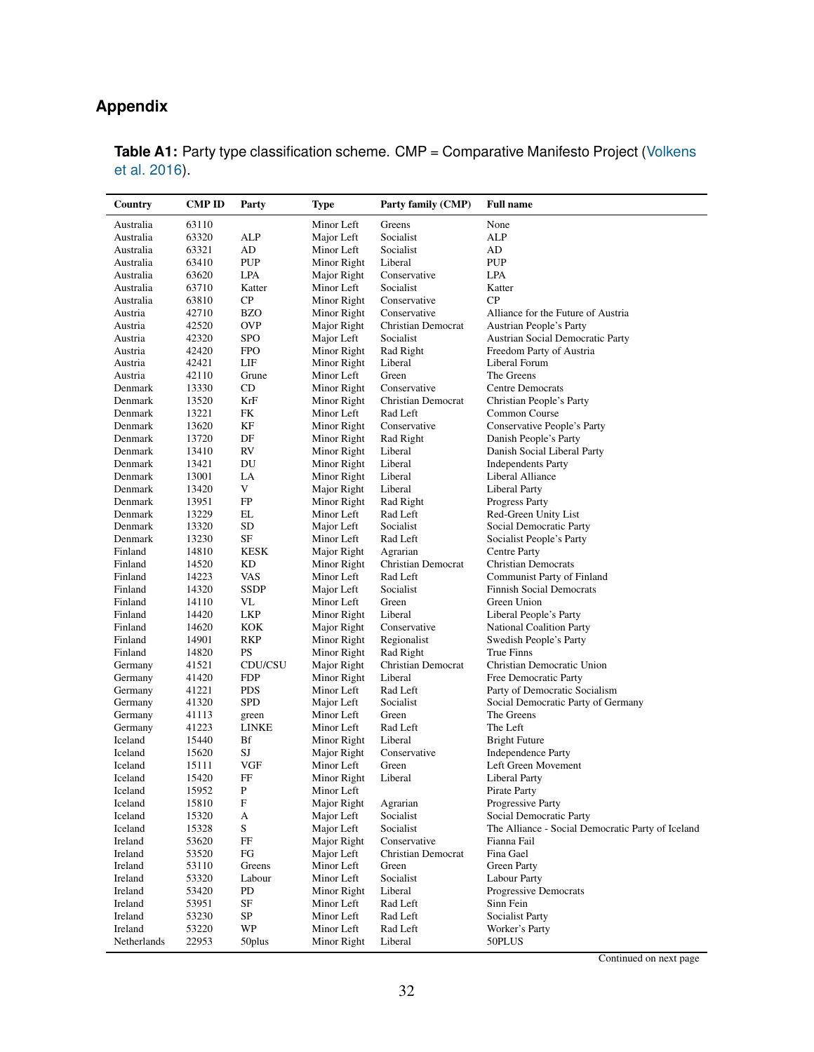## Appendix

**Table A1:** Party type classification scheme. CMP = Comparative Manifesto Project (Volkens et al. 2016).

| Country | CMP ID | Party | Type | Party family (CMP) | Full name |
|---|---|---|---|---|---|
| Australia | 63110 | | Minor Left | Greens | None |
| Australia | 63320 | ALP | Major Left | Socialist | ALP |
| Australia | 63321 | AD | Minor Left | Socialist | AD |
| Australia | 63410 | PUP | Minor Right | Liberal | PUP |
| Australia | 63620 | LPA | Major Right | Conservative | LPA |
| Australia | 63710 | Katter | Minor Left | Socialist | Katter |
| Australia | 63810 | CP | Minor Right | Conservative | CP |
| Austria | 42710 | BZO | Minor Right | Conservative | Alliance for the Future of Austria |
| Austria | 42520 | OVP | Major Right | Christian Democrat | Austrian People's Party |
| Austria | 42320 | SPO | Major Left | Socialist | Austrian Social Democratic Party |
| Austria | 42420 | FPO | Minor Right | Rad Right | Freedom Party of Austria |
| Austria | 42421 | LIF | Minor Right | Liberal | Liberal Forum |
| Austria | 42110 | Grune | Minor Left | Green | The Greens |
| Denmark | 13330 | CD | Minor Right | Conservative | Centre Democrats |
| Denmark | 13520 | KrF | Minor Right | Christian Democrat | Christian People's Party |
| Denmark | 13221 | FK | Minor Left | Rad Left | Common Course |
| Denmark | 13620 | KF | Minor Right | Conservative | Conservative People's Party |
| Denmark | 13720 | DF | Minor Right | Rad Right | Danish People's Party |
| Denmark | 13410 | RV | Minor Right | Liberal | Danish Social Liberal Party |
| Denmark | 13421 | DU | Minor Right | Liberal | Independents Party |
| Denmark | 13001 | LA | Minor Right | Liberal | Liberal Alliance |
| Denmark | 13420 | V | Major Right | Liberal | Liberal Party |
| Denmark | 13951 | FP | Minor Right | Rad Right | Progress Party |
| Denmark | 13229 | EL | Minor Left | Rad Left | Red-Green Unity List |
| Denmark | 13320 | SD | Major Left | Socialist | Social Democratic Party |
| Denmark | 13230 | SF | Minor Left | Rad Left | Socialist People's Party |
| Finland | 14810 | KESK | Major Right | Agrarian | Centre Party |
| Finland | 14520 | KD | Minor Right | Christian Democrat | Christian Democrats |
| Finland | 14223 | VAS | Minor Left | Rad Left | Communist Party of Finland |
| Finland | 14320 | SSDP | Major Left | Socialist | Finnish Social Democrats |
| Finland | 14110 | VL | Minor Left | Green | Green Union |
| Finland | 14420 | LKP | Minor Right | Liberal | Liberal People's Party |
| Finland | 14620 | KOK | Major Right | Conservative | National Coalition Party |
| Finland | 14901 | RKP | Minor Right | Regionalist | Swedish People's Party |
| Finland | 14820 | PS | Minor Right | Rad Right | True Finns |
| Germany | 41521 | CDU/CSU | Major Right | Christian Democrat | Christian Democratic Union |
| Germany | 41420 | FDP | Minor Right | Liberal | Free Democratic Party |
| Germany | 41221 | PDS | Minor Left | Rad Left | Party of Democratic Socialism |
| Germany | 41320 | SPD | Major Left | Socialist | Social Democratic Party of Germany |
| Germany | 41113 | green | Minor Left | Green | The Greens |
| Germany | 41223 | LINKE | Minor Left | Rad Left | The Left |
| Iceland | 15440 | Bf | Minor Right | Liberal | Bright Future |
| Iceland | 15620 | SJ | Major Right | Conservative | Independence Party |
| Iceland | 15111 | VGF | Minor Left | Green | Left Green Movement |
| Iceland | 15420 | FF | Minor Right | Liberal | Liberal Party |
| Iceland | 15952 | P | Minor Left | | Pirate Party |
| Iceland | 15810 | F | Major Right | Agrarian | Progressive Party |
| Iceland | 15320 | A | Major Left | Socialist | Social Democratic Party |
| Iceland | 15328 | S | Major Left | Socialist | The Alliance - Social Democratic Party of Iceland |
| Ireland | 53620 | FF | Major Right | Conservative | Fianna Fail |
| Ireland | 53520 | FG | Major Left | Christian Democrat | Fina Gael |
| Ireland | 53110 | Greens | Minor Left | Green | Green Party |
| Ireland | 53320 | Labour | Minor Left | Socialist | Labour Party |
| Ireland | 53420 | PD | Minor Right | Liberal | Progressive Democrats |
| Ireland | 53951 | SF | Minor Left | Rad Left | Sinn Fein |
| Ireland | 53230 | SP | Minor Left | Rad Left | Socialist Party |
| Ireland | 53220 | WP | Minor Left | Rad Left | Worker's Party |
| Netherlands | 22953 | 50plus | Minor Right | Liberal | 50PLUS |

Continued on next page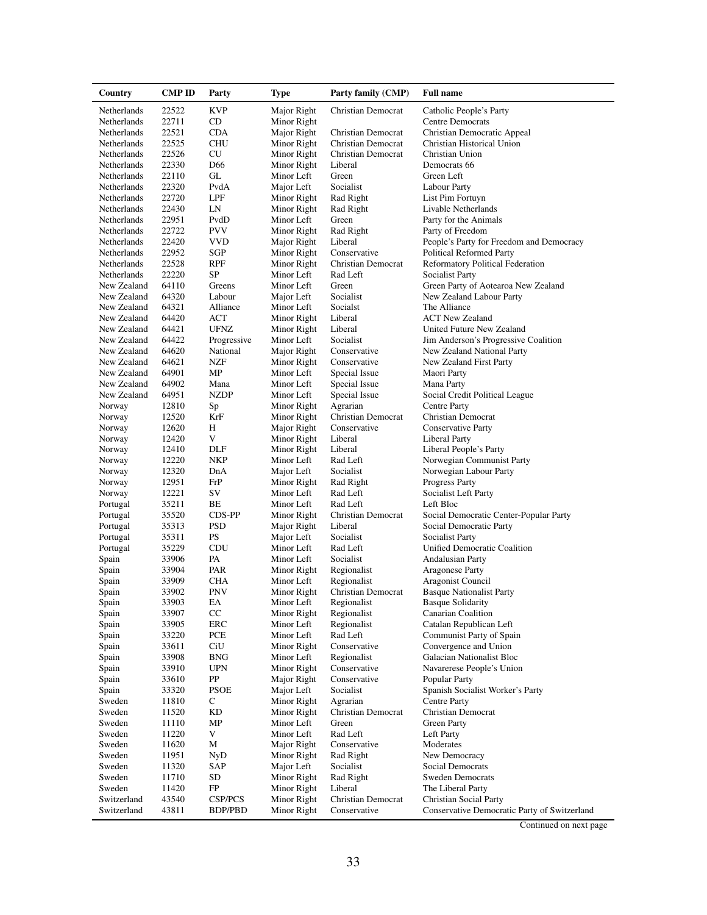| Country | CMP ID | Party | Type | Party family (CMP) | Full name |
|---|---|---|---|---|---|
| Netherlands | 22522 | KVP | Major Right | Christian Democrat | Catholic People's Party |
| Netherlands | 22711 | CD | Minor Right | | Centre Democrats |
| Netherlands | 22521 | CDA | Major Right | Christian Democrat | Christian Democratic Appeal |
| Netherlands | 22525 | CHU | Minor Right | Christian Democrat | Christian Historical Union |
| Netherlands | 22526 | CU | Minor Right | Christian Democrat | Christian Union |
| Netherlands | 22330 | D66 | Minor Right | Liberal | Democrats 66 |
| Netherlands | 22110 | GL | Minor Left | Green | Green Left |
| Netherlands | 22320 | PvdA | Major Left | Socialist | Labour Party |
| Netherlands | 22720 | LPF | Minor Right | Rad Right | List Pim Fortuyn |
| Netherlands | 22430 | LN | Minor Right | Rad Right | Livable Netherlands |
| Netherlands | 22951 | PvdD | Minor Left | Green | Party for the Animals |
| Netherlands | 22722 | PVV | Minor Right | Rad Right | Party of Freedom |
| Netherlands | 22420 | VVD | Major Right | Liberal | People's Party for Freedom and Democracy |
| Netherlands | 22952 | SGP | Minor Right | Conservative | Political Reformed Party |
| Netherlands | 22528 | RPF | Minor Right | Christian Democrat | Reformatory Political Federation |
| Netherlands | 22220 | SP | Minor Left | Rad Left | Socialist Party |
| New Zealand | 64110 | Greens | Minor Left | Green | Green Party of Aotearoa New Zealand |
| New Zealand | 64320 | Labour | Major Left | Socialist | New Zealand Labour Party |
| New Zealand | 64321 | Alliance | Minor Left | Socialst | The Alliance |
| New Zealand | 64420 | ACT | Minor Right | Liberal | ACT New Zealand |
| New Zealand | 64421 | UFNZ | Minor Right | Liberal | United Future New Zealand |
| New Zealand | 64422 | Progressive | Minor Left | Socialist | Jim Anderson's Progressive Coalition |
| New Zealand | 64620 | National | Major Right | Conservative | New Zealand National Party |
| New Zealand | 64621 | NZF | Minor Right | Conservative | New Zealand First Party |
| New Zealand | 64901 | MP | Minor Left | Special Issue | Maori Party |
| New Zealand | 64902 | Mana | Minor Left | Special Issue | Mana Party |
| New Zealand | 64951 | NZDP | Minor Left | Special Issue | Social Credit Political League |
| Norway | 12810 | Sp | Minor Right | Agrarian | Centre Party |
| Norway | 12520 | KrF | Minor Right | Christian Democrat | Christian Democrat |
| Norway | 12620 | H | Major Right | Conservative | Conservative Party |
| Norway | 12420 | V | Minor Right | Liberal | Liberal Party |
| Norway | 12410 | DLF | Minor Right | Liberal | Liberal People's Party |
| Norway | 12220 | NKP | Minor Left | Rad Left | Norwegian Communist Party |
| Norway | 12320 | DnA | Major Left | Socialist | Norwegian Labour Party |
| Norway | 12951 | FrP | Minor Right | Rad Right | Progress Party |
| Norway | 12221 | SV | Minor Left | Rad Left | Socialist Left Party |
| Portugal | 35211 | BE | Minor Left | Rad Left | Left Bloc |
| Portugal | 35520 | CDS-PP | Minor Right | Christian Democrat | Social Democratic Center-Popular Party |
| Portugal | 35313 | PSD | Major Right | Liberal | Social Democratic Party |
| Portugal | 35311 | PS | Major Left | Socialist | Socialist Party |
| Portugal | 35229 | CDU | Minor Left | Rad Left | Unified Democratic Coalition |
| Spain | 33906 | PA | Minor Left | Socialist | Andalusian Party |
| Spain | 33904 | PAR | Minor Right | Regionalist | Aragonese Party |
| Spain | 33909 | CHA | Minor Left | Regionalist | Aragonist Council |
| Spain | 33902 | PNV | Minor Right | Christian Democrat | Basque Nationalist Party |
| Spain | 33903 | EA | Minor Left | Regionalist | Basque Solidarity |
| Spain | 33907 | CC | Minor Right | Regionalist | Canarian Coalition |
| Spain | 33905 | ERC | Minor Left | Regionalist | Catalan Republican Left |
| Spain | 33220 | PCE | Minor Left | Rad Left | Communist Party of Spain |
| Spain | 33611 | CiU | Minor Right | Conservative | Convergence and Union |
| Spain | 33908 | BNG | Minor Left | Regionalist | Galacian Nationalist Bloc |
| Spain | 33910 | UPN | Minor Right | Conservative | Navarerese People's Union |
| Spain | 33610 | PP | Major Right | Conservative | Popular Party |
| Spain | 33320 | PSOE | Major Left | Socialist | Spanish Socialist Worker's Party |
| Sweden | 11810 | C | Minor Right | Agrarian | Centre Party |
| Sweden | 11520 | KD | Minor Right | Christian Democrat | Christian Democrat |
| Sweden | 11110 | MP | Minor Left | Green | Green Party |
| Sweden | 11220 | V | Minor Left | Rad Left | Left Party |
| Sweden | 11620 | M | Major Right | Conservative | Moderates |
| Sweden | 11951 | NyD | Minor Right | Rad Right | New Democracy |
| Sweden | 11320 | SAP | Major Left | Socialist | Social Democrats |
| Sweden | 11710 | SD | Minor Right | Rad Right | Sweden Democrats |
| Sweden | 11420 | FP | Minor Right | Liberal | The Liberal Party |
| Switzerland | 43540 | CSP/PCS | Minor Right | Christian Democrat | Christian Social Party |
| Switzerland | 43811 | BDP/PBD | Minor Right | Conservative | Conservative Democratic Party of Switzerland |

Continued on next page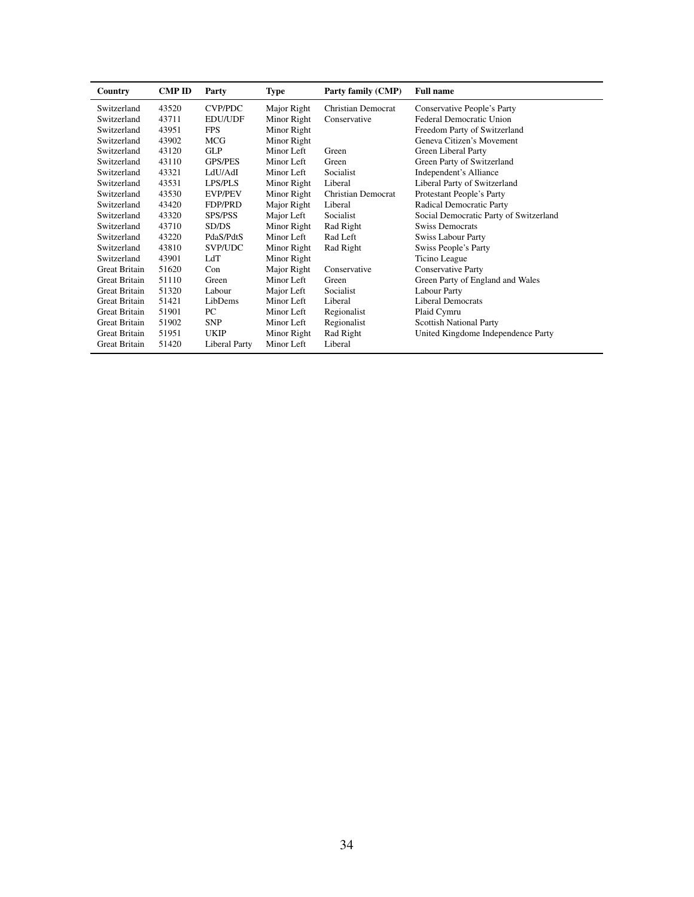| Country | CMP ID | Party | Type | Party family (CMP) | Full name |
|---|---|---|---|---|---|
| Switzerland | 43520 | CVP/PDC | Major Right | Christian Democrat | Conservative People's Party |
| Switzerland | 43711 | EDU/UDF | Minor Right | Conservative | Federal Democratic Union |
| Switzerland | 43951 | FPS | Minor Right | | Freedom Party of Switzerland |
| Switzerland | 43902 | MCG | Minor Right | | Geneva Citizen's Movement |
| Switzerland | 43120 | GLP | Minor Left | Green | Green Liberal Party |
| Switzerland | 43110 | GPS/PES | Minor Left | Green | Green Party of Switzerland |
| Switzerland | 43321 | LdU/AdI | Minor Left | Socialist | Independent's Alliance |
| Switzerland | 43531 | LPS/PLS | Minor Right | Liberal | Liberal Party of Switzerland |
| Switzerland | 43530 | EVP/PEV | Minor Right | Christian Democrat | Protestant People's Party |
| Switzerland | 43420 | FDP/PRD | Major Right | Liberal | Radical Democratic Party |
| Switzerland | 43320 | SPS/PSS | Major Left | Socialist | Social Democratic Party of Switzerland |
| Switzerland | 43710 | SD/DS | Minor Right | Rad Right | Swiss Democrats |
| Switzerland | 43220 | PdaS/PdtS | Minor Left | Rad Left | Swiss Labour Party |
| Switzerland | 43810 | SVP/UDC | Minor Right | Rad Right | Swiss People's Party |
| Switzerland | 43901 | LdT | Minor Right | | Ticino League |
| Great Britain | 51620 | Con | Major Right | Conservative | Conservative Party |
| Great Britain | 51110 | Green | Minor Left | Green | Green Party of England and Wales |
| Great Britain | 51320 | Labour | Major Left | Socialist | Labour Party |
| Great Britain | 51421 | LibDems | Minor Left | Liberal | Liberal Democrats |
| Great Britain | 51901 | PC | Minor Left | Regionalist | Plaid Cymru |
| Great Britain | 51902 | SNP | Minor Left | Regionalist | Scottish National Party |
| Great Britain | 51951 | UKIP | Minor Right | Rad Right | United Kingdome Independence Party |
| Great Britain | 51420 | Liberal Party | Minor Left | Liberal | |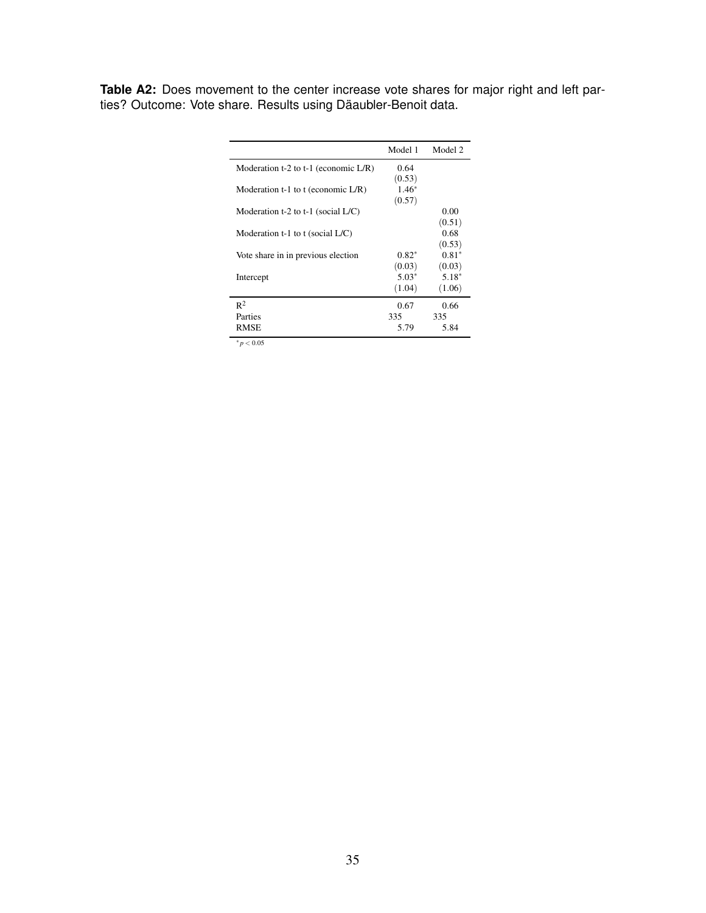**Table A2:** Does movement to the center increase vote shares for major right and left parties? Outcome: Vote share. Results using Däaubler-Benoit data.

| | Model 1 | Model 2 |
|---|---|---|
| Moderation t-2 to t-1 (economic L/R) | 0.64 | |
| | (0.53) | |
| Moderation t-1 to t (economic L/R) | $1.46^{*}$ | |
| | (0.57) | |
| Moderation t-2 to t-1 (social L/C) | | 0.00 |
| | | (0.51) |
| Moderation t-1 to t (social L/C) | | 0.68 |
| | | (0.53) |
| Vote share in in previous election | $0.82^{*}$ | $0.81^{*}$ |
| | (0.03) | (0.03) |
| Intercept | $5.03^{*}$ | $5.18^{*}$ |
| | (1.04) | (1.06) |
| $R^2$ | 0.67 | 0.66 |
| Parties | 335 | 335 |
| RMSE | 5.79 | 5.84 |

$^{*}p < 0.05$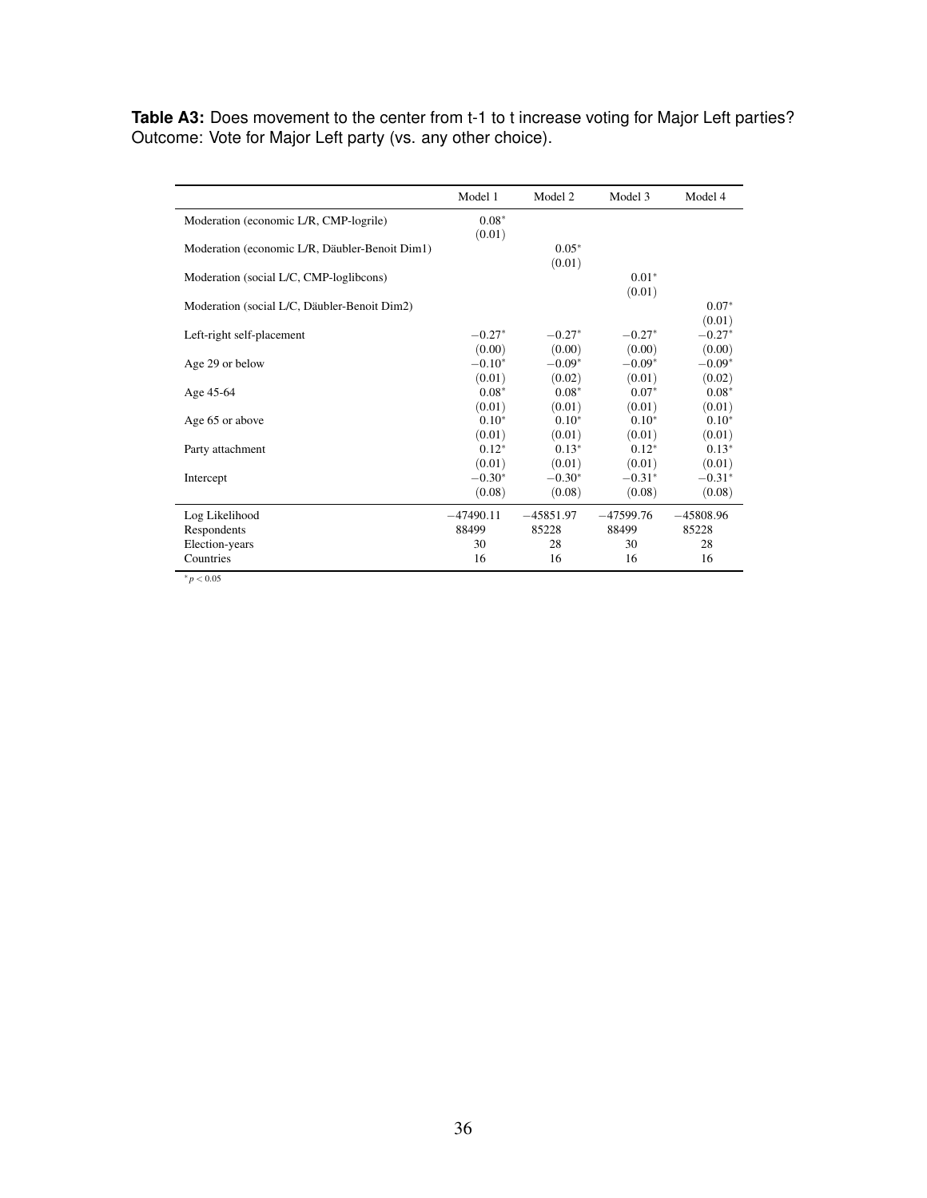**Table A3:** Does movement to the center from t-1 to t increase voting for Major Left parties? Outcome: Vote for Major Left party (vs. any other choice).

| | Model 1 | Model 2 | Model 3 | Model 4 |
|---|---|---|---|---|
| Moderation (economic L/R, CMP-logrile) | $0.08^{*}$ | | | |
| | (0.01) | | | |
| Moderation (economic L/R, Däubler-Benoit Dim1) | | $0.05^{*}$ | | |
| | | (0.01) | | |
| Moderation (social L/C, CMP-loglibcons) | | | $0.01^{*}$ | |
| | | | (0.01) | |
| Moderation (social L/C, Däubler-Benoit Dim2) | | | | $0.07^{*}$ |
| | | | | (0.01) |
| Left-right self-placement | $-0.27^{*}$ | $-0.27^{*}$ | $-0.27^{*}$ | $-0.27^{*}$ |
| | (0.00) | (0.00) | (0.00) | (0.00) |
| Age 29 or below | $-0.10^{*}$ | $-0.09^{*}$ | $-0.09^{*}$ | $-0.09^{*}$ |
| | (0.01) | (0.02) | (0.01) | (0.02) |
| Age 45-64 | $0.08^{*}$ | $0.08^{*}$ | $0.07^{*}$ | $0.08^{*}$ |
| | (0.01) | (0.01) | (0.01) | (0.01) |
| Age 65 or above | $0.10^{*}$ | $0.10^{*}$ | $0.10^{*}$ | $0.10^{*}$ |
| | (0.01) | (0.01) | (0.01) | (0.01) |
| Party attachment | $0.12^{*}$ | $0.13^{*}$ | $0.12^{*}$ | $0.13^{*}$ |
| | (0.01) | (0.01) | (0.01) | (0.01) |
| Intercept | $-0.30^{*}$ | $-0.30^{*}$ | $-0.31^{*}$ | $-0.31^{*}$ |
| | (0.08) | (0.08) | (0.08) | (0.08) |
| Log Likelihood | $-47490.11$ | $-45851.97$ | $-47599.76$ | $-45808.96$ |
| Respondents | 88499 | 85228 | 88499 | 85228 |
| Election-years | 30 | 28 | 30 | 28 |
| Countries | 16 | 16 | 16 | 16 |

$^{*}p < 0.05$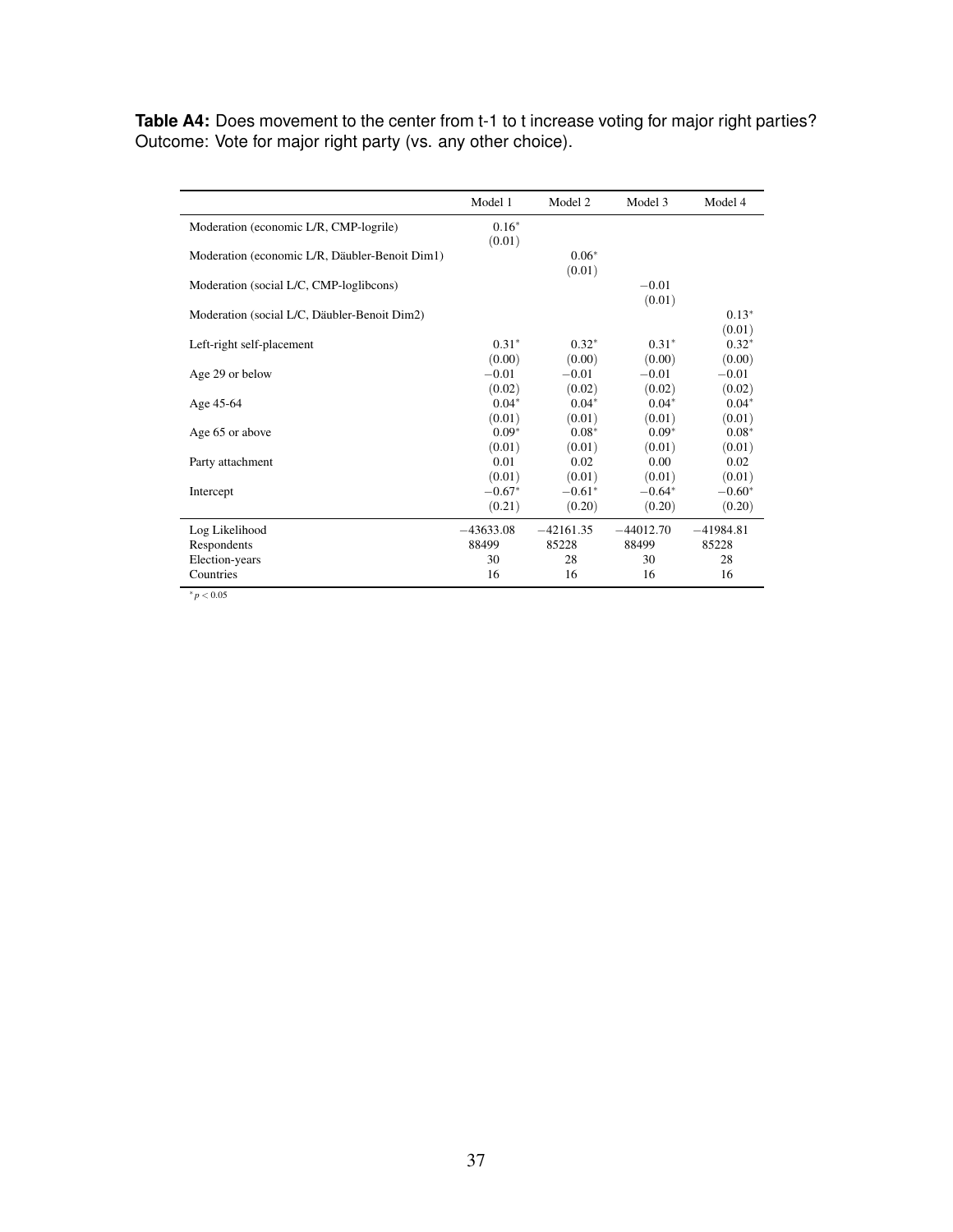**Table A4:** Does movement to the center from t-1 to t increase voting for major right parties? Outcome: Vote for major right party (vs. any other choice).

| | Model 1 | Model 2 | Model 3 | Model 4 |
|---|---|---|---|---|
| Moderation (economic L/R, CMP-logrile) | $0.16^*$ | | | |
| | (0.01) | | | |
| Moderation (economic L/R, Däubler-Benoit Dim1) | | $0.06^*$ | | |
| | | (0.01) | | |
| Moderation (social L/C, CMP-loglibcons) | | | $-0.01$ | |
| | | | (0.01) | |
| Moderation (social L/C, Däubler-Benoit Dim2) | | | | $0.13^*$ |
| | | | | (0.01) |
| Left-right self-placement | $0.31^*$ | $0.32^*$ | $0.31^*$ | $0.32^*$ |
| | (0.00) | (0.00) | (0.00) | (0.00) |
| Age 29 or below | $-0.01$ | $-0.01$ | $-0.01$ | $-0.01$ |
| | (0.02) | (0.02) | (0.02) | (0.02) |
| Age 45-64 | $0.04^*$ | $0.04^*$ | $0.04^*$ | $0.04^*$ |
| | (0.01) | (0.01) | (0.01) | (0.01) |
| Age 65 or above | $0.09^*$ | $0.08^*$ | $0.09^*$ | $0.08^*$ |
| | (0.01) | (0.01) | (0.01) | (0.01) |
| Party attachment | 0.01 | 0.02 | 0.00 | 0.02 |
| | (0.01) | (0.01) | (0.01) | (0.01) |
| Intercept | $-0.67^*$ | $-0.61^*$ | $-0.64^*$ | $-0.60^*$ |
| | (0.21) | (0.20) | (0.20) | (0.20) |
| Log Likelihood | $-43633.08$ | $-42161.35$ | $-44012.70$ | $-41984.81$ |
| Respondents | 88499 | 85228 | 88499 | 85228 |
| Election-years | 30 | 28 | 30 | 28 |
| Countries | 16 | 16 | 16 | 16 |

$^*p < 0.05$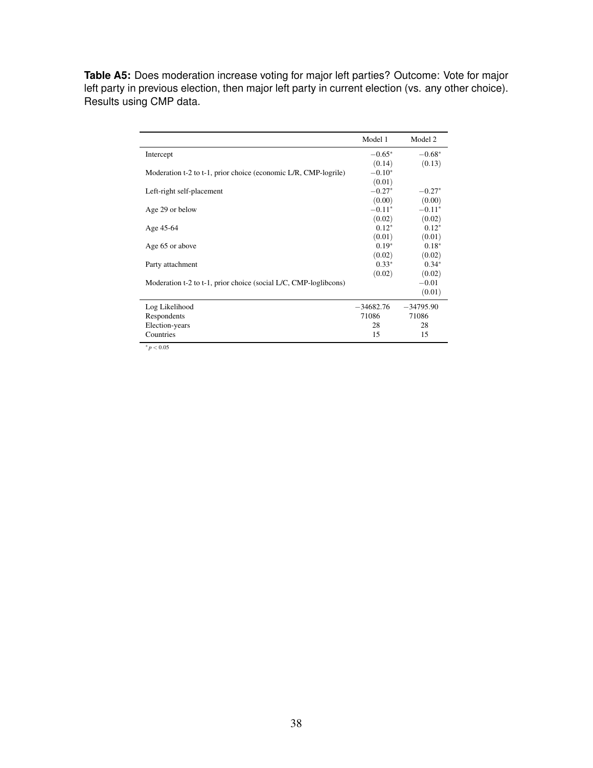**Table A5:** Does moderation increase voting for major left parties? Outcome: Vote for major left party in previous election, then major left party in current election (vs. any other choice). Results using CMP data.

| | Model 1 | Model 2 |
|---|---|---|
| Intercept | $-0.65^{*}$ | $-0.68^{*}$ |
| | (0.14) | (0.13) |
| Moderation t-2 to t-1, prior choice (economic L/R, CMP-logrile) | $-0.10^{*}$ | |
| | (0.01) | |
| Left-right self-placement | $-0.27^{*}$ | $-0.27^{*}$ |
| | (0.00) | (0.00) |
| Age 29 or below | $-0.11^{*}$ | $-0.11^{*}$ |
| | (0.02) | (0.02) |
| Age 45-64 | $0.12^{*}$ | $0.12^{*}$ |
| | (0.01) | (0.01) |
| Age 65 or above | $0.19^{*}$ | $0.18^{*}$ |
| | (0.02) | (0.02) |
| Party attachment | $0.33^{*}$ | $0.34^{*}$ |
| | (0.02) | (0.02) |
| Moderation t-2 to t-1, prior choice (social L/C, CMP-loglibcons) | | $-0.01$ |
| | | (0.01) |
| Log Likelihood | $-34682.76$ | $-34795.90$ |
| Respondents | 71086 | 71086 |
| Election-years | 28 | 28 |
| Countries | 15 | 15 |

$^{*}p < 0.05$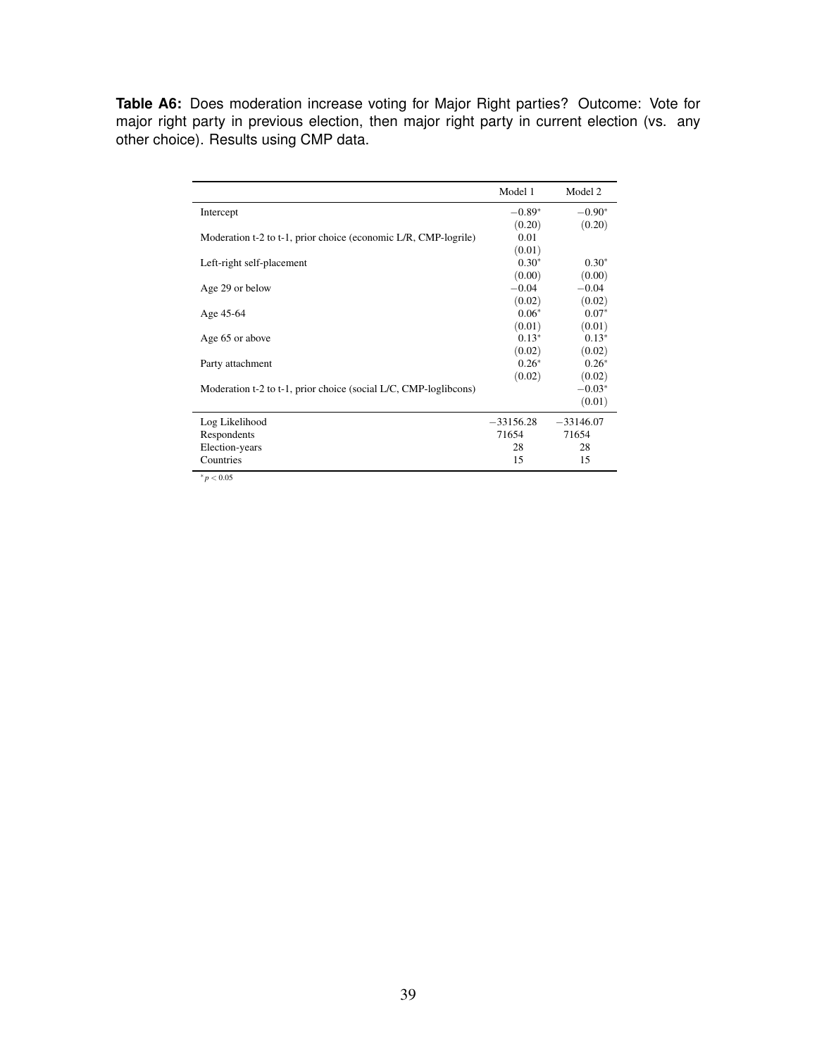**Table A6:** Does moderation increase voting for Major Right parties? Outcome: Vote for major right party in previous election, then major right party in current election (vs. any other choice). Results using CMP data.

| | Model 1 | Model 2 |
|---|---|---|
| Intercept | $-0.89^{*}$ | $-0.90^{*}$ |
| | (0.20) | (0.20) |
| Moderation t-2 to t-1, prior choice (economic L/R, CMP-logrile) | 0.01 | |
| | (0.01) | |
| Left-right self-placement | $0.30^{*}$ | $0.30^{*}$ |
| | (0.00) | (0.00) |
| Age 29 or below | $-0.04$ | $-0.04$ |
| | (0.02) | (0.02) |
| Age 45-64 | $0.06^{*}$ | $0.07^{*}$ |
| | (0.01) | (0.01) |
| Age 65 or above | $0.13^{*}$ | $0.13^{*}$ |
| | (0.02) | (0.02) |
| Party attachment | $0.26^{*}$ | $0.26^{*}$ |
| | (0.02) | (0.02) |
| Moderation t-2 to t-1, prior choice (social L/C, CMP-loglibcons) | | $-0.03^{*}$ |
| | | (0.01) |
| Log Likelihood | $-33156.28$ | $-33146.07$ |
| Respondents | 71654 | 71654 |
| Election-years | 28 | 28 |
| Countries | 15 | 15 |

$^{*}p < 0.05$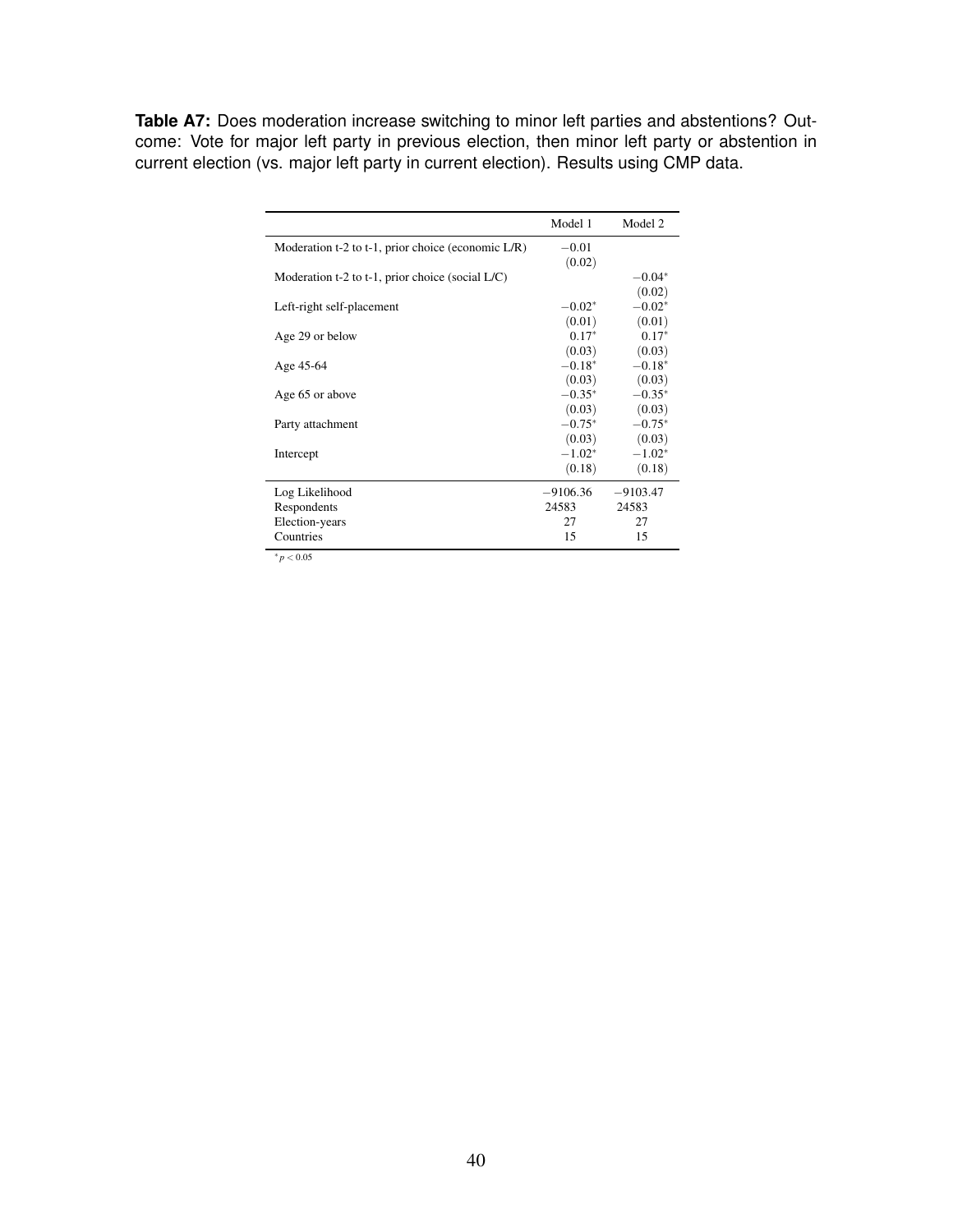**Table A7:** Does moderation increase switching to minor left parties and abstentions? Outcome: Vote for major left party in previous election, then minor left party or abstention in current election (vs. major left party in current election). Results using CMP data.

| | Model 1 | Model 2 |
|---|---|---|
| Moderation t-2 to t-1, prior choice (economic L/R) | $-0.01$ | |
| | $(0.02)$ | |
| Moderation t-2 to t-1, prior choice (social L/C) | | $-0.04^{*}$ |
| | | $(0.02)$ |
| Left-right self-placement | $-0.02^{*}$ | $-0.02^{*}$ |
| | $(0.01)$ | $(0.01)$ |
| Age 29 or below | $0.17^{*}$ | $0.17^{*}$ |
| | $(0.03)$ | $(0.03)$ |
| Age 45-64 | $-0.18^{*}$ | $-0.18^{*}$ |
| | $(0.03)$ | $(0.03)$ |
| Age 65 or above | $-0.35^{*}$ | $-0.35^{*}$ |
| | $(0.03)$ | $(0.03)$ |
| Party attachment | $-0.75^{*}$ | $-0.75^{*}$ |
| | $(0.03)$ | $(0.03)$ |
| Intercept | $-1.02^{*}$ | $-1.02^{*}$ |
| | $(0.18)$ | $(0.18)$ |
| Log Likelihood | $-9106.36$ | $-9103.47$ |
| Respondents | 24583 | 24583 |
| Election-years | 27 | 27 |
| Countries | 15 | 15 |

$^{*}p < 0.05$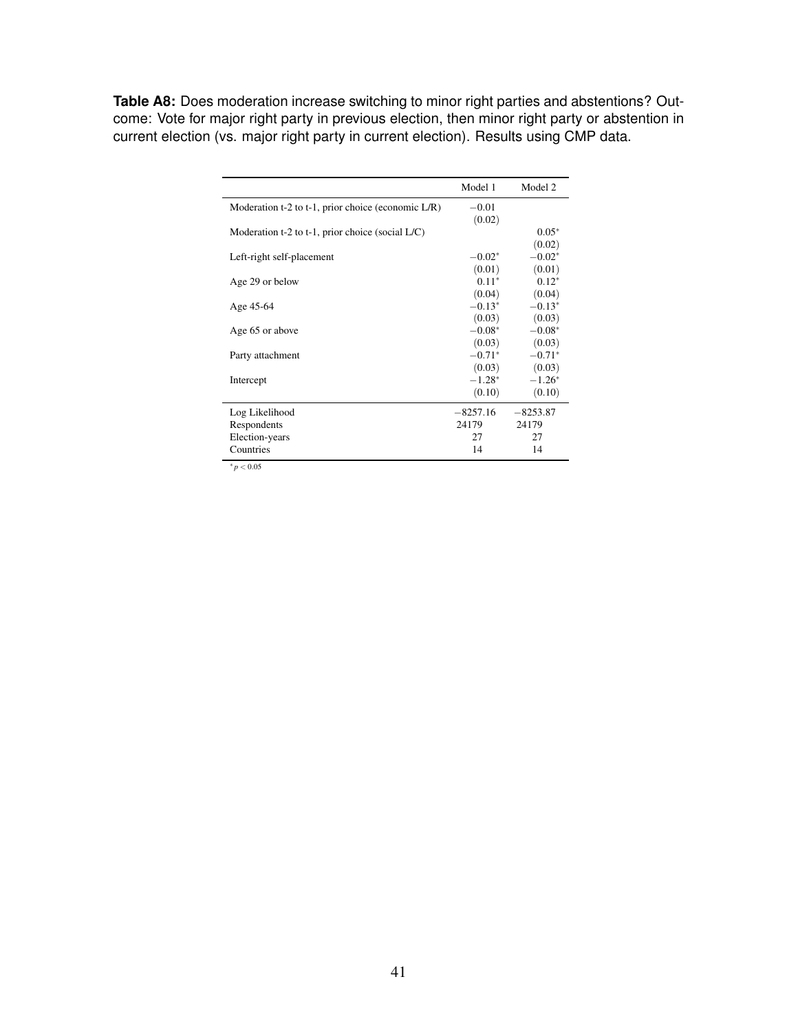**Table A8:** Does moderation increase switching to minor right parties and abstentions? Outcome: Vote for major right party in previous election, then minor right party or abstention in current election (vs. major right party in current election). Results using CMP data.

| | Model 1 | Model 2 |
|---|---|---|
| Moderation t-2 to t-1, prior choice (economic L/R) | $-0.01$ | |
| | $(0.02)$ | |
| Moderation t-2 to t-1, prior choice (social L/C) | | $0.05^{*}$ |
| | | $(0.02)$ |
| Left-right self-placement | $-0.02^{*}$ | $-0.02^{*}$ |
| | $(0.01)$ | $(0.01)$ |
| Age 29 or below | $0.11^{*}$ | $0.12^{*}$ |
| | $(0.04)$ | $(0.04)$ |
| Age 45-64 | $-0.13^{*}$ | $-0.13^{*}$ |
| | $(0.03)$ | $(0.03)$ |
| Age 65 or above | $-0.08^{*}$ | $-0.08^{*}$ |
| | $(0.03)$ | $(0.03)$ |
| Party attachment | $-0.71^{*}$ | $-0.71^{*}$ |
| | $(0.03)$ | $(0.03)$ |
| Intercept | $-1.28^{*}$ | $-1.26^{*}$ |
| | $(0.10)$ | $(0.10)$ |
| Log Likelihood | $-8257.16$ | $-8253.87$ |
| Respondents | 24179 | 24179 |
| Election-years | 27 | 27 |
| Countries | 14 | 14 |

$^{*}p < 0.05$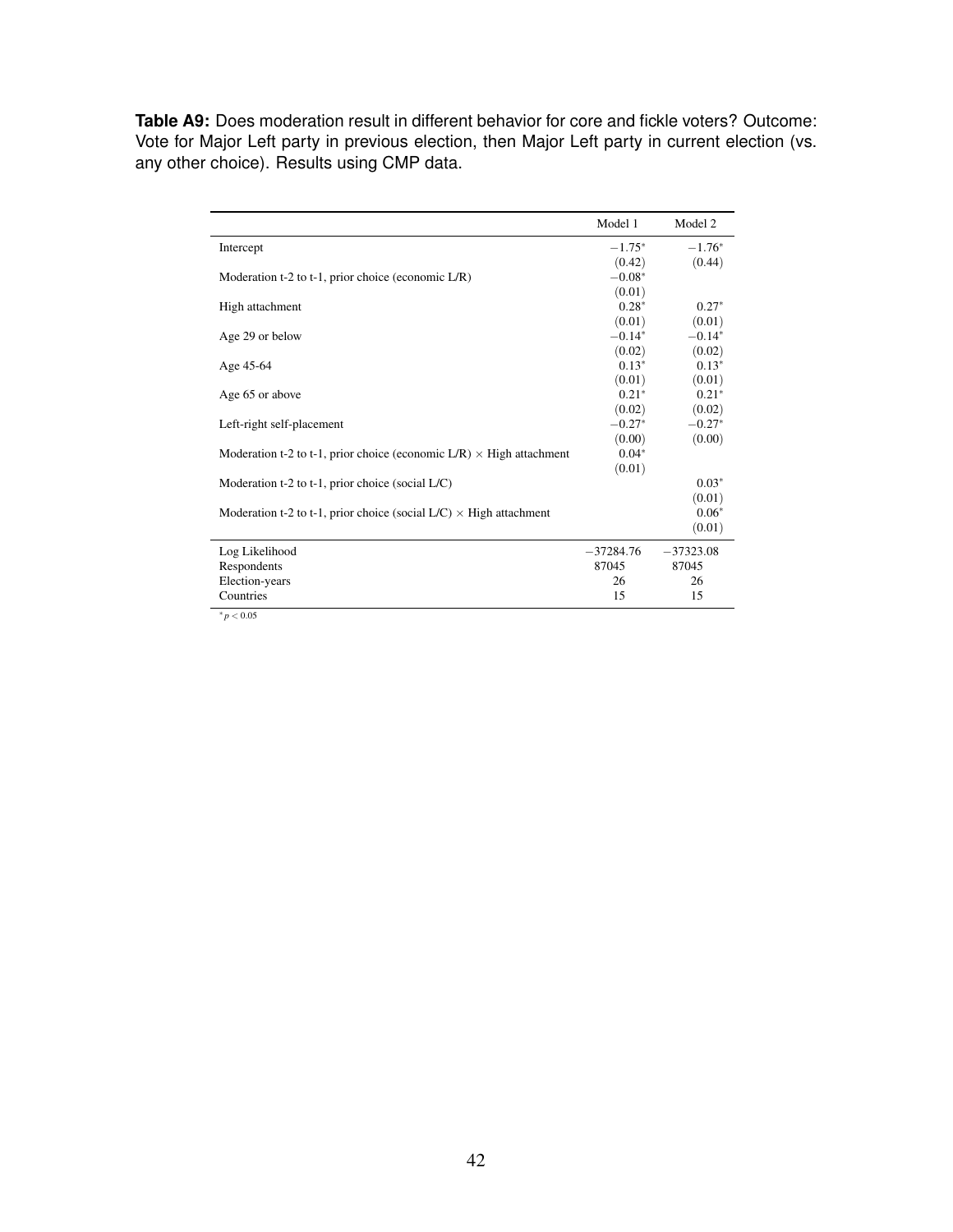**Table A9:** Does moderation result in different behavior for core and fickle voters? Outcome: Vote for Major Left party in previous election, then Major Left party in current election (vs. any other choice). Results using CMP data.

| | Model 1 | Model 2 |
|---|---|---|
| Intercept | $-1.75^{*}$ | $-1.76^{*}$ |
| | (0.42) | (0.44) |
| Moderation t-2 to t-1, prior choice (economic L/R) | $-0.08^{*}$ | |
| | (0.01) | |
| High attachment | $0.28^{*}$ | $0.27^{*}$ |
| | (0.01) | (0.01) |
| Age 29 or below | $-0.14^{*}$ | $-0.14^{*}$ |
| | (0.02) | (0.02) |
| Age 45-64 | $0.13^{*}$ | $0.13^{*}$ |
| | (0.01) | (0.01) |
| Age 65 or above | $0.21^{*}$ | $0.21^{*}$ |
| | (0.02) | (0.02) |
| Left-right self-placement | $-0.27^{*}$ | $-0.27^{*}$ |
| | (0.00) | (0.00) |
| Moderation t-2 to t-1, prior choice (economic L/R) $\times$ High attachment | $0.04^{*}$ | |
| | (0.01) | |
| Moderation t-2 to t-1, prior choice (social L/C) | | $0.03^{*}$ |
| | | (0.01) |
| Moderation t-2 to t-1, prior choice (social L/C) $\times$ High attachment | | $0.06^{*}$ |
| | | (0.01) |
| Log Likelihood | $-37284.76$ | $-37323.08$ |
| Respondents | 87045 | 87045 |
| Election-years | 26 | 26 |
| Countries | 15 | 15 |

$^{*}p < 0.05$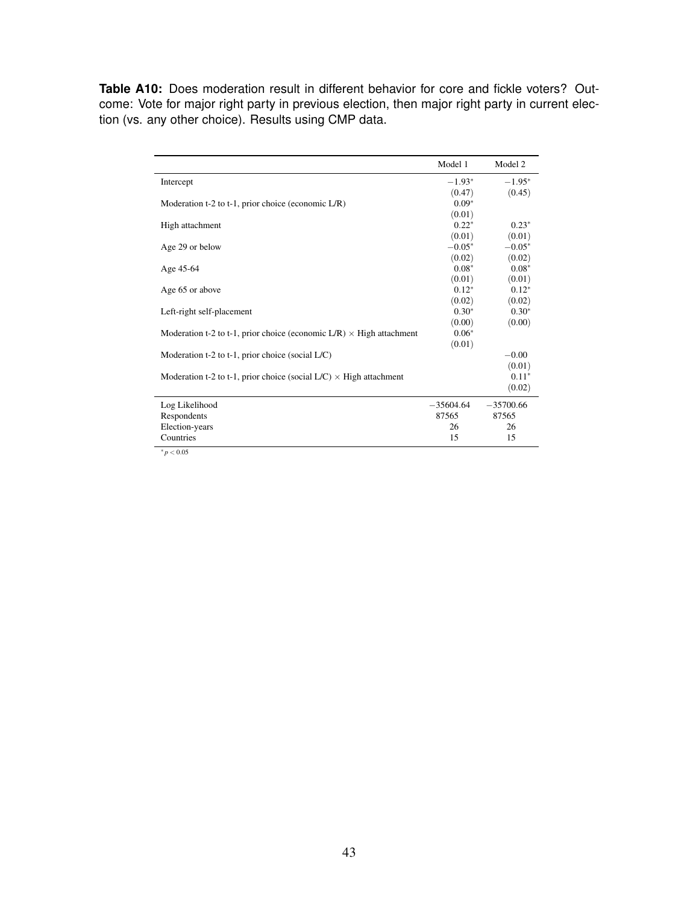**Table A10:** Does moderation result in different behavior for core and fickle voters? Outcome: Vote for major right party in previous election, then major right party in current election (vs. any other choice). Results using CMP data.

| | Model 1 | Model 2 |
|---|---|---|
| Intercept | $-1.93^{*}$ | $-1.95^{*}$ |
| | (0.47) | (0.45) |
| Moderation t-2 to t-1, prior choice (economic L/R) | $0.09^{*}$ | |
| | (0.01) | |
| High attachment | $0.22^{*}$ | $0.23^{*}$ |
| | (0.01) | (0.01) |
| Age 29 or below | $-0.05^{*}$ | $-0.05^{*}$ |
| | (0.02) | (0.02) |
| Age 45-64 | $0.08^{*}$ | $0.08^{*}$ |
| | (0.01) | (0.01) |
| Age 65 or above | $0.12^{*}$ | $0.12^{*}$ |
| | (0.02) | (0.02) |
| Left-right self-placement | $0.30^{*}$ | $0.30^{*}$ |
| | (0.00) | (0.00) |
| Moderation t-2 to t-1, prior choice (economic L/R) $\times$ High attachment | $0.06^{*}$ | |
| | (0.01) | |
| Moderation t-2 to t-1, prior choice (social L/C) | | $-0.00$ |
| | | (0.01) |
| Moderation t-2 to t-1, prior choice (social L/C) $\times$ High attachment | | $0.11^{*}$ |
| | | (0.02) |
| Log Likelihood | $-35604.64$ | $-35700.66$ |
| Respondents | 87565 | 87565 |
| Election-years | 26 | 26 |
| Countries | 15 | 15 |

$^{*}p < 0.05$